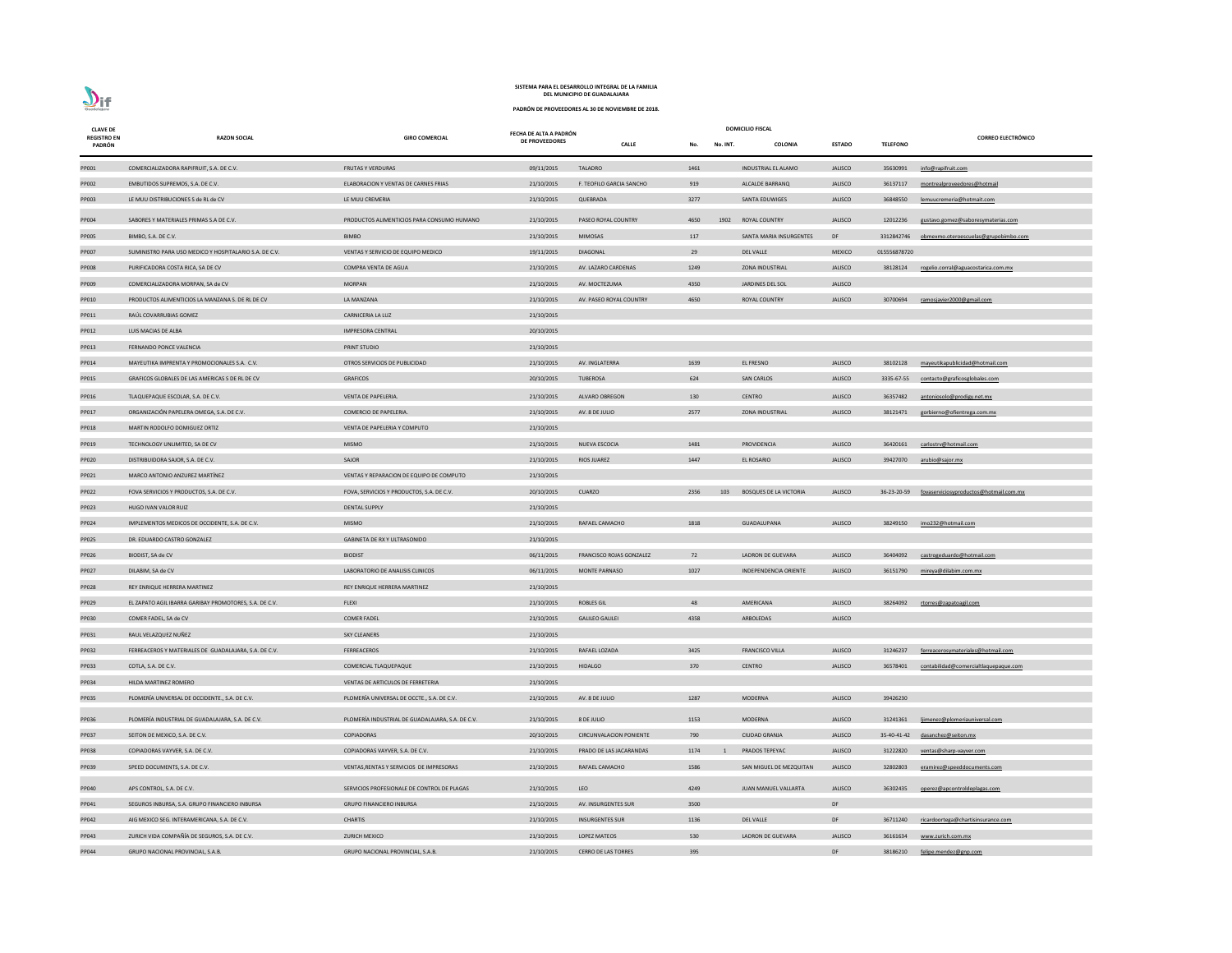**SISTEMA PARA EL DESARROLLO INTEGRAL DE LA FAMILIA DEL MUNICIPIO DE GUADALAJARA**

**PADRÓN DE PROVEEDORES AL 30 DE NOVIEMBRE DE 2018.**

| CLAVE DE REGISTRO EN PADRÓN | RAZON SOCIAL | GIRO COMERCIAL | FECHA DE ALTA A PADRÓN DE PROVEEDORES | DOMICILIO FISCAL | | | | | TELEFONO | CORREO ELECTRÓNICO |
|---|---|---|---|---|---|---|---|---|---|---|
| | | | | CALLE | No. | No. INT. | COLONIA | ESTADO | | |
| PP001 | COMERCIALIZADORA RAPIFRUIT, S.A. DE C.V. | FRUTAS Y VERDURAS | 09/11/2015 | TALADRO | 1461 | | INDUSTRIAL EL ALAMO | JALISCO | 35630991 | info@rapifruit.com |
| PP002 | EMBUTIDOS SUPREMOS, S.A. DE C.V. | ELABORACION Y VENTAS DE CARNES FRIAS | 21/10/2015 | F. TEOFILO GARCIA SANCHO | 919 | | ALCALDE BARRANQ | JALISCO | 36137117 | montrealproveedores@hotmail |
| PP003 | LE MUU DISTRIBUCIONES S de RL de CV | LE MUU CREMERIA | 21/10/2015 | QUEBRADA | 3277 | | SANTA EDUWIGES | JALISCO | 36848550 | lemuucremeria@hotmail.com |
| PP004 | SABORES Y MATERIALES PRIMAS S.A DE C.V. | PRODUCTOS ALIMENTICIOS PARA CONSUMO HUMANO | 21/10/2015 | PASEO ROYAL COUNTRY | 4650 | 1902 | ROYAL COUNTRY | JALISCO | 12012236 | gustavo.gomez@saboresymaterias.com |
| PP005 | BIMBO, S.A. DE C.V. | BIMBO | 21/10/2015 | MIMOSAS | 117 | | SANTA MARIA INSURGENTES | DF | 3312842746 | obmexmo.oteroescuelas@grupobimbo.com |
| PP007 | SUMINISTRO PARA USO MEDICO Y HOSPITALARIO S.A. DE C.V. | VENTAS Y SERVICIO DE EQUIPO MEDICO | 19/11/2015 | DIAGONAL | 29 | | DEL VALLE | MEXICO | 015556878720 | |
| PP008 | PURIFICADORA COSTA RICA, SA DE CV | COMPRA VENTA DE AGUA | 21/10/2015 | AV. LAZARO CARDENAS | 1249 | | ZONA INDUSTRIAL | JALISCO | 38128124 | rogelio.corral@aguacostarica.com.mx |
| PP009 | COMERCIALIZADORA MORPAN, SA de CV | MORPAN | 21/10/2015 | AV. MOCTEZUMA | 4350 | | JARDINES DEL SOL | JALISCO | | |
| PP010 | PRODUCTOS ALIMENTICIOS LA MANZANA S. DE RL DE CV | LA MANZANA | 21/10/2015 | AV. PASEO ROYAL COUNTRY | 4650 | | ROYAL COUNTRY | JALISCO | 30700694 | ramosjavier2000@gmail.com |
| PP011 | RAÚL COVARRUBIAS GOMEZ | CARNICERIA LA LUZ | 21/10/2015 | | | | | | | |
| PP012 | LUIS MACIAS DE ALBA | IMPRESORA CENTRAL | 20/10/2015 | | | | | | | |
| PP013 | FERNANDO PONCE VALENCIA | PRINT STUDIO | 21/10/2015 | | | | | | | |
| PP014 | MAYEUTIKA IMPRENTA Y PROMOCIONALES S.A. C.V. | OTROS SERVICIOS DE PUBLICIDAD | 21/10/2015 | AV. INGLATERRA | 1639 | | EL FRESNO | JALISCO | 38102128 | mayeutikapublicidad@hotmail.com |
| PP015 | GRAFICOS GLOBALES DE LAS AMERICAS S DE RL DE CV | GRAFICOS | 20/10/2015 | TUBEROSA | 624 | | SAN CARLOS | JALISCO | 3335-67-55 | contacto@graficosglobales.com |
| PP016 | TLAQUEPAQUE ESCOLAR, S.A. DE C.V. | VENTA DE PAPELERIA. | 21/10/2015 | ALVARO OBREGON | 130 | | CENTRO | JALISCO | 36357482 | antoniosolo@prodigy.net.mx |
| PP017 | ORGANIZACIÓN PAPELERA OMEGA, S.A. DE C.V. | COMERCIO DE PAPELERIA. | 21/10/2015 | AV. 8 DE JULIO | 2577 | | ZONA INDUSTRIAL | JALISCO | 38121471 | gorbierno@ofientrega.com.mx |
| PP018 | MARTIN RODOLFO DOMIGUEZ ORTIZ | VENTA DE PAPELERIA Y COMPUTO | 21/10/2015 | | | | | | | |
| PP019 | TECHNOLOGY UNLIMITED, SA DE CV | MISMO | 21/10/2015 | NUEVA ESCOCIA | 1481 | | PROVIDENCIA | JALISCO | 36420161 | carlostrv@hotmail.com |
| PP020 | DISTRIBUIDORA SAJOR, S.A. DE C.V. | SAJOR | 21/10/2015 | RIOS JUAREZ | 1447 | | EL ROSARIO | JALISCO | 39427070 | arubio@sajor.mx |
| PP021 | MARCO ANTONIO ANZUREZ MARTÍNEZ | VENTAS Y REPARACION DE EQUIPO DE COMPUTO | 21/10/2015 | | | | | | | |
| PP022 | FOVA SERVICIOS Y PRODUCTOS, S.A. DE C.V. | FOVA, SERVICIOS Y PRODUCTOS, S.A. DE C.V. | 20/10/2015 | CUARZO | 2356 | 103 | BOSQUES DE LA VICTORIA | JALISCO | 36-23-20-59 | fovaserviciosyproductos@hotmail.com.mx |
| PP023 | HUGO IVAN VALOR RUIZ | DENTAL SUPPLY | 21/10/2015 | | | | | | | |
| PP024 | IMPLEMENTOS MEDICOS DE OCCIDENTE, S.A. DE C.V. | MISMO | 21/10/2015 | RAFAEL CAMACHO | 1818 | | GUADALUPANA | JALISCO | 38249150 | imo232@hotmail.com |
| PP025 | DR. EDUARDO CASTRO GONZALEZ | GABINETA DE RX Y ULTRASONIDO | 21/10/2015 | | | | | | | |
| PP026 | BIODIST, SA de CV | BIODIST | 06/11/2015 | FRANCISCO ROJAS GONZALEZ | 72 | | LADRON DE GUEVARA | JALISCO | 36404092 | castrogeduardo@hotmail.com |
| PP027 | DILABIM, SA de CV | LABORATORIO DE ANALISIS CLINICOS | 06/11/2015 | MONTE PARNASO | 1027 | | INDEPENDENCIA ORIENTE | JALISCO | 36151790 | mireya@dilabim.com.mx |
| PP028 | REY ENRIQUE HERRERA MARTINEZ | REY ENRIQUE HERRERA MARTINEZ | 21/10/2015 | | | | | | | |
| PP029 | EL ZAPATO AGIL IBARRA GARIBAY PROMOTORES, S.A. DE C.V. | FLEXI | 21/10/2015 | ROBLES GIL | 48 | | AMERICANA | JALISCO | 38264092 | rtorres@zapatoagil.com |
| PP030 | COMER FADEL, SA de CV | COMER FADEL | 21/10/2015 | GALILEO GALILEI | 4358 | | ARBOLEDAS | JALISCO | | |
| PP031 | RAUL VELAZQUEZ NUÑEZ | SKY CLEANERS | 21/10/2015 | | | | | | | |
| PP032 | FERREACEROS Y MATERIALES DE GUADALAJARA, S.A. DE C.V. | FERREACEROS | 21/10/2015 | RAFAEL LOZADA | 3425 | | FRANCISCO VILLA | JALISCO | 31246237 | ferreacerosymateriales@hotmail.com |
| PP033 | COTLA, S.A. DE C.V. | COMERCIAL TLAQUEPAQUE | 21/10/2015 | HIDALGO | 370 | | CENTRO | JALISCO | 36578401 | contabilidad@comercialtlaquepaque.com |
| PP034 | HILDA MARTINEZ ROMERO | VENTAS DE ARTICULOS DE FERRETERIA | 21/10/2015 | | | | | | | |
| PP035 | PLOMERÍA UNIVERSAL DE OCCIDENTE., S.A. DE C.V. | PLOMERÍA UNIVERSAL DE OCCTE., S.A. DE C.V. | 21/10/2015 | AV. 8 DE JULIO | 1287 | | MODERNA | JALISCO | 39426230 | |
| PP036 | PLOMERÍA INDUSTRIAL DE GUADALAJARA, S.A. DE C.V. | PLOMERÍA INDUSTRIAL DE GUADALAJARA, S.A. DE C.V. | 21/10/2015 | 8 DE JULIO | 1153 | | MODERNA | JALISCO | 31241361 | ljimenez@plomeriauniversal.com |
| PP037 | SEITON DE MEXICO, S.A. DE C.V. | COPIADORAS | 20/10/2015 | CIRCUNVALACION PONIENTE | 790 | | CIUDAD GRANJA | JALISCO | 35-40-41-42 | dasanchez@seiton.mx |
| PP038 | COPIADORAS VAYVER, S.A. DE C.V. | COPIADORAS VAYVER, S.A. DE C.V. | 21/10/2015 | PRADO DE LAS JACARANDAS | 1174 | 1 | PRADOS TEPEYAC | JALISCO | 31222820 | ventas@sharp-vayver.com |
| PP039 | SPEED DOCUMENTS, S.A. DE C.V. | VENTAS,RENTAS Y SERVICIOS DE IMPRESORAS | 21/10/2015 | RAFAEL CAMACHO | 1586 | | SAN MIGUEL DE MEZQUITAN | JALISCO | 32802803 | eramirez@speeddocuments.com |
| PP040 | APS CONTROL, S.A. DE C.V. | SERVICIOS PROFESIONALE DE CONTROL DE PLAGAS | 21/10/2015 | LEO | 4249 | | JUAN MANUEL VALLARTA | JALISCO | 36302435 | operez@apcontroldeplagas.com |
| PP041 | SEGUROS INBURSA, S.A. GRUPO FINANCIERO INBURSA | GRUPO FINANCIERO INBURSA | 21/10/2015 | AV. INSURGENTES SUR | 3500 | | | DF | | |
| PP042 | AIG MEXICO SEG. INTERAMERICANA, S.A. DE C.V. | CHARTIS | 21/10/2015 | INSURGENTES SUR | 1136 | | DEL VALLE | DF | 36711240 | ricardoortega@chartisinsurance.com |
| PP043 | ZURICH VIDA COMPAÑÍA DE SEGUROS, S.A. DE C.V. | ZURICH MEXICO | 21/10/2015 | LOPEZ MATEOS | 530 | | LADRON DE GUEVARA | JALISCO | 36161634 | www.zurich.com.mx |
| PP044 | GRUPO NACIONAL PROVINCIAL, S.A.B. | GRUPO NACIONAL PROVINCIAL, S.A.B. | 21/10/2015 | CERRO DE LAS TORRES | 395 | | | DF | 38186210 | felipe.mendez@gnp.com |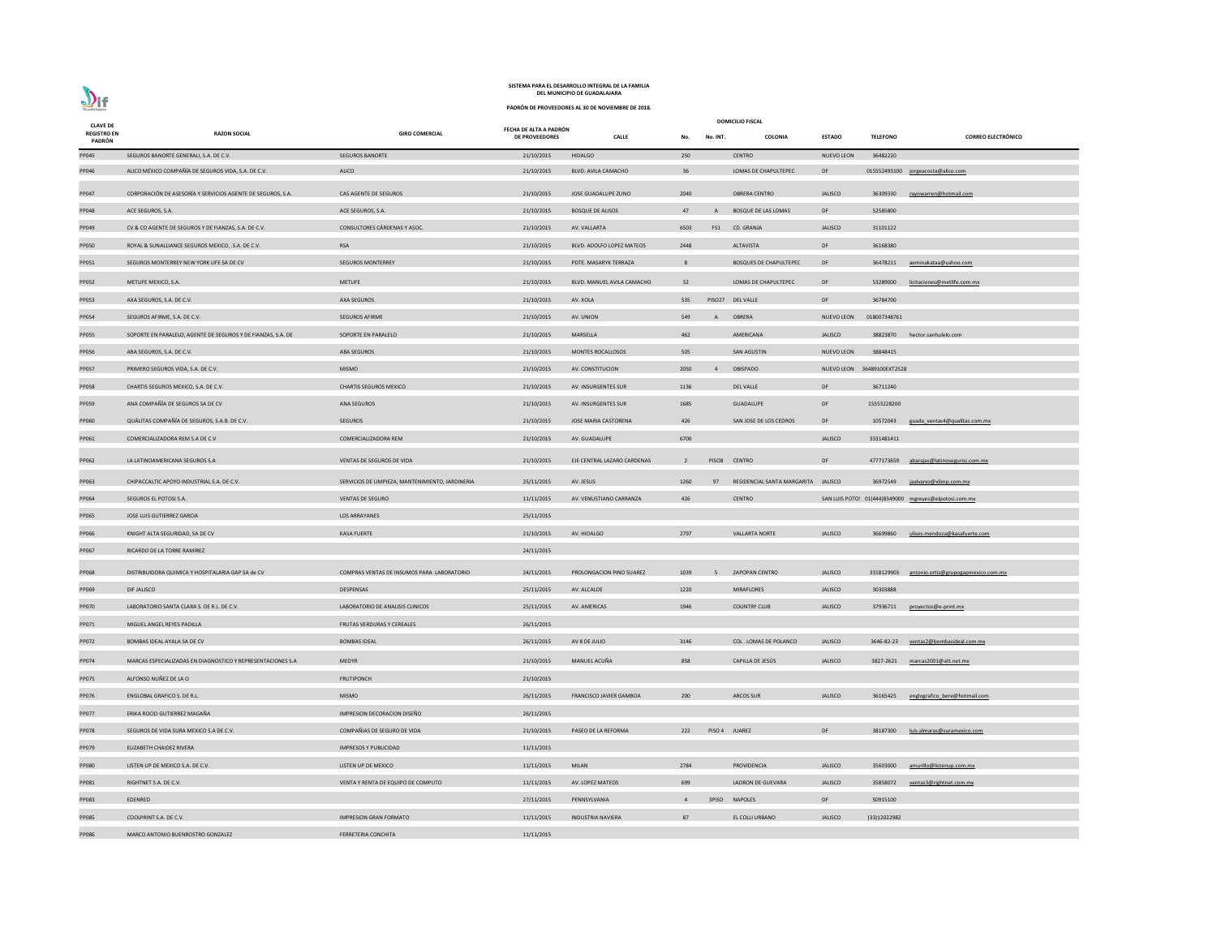SISTEMA PARA EL DESARROLLO INTEGRAL DE LA FAMILIA
DEL MUNICIPIO DE GUADALAJARA

PADRÓN DE PROVEEDORES AL 30 DE NOVIEMBRE DE 2018.

| CLAVE DE REGISTRO EN PADRÓN | RAZON SOCIAL | GIRO COMERCIAL | FECHA DE ALTA A PADRÓN DE PROVEEDORES | DOMICILIO FISCAL | | | | | | |
|---|---|---|---|---|---|---|---|---|---|---|
| | | | | CALLE | No. | No. INT. | COLONIA | ESTADO | TELEFONO | CORREO ELECTRÓNICO |
| PP045 | SEGUROS BANORTE GENERALI, S.A. DE C.V. | SEGUROS BANORTE | 21/10/2015 | HIDALGO | 250 | | CENTRO | NUEVO LEON | 36482220 | |
| PP046 | ALICO MÉXICO COMPAÑÍA DE SEGUROS VIDA, S.A. DE C.V. | ALICO | 21/10/2015 | BLVD. AVILA CAMACHO | 36 | | LOMAS DE CHAPULTEPEC | DF | 015552493100 | jorgeacosta@alico.com |
| PP047 | CORPORACIÓN DE ASESORÍA Y SERVICIOS AGENTE DE SEGUROS, S.A. | CAS AGENTE DE SEGUROS | 21/10/2015 | JOSE GUADALUPE ZUNO | 2040 | | OBRERA CENTRO | JALISCO | 36309330 | rayowarren@hotmail.com |
| PP048 | ACE SEGUROS, S.A. | ACE SEGUROS, S.A. | 21/10/2015 | BOSQUE DE ALISOS | 47 | A | BOSQUE DE LAS LOMAS | DF | 52585800 | |
| PP049 | CV & CO AGENTE DE SEGUROS Y DE FIANZAS, S.A. DE C.V. | CONSULTORES CÁRDENAS Y ASOC. | 21/10/2015 | AV. VALLARTA | 6503 | F51 | CD. GRANJA | JALISCO | 31101122 | |
| PP050 | ROYAL & SUNALLIANCE SEGUROS MEXICO, .S.A. DE C.V. | RSA | 21/10/2015 | BLVD. ADOLFO LOPEZ MATEOS | 2448 | | ALTAVISTA | DF | 36168380 | |
| PP051 | SEGUROS MONTERREY NEW YORK LIFE SA DE CV | SEGUROS MONTERREY | 21/10/2015 | PDTE. MASARYK TERRAZA | 8 | | BOSQUES DE CHAPULTEPEC | DF | 36478211 | aeminakataa@yahoo.com |
| PP052 | METLIFE MEXICO, S.A. | METLIFE | 21/10/2015 | BLVD. MANUEL AVILA CAMACHO | 32 | | LOMAS DE CHAPULTEPEC | DF | 53289000 | licitaciones@metlife.com.mx |
| PP053 | AXA SEGUROS, S.A. DE C.V. | AXA SEGUROS | 21/10/2015 | AV. XOLA | 535 | PISO27 | DEL VALLE | DF | 36784700 | |
| PP054 | SEGUROS AFIRME, S.A. DE C.V. | SEGUROS AFIRME | 21/10/2015 | AV. UNION | 549 | A | OBRERA | NUEVO LEON | 018007348761 | |
| PP055 | SOPORTE EN PARALELO, AGENTE DE SEGUROS Y DE FIANZAS, S.A. DE | SOPORTE EN PARALELO | 21/10/2015 | MARSELLA | 462 | | AMERICANA | JALISCO | 38823870 | hector.sanhulelo.com |
| PP056 | ABA SEGUROS, S.A. DE C.V. | ABA SEGUROS | 21/10/2015 | MONTES ROCALLOSOS | 505 | | SAN AGUSTIN | NUEVO LEON | 38848415 | |
| PP057 | PRIMERO SEGUROS VIDA, S.A. DE C.V. | MISMO | 21/10/2015 | AV. CONSTITUCION | 2050 | 4 | OBISPADO | NUEVO LEON | 36489100EXT2528 | |
| PP058 | CHARTIS SEGUROS MEXICO, S.A. DE C.V. | CHARTIS SEGUROS MEXICO | 21/10/2015 | AV. INSURGENTES SUR | 1136 | | DEL VALLE | DF | 36711240 | |
| PP059 | ANA COMPAÑÍA DE SEGUROS SA DE CV | ANA SEGUROS | 21/10/2015 | AV. INSURGENTES SUR | 1685 | | GUADALUPE | DF | 15553228200 | |
| PP060 | QUÁLITAS COMPAÑÍA DE SEGUROS, S.A.B. DE C.V. | SEGUROS | 21/10/2015 | JOSE MARIA CASTORENA | 426 | | SAN JOSE DE LOS CEDROS | DF | 10572043 | guada_ventas4@qualitas.com.mx |
| PP061 | COMERCIALIZADORA REM S.A DE C.V | COMERCIALIZADORA REM | 21/10/2015 | AV. GUADALUPE | 6700 | | | JALISCO | 3331481411 | |
| PP062 | LA LATINOAMERICANA SEGUROS S.A | VENTAS DE SEGUROS DE VIDA | 21/10/2015 | EJE CENTRAL LAZARO CARDENAS | 2 | PISO8 | CENTRO | DF | 4777173659 | abarajas@latinoseguros.com.mx |
| PP063 | CHIPACCALTIC APOYO INDUSTRIAL S.A. DE C.V. | SERVICIOS DE LIMPIEZA, MANTENIMIENTO, JARDINERIA | 25/11/2015 | AV. JESUS | 1260 | 97 | RESIDENCIAL SANTA MARGARITA | JALISCO | 36972549 | jaalvarez@xlimp.com.mx |
| PP064 | SEGUROS EL POTOSI S.A. | VENTAS DE SEGURO | 11/11/2015 | AV. VENUSTIANO CARRANZA | 426 | | CENTRO | SAN LUIS POTOSI | 01(444)8349000 | mgreyes@elpotosi.com.mx |
| PP065 | JOSE LUIS GUTIERREZ GARCIA | LOS ARRAYANES | 25/11/2015 | | | | | | | |
| PP066 | KNIGHT ALTA SEGURIDAD, SA DE CV | KASA FUERTE | 21/10/2015 | AV. HIDALGO | 2797 | | VALLARTA NORTE | JALISCO | 36699860 | ulises.mendoza@kasafuerte.com |
| PP067 | RICARDO DE LA TORRE RAMIREZ | | 24/11/2015 | | | | | | | |
| PP068 | DISTRIBUIDORA QUIMICA Y HOSPITALARIA GAP SA de CV | COMPRAS VENTAS DE INSUMOS PARA LABORATORIO | 24/11/2015 | PROLONGACION PINO SUAREZ | 1039 | 5 | ZAPOPAN CENTRO | JALISCO | 3318129903 | antonio.ortiz@grupogapmexico.com.mx |
| PP069 | DIF JALISCO | DESPENSAS | 25/11/2015 | AV. ALCALDE | 1220 | | MIRAFLORES | JALISCO | 30303888 | |
| PP070 | LABORATORIO SANTA CLARA S. DE R.L. DE C.V. | LABORATORIO DE ANALISIS CLINICOS | 25/11/2015 | AV. AMERICAS | 1946 | | COUNTRY CLUB | JALISCO | 37936711 | proyectos@e-print.mx |
| PP071 | MIGUEL ANGEL REYES PADILLA | FRUTAS VERDURAS Y CEREALES | 26/11/2015 | | | | | | | |
| PP072 | BOMBAS IDEAL AYALA SA DE CV | BOMBAS IDEAL | 26/11/2015 | AV 8 DE JULIO | 3146 | | COL . LOMAS DE POLANCO | JALISCO | 3646-82-23 | ventas2@bombasideal.com.mx |
| PP074 | MARCAS ESPECIALIZADAS EN DIAGNOSTICO Y REPRESENTACIONES S.A | MEDYR | 21/10/2015 | MANUEL ACUÑA | 858 | | CAPILLA DE JESÚS | JALISCO | 3827-2621 | marcas2001@att.net.mx |
| PP075 | ALFONSO NUÑEZ DE LA O | FRUTIPONCH | 21/10/2015 | | | | | | | |
| PP076 | ENGLOBAL GRAFICO S. DE R.L. | MISMO | 26/11/2015 | FRANCISCO JAVIER GAMBOA | 200 | | ARCOS SUR | JALISCO | 36165425 | englografico_bere@hotmail.com |
| PP077 | ERIKA ROCIO GUTIERREZ MAGAÑA | IMPRESION DECORACION DISEÑO | 26/11/2015 | | | | | | | |
| PP078 | SEGUROS DE VIDA SURA MEXICO S.A DE C.V. | COMPAÑIAS DE SEGURO DE VIDA | 21/10/2015 | PASEO DE LA REFORMA | 222 | PISO 4 | JUAREZ | DF | 38187300 | luis.almaras@suramexico.com |
| PP079 | ELIZABETH CHAIDEZ RIVERA | IMPRESOS Y PUBLICIDAD | 11/11/2015 | | | | | | | |
| PP080 | LISTEN UP DE MEXICO S.A. DE C.V. | LISTEN UP DE MEXICO | 11/11/2015 | MILAN | 2784 | | PROVIDENCIA | JALISCO | 35603000 | amurillo@listenup.com.mx |
| PP081 | RIGHTNET S.A. DE C.V. | VENTA Y RENTA DE EQUIPO DE COMPUTO | 11/11/2015 | AV. LOPEZ MATEOS | 699 | | LADRON DE GUEVARA | JALISCO | 35858072 | ventas3@rightnet.com.mx |
| PP083 | EDENRED | | 27/11/2015 | PENNSYLVANIA | 4 | 3PISO | NAPOLES | DF | 50915100 | |
| PP085 | COOLPRINT S.A. DE C.V. | IMPRESION GRAN FORMATO | 11/11/2015 | INDUSTRIA NAVIERA | 87 | | EL COLLI URBANO | JALISCO | (33)12022982 | |
| PP086 | MARCO ANTONIO BUENROSTRO GONZALEZ | FERRETERIA CONCHITA | 11/11/2015 | | | | | | | |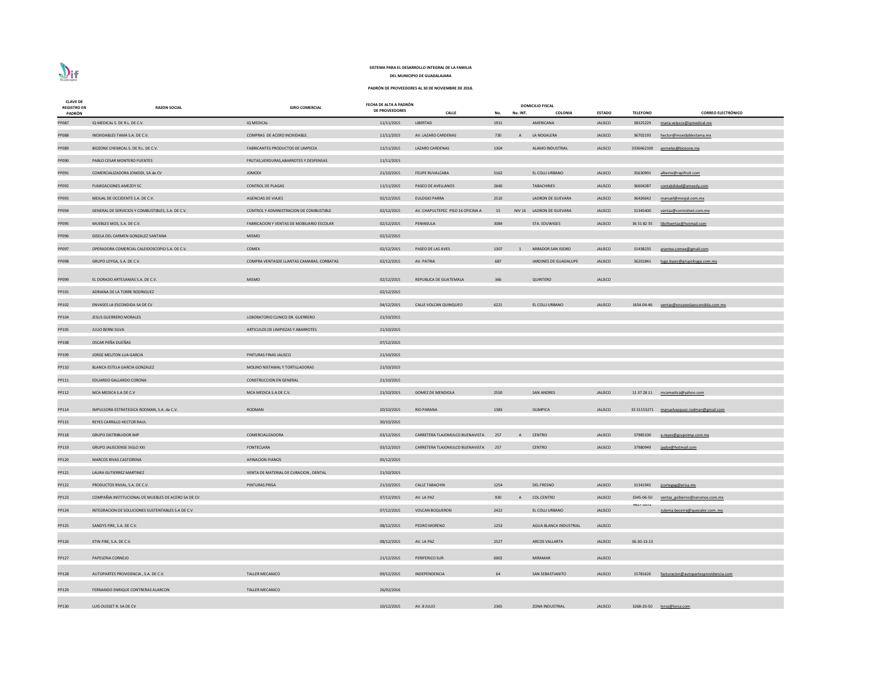**SISTEMA PARA EL DESARROLLO INTEGRAL DE LA FAMILIA**

**DEL MUNICIPIO DE GUADALAJARA**

**PADRÓN DE PROVEEDORES AL 30 DE NOVIEMBRE DE 2018.**

| CLAVE DE REGISTRO EN PADRÓN | RAZON SOCIAL | GIRO COMERCIAL | FECHA DE ALTA A PADRÓN DE PROVEEDORES | DOMICILIO FISCAL CALLE | No. | No. INT. | COLONIA | ESTADO | TELEFONO | CORREO ELECTRÓNICO |
|---|---|---|---|---|---|---|---|---|---|---|
| PP087 | IQ MEDICAL S. DE R.L. DE C.V. | IQ MEDICAL | 11/11/2015 | LIBERTAD | 1911 | | AMERICANA | JALISCO | 38325229 | maria.velasco@iqmedical.mx |
| PP088 | INOXIDABLES TAMA S.A. DE C.V. | COMPRAS DE ACERO INOXIDABLE. | 11/11/2015 | AV. LAZARO CARDENAS | 730 | A | LA NOGALERA | JALISCO | 36702193 | hector@inoxidablestama.mx |
| PP089 | BIOZONE CHEMICAL S. DE R.L. DE C.V. | FABRICANTES PRODUCTOS DE LIMPIEZA | 11/11/2015 | LAZARO CARDENAS | 1304 | | ALAMO INDUSTRIAL | JALISCO | 3336662100 | aornelas@biozone.mx |
| PP090 | PABLO CESAR MONTERO FUENTES | FRUTAS,VERDURAS,ABARROTES Y DESPENSAS | 11/11/2015 | | | | | | | |
| PP091 | COMERCIALIZADORA JOMODI, SA de CV | JOMODI | 21/10/2015 | FELIPE RUVALCABA | 5162 | | EL COLLI URBANO | JALISCO | 35630991 | alberto@rapifruit.com |
| PP092 | FUMIGACIONES AMEZDY SC | CONTROL DE PLAGAS | 11/11/2015 | PASEO DE AVELLANOS | 2640 | | TABACHINES | JALISCO | 36604287 | contabilidad@amezdy.com |
| PP093 | MEXJAL DE OCCIDENTE S.A. DE C.V. | AGENCIAS DE VIAJES | 02/12/2015 | EULOGIO PARRA | 2510 | | LADRON DE GUEVARA | JALISCO | 36426642 | manuel@mexjal.com.mx |
| PP094 | GENERAL DE SERVICIOS Y COMBUSTIBLES, S.A. DE C.V. | CONTROL Y ADMINISTRACION DE COMBUSTIBLE | 02/12/2015 | AV. CHAPULTEPEC PISO 16 OFICINA A | 15 | NIV 16 | LADRON DE GUEVARA | JALISCO | 31345400 | ventas@controlnet.com.mx |
| PP095 | MUEBLES MOS, S.A. DE C.V. | FABRICACION Y VENTAS DE MOBILIARIO ESCOLAR | 02/12/2015 | PENINSULA | 3084 | | STA. EDUWIGES | JALISCO | 36 31 82 35 | lilioflventas@hotmail.com |
| PP096 | GISELA DEL CARMEN GONZALEZ SANTANA | MISMO | 02/12/2015 | | | | | | | |
| PP097 | OPERADORA COMERCIAL CALEIDOSCOPIO S.A. DE C.V. | COMEX | 02/12/2015 | PASEO DE LAS AVES | 1307 | 1 | MIRADOR SAN ISIDRO | JALISCO | 15438235 | arantxa.comex@gmail.com |
| PP098 | GRUPO LOYGA, S.A. DE C.V. | COMPRA VENTASDE LLANTAS CAMARAS, CORBATAS | 02/12/2015 | AV. PATRIA | 687 | | JARDINES DE GUADALUPE | JALISCO | 36201841 | lugo.lopez@grupoloyga.com.mx |
| PP099 | EL DORADO ARTESANIAS S.A. DE C.V. | MISMO | 02/12/2015 | REPUBLICA DE GUATEMALA | 366 | | QUINTERO | JALISCO | | |
| PP101 | ADRIANA DE LA TORRE RODRIGUEZ | | 02/12/2015 | | | | | | | |
| PP102 | ENVASES LA ESCONDIDA SA DE CV | | 04/12/2015 | CALLE VOLCAN QUINQUEO | 6221 | | EL COLLI URBANO | JALISCO | 1654-04-46 | ventas@ensaveslaescondida.com.mx |
| PP104 | JESUS GUERRERO MORALES | LOBORATORIO CLINICO DR. GUERRERO | 21/10/2015 | | | | | | | |
| PP105 | JULIO BERNI SILVA | ARTICULOS DE LIMPIEZAS Y ABARROTES | 21/10/2015 | | | | | | | |
| PP108 | OSCAR PEÑA DUEÑAS | | 07/12/2015 | | | | | | | |
| PP109 | JORGE MELITON LUA GARCIA | PINTURAS FINAS JALISCO | 21/10/2015 | | | | | | | |
| PP110 | BLANCA ESTELA GARCIA GONZALEZ | MOLINO NISTAMAL Y TORTILLADORAS | 21/10/2015 | | | | | | | |
| PP111 | EDUARDO GALLARDO CORONA | CONSTRUCCION EN GENERAL | 21/10/2015 | | | | | | | |
| PP112 | MCA MEDICA S.A DE C.V | MCA MEDICA S.A DE C.V. | 21/10/2015 | GOMEZ DE MENDIOLA | 2550 | | SAN ANDRES | JALISCO | 11 37 28 11 | mcamedica@yahoo.com |
| PP114 | IMPULSORA ESTRATEGICA RODMAN, S.A. de C.V. | RODMAN | 20/10/2015 | RIO PARANA | 1383 | | OLIMPICA | JALISCO | 33 31153271 | manuelvazquez.rodman@gmail.com |
| PP115 | REYES CARRILLO HECTOR RAUL | | 30/10/2015 | | | | | | | |
| PP118 | GRUPO DISTRIBUIDOR IMP | COMERCIALIZADORA | 03/12/2015 | CARRETERA TLAJOMULCO BUENAVISTA | 257 | A | CENTRO | JALISCO | 37985100 | a.reyes@grupoimp.com.mx |
| PP119 | GRUPO JALISCIENSE SIGLO XXI | FONTECLARA | 03/12/2015 | CARRETERA TLAJOMULCO BUENAVISTA | 257 | | CENTRO | JALISCO | 37980949 | jaalze@hotmail.com |
| PP120 | MARCOS RIVAS CASTORENA | AFINACION PIANOS | 05/12/2015 | | | | | | | |
| PP121 | LAURA GUTIERREZ MARTINEZ | VENTA DE MATERIAL DE CURACION , DENTAL | 21/10/2015 | | | | | | | |
| PP122 | PRODUCTOS RIVIAL, S.A. DE C.V. | PINTURAS PRISA | 21/10/2015 | CALLE TABACHIN | 1254 | | DEL FRESNO | JALISCO | 31341945 | jcortegag@prisa.mx |
| PP123 | COMPAÑIA INSTITUCIONAL DE MUEBLES DE ACERO SA DE CV | | 07/12/2015 | AV. LA PAZ | 930 | A | COL.CENTRO | JALISCO | 3345-06-50 | ventas_gobierno@servinox.com.mx |
| PP124 | INTEGRACION DE SOLUCIONES SUSTENTABLES S.A DE C.V | | 07/12/2015 | VOLCAN BOQUERON | 2422 | | EL COLLI URBANO | JALISCO | 9627-1072 | zulema.becerra@quecalor.com .mx |
| PP125 | SANDYS FIRE, S.A. DE C.V. | | 08/12/2015 | PEDRO MORENO | 1253 | | AGUA BLANCA INDUSTRIAL | JALISCO | | |
| PP126 | XTIN FIRE, S.A. DE C.V. | | 08/12/2015 | AV. LA PAZ | 2527 | | ARCOS VALLARTA | JALISCO | 36-30-13-13 | |
| PP127 | PAPELERIA CORNEJO | | 21/12/2015 | PERIFERICO SUR | 6002 | | MIRAMAR | JALISCO | | |
| PP128 | AUTOPARTES PROVIDENCIA , S.A. DE C.V. | TALLER MECANICO | 09/12/2015 | INDEPENDENCIA | 64 | | SAN SEBASTIANITO | JALISCO | 15781626 | facturacion@autopartesprovidencia.com |
| PP129 | FERNANDO ENRIQUE CONTRERAS ALARCON | TALLER MECANICO | 26/02/2016 | | | | | | | |
| PP130 | LUIS OUSSET R. SA DE CV | | 10/12/2015 | AV. 8 JULIO | 2365 | | ZONA INDUSTRIAL | JALISCO | 3268-20-50 | lorsa@lorsa.com |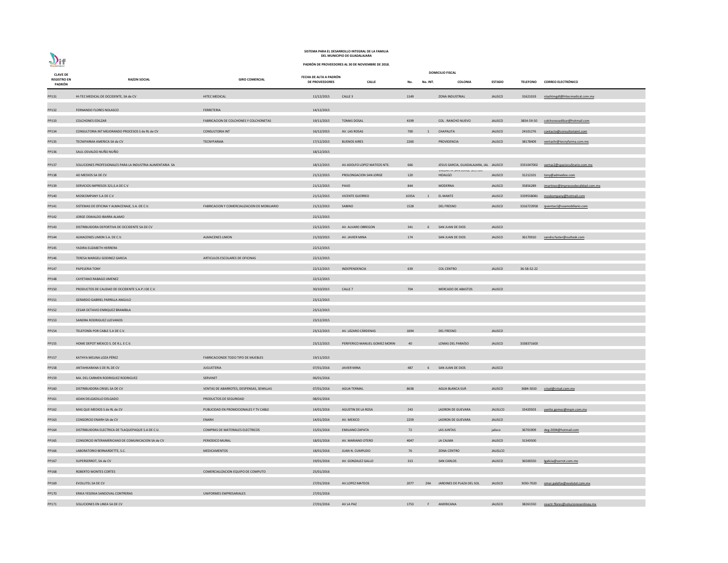SISTEMA PARA EL DESARROLLO INTEGRAL DE LA FAMILIA
DEL MUNICIPIO DE GUADALAJARA

PADRÓN DE PROVEEDORES AL 30 DE NOVIEMBRE DE 2018.

| CLAVE DE REGISTRO EN PADRÓN | RAZON SOCIAL | GIRO COMERCIAL | FECHA DE ALTA A PADRÓN DE PROVEEDORES | DOMICILIO FISCAL CALLE | No. | No. INT. | COLONIA | ESTADO | TELEFONO | CORREO ELECTRÓNICO |
|---|---|---|---|---|---|---|---|---|---|---|
| PP131 | HI-TEC MEDICAL DE OCCIDENTE, SA de CV | HITEC MEDICAL | 11/12/2015 | CALLE 3 | 1149 | | ZONA INDUSTRIAL | JALISCO | 31621019 | vtashtmgdl@hitecmedical.com.mx |
| PP132 | FERNANDO FLORES NOLASCO | FERRETERIA | 14/12/2015 | | | | | | | |
| PP133 | COLCHONES EDILZAR | FABRICACION DE COLCHONES Y COLCHONETAS | 19/11/2015 | TOMAS DOSAL | 4199 | | COL . RANCHO NUEVO | JALISCO | 3854-59-50 | colchonesedilzar@hotmail.com |
| PP134 | CONSULTORIA INT MEJORANDO PROCESOS S de RL de CV | CONSULTORIA INT | 16/12/2015 | AV. LAS ROSAS | 700 | 1 | CHAPALITA | JALISCO | 24101276 | contacto@consultoriaint.com |
| PP135 | TECNIFARMA AMERICA SA de CV | TECNYFARMA | 17/12/2015 | BUENOS AIRES | 2260 | | PROVIDENCIA | JALISCO | 38178409 | ventashr@tecnyfarma.com.mx |
| PP136 | SAUL OSVALDO NUÑO NUÑO | | 18/12/2015 | | | | | | | |
| PP137 | SOLUCIONES PROFESIONALES PARA LA INDUSTRIA ALIMENTARIA SA | | 18/12/2015 | AV.ADOLFO LOPEZ MATEOS NTE. | 666 | | JESUS GARCIA, GUADALAJARA, JAL | JALISCO | 3331047002 | ventas2@spacioculinario.com.mx |
| PP138 | AD MEDIOS SA DE CV | | 21/12/2015 | PROLONGACION SAN JORGE | 120 | | VALLARTA SAN JORGE SECTOR HIDALGO | JALISCO | 31212101 | tony@admedios.com |
| PP139 | SERVICIOS IMPRESOS 321,S.A DE C.V | | 21/12/2015 | PAVO | 844 | | MODERNA | JALISCO | 35856289 | jmartinez@impresosdecalidad.com.mx |
| PP140 | MOSKOMPANY S.A DE C.V | | 21/12/2015 | VICENTE GUERRERO | 1035A | 1 | EL MANTE | JALISCO | 3339558081 | moskompany@hotmail.com |
| PP141 | SISTEMAS DE OFICINA Y ALMACENAJE, S.A. DE C.V. | FABRICACION Y COMERCIALIZACION DE MOBILIARIO | 21/12/2015 | SABINO | 1528 | | DEL FRESNO | JALISCO | 3316723958 | ipventas1@soamobiliario.com |
| PP142 | JORGE OSWALDO IBARRA ALAMO | | 22/12/2015 | | | | | | | |
| PP143 | DISTRIBUIDORA DEPORTIVA DE OCCIDENTE SA DE CV | | 22/12/2015 | AV. ALVARO OBREGON | 341 | 6 | SAN JUAN DE DIOS | JALISCO | | |
| PP144 | ALMACENES LIMON S.A. DE C.V. | ALMACENES LIMON | 21/10/2015 | AV. JAVIER MINA | 174 | | SAN JUAN DE DIOS | JALISCO | 36170010 | sandra.faster@outlook.com |
| PP145 | YADIRA ELIZABETH HERRERA | | 22/12/2015 | | | | | | | |
| PP146 | TERESA MARGELI GODINEZ GARCIA | ARTICULOS ESCOLARES DE OFICINAS | 22/12/2015 | | | | | | | |
| PP147 | PAPELERIA TONY | | 22/12/2015 | INDEPENDENCIA | 639 | | COL CENTRO | JALISCO | 36-58-52-22 | |
| PP148 | CAYETANO RABAGO JIMENEZ | | 22/12/2015 | | | | | | | |
| PP150 | PRODUCTOS DE CALIDAD DE OCCIDENTE S.A.P.I DE C.V. | | 30/10/2015 | CALLE 7 | 704 | | MERCADO DE ABASTOS | JALISCO | | |
| PP151 | GERARDO GABRIEL PARRILLA ANGULO | | 23/12/2015 | | | | | | | |
| PP152 | CESAR OCTAVIO ENRIQUEZ BRAMBILA | | 23/12/2015 | | | | | | | |
| PP153 | SANDRA RODRIGUEZ LUEVANOS | | 23/12/2015 | | | | | | | |
| PP154 | TELEFONÍA POR CABLE S.A DE C.V. | | 23/12/2015 | AV. LÁZARO CÁRDENAS | 1694 | | DEL FRESNO | JALISCO | | |
| PP155 | HOME DEPOT MEXICO S. DE R.L. E C.V. | | 23/12/2015 | PERIFERICO MANUEL GOMEZ MORIN | 40 | | LOMAS DEL PARAÍSO | JALISCO | 3338371600 | |
| PP157 | KATHYA MELINA LOZA PÉREZ | FABRICACIONDE TODO TIPO DE MUEBLES | 19/11/2015 | | | | | | | |
| PP158 | ANTAHKARANA S DE RL DE CV | JUGUETERIA | 07/01/2016 | JAVIER MINA | 487 | 6 | SAN JUAN DE DIOS | JALISCO | | |
| PP159 | MA. DEL CARMEN RODRIGUEZ RODRIGUEZ | SERVINET | 06/01/2016 | | | | | | | |
| PP160 | DISTRIBUIDORA CRISEL SA DE CV | VENTAS DE ABARROTES, DESPENSAS, SEMILLAS | 07/01/2016 | AGUA TERMAL | 8638 | | AGUA BLANCA SUR | JALISCO | 3684-5010 | crisel@crisel.com.mx |
| PP161 | ADAN DELGADILLO DELGADO | PRODUCTOS DE SEGURIDAD | 08/01/2016 | | | | | | | |
| PP162 | MAS QUE MEDIOS S de RL de CV | PUBLICIDAD EN PROMOCIONALES Y TV CABLE | 14/01/2016 | AGUSTIN DE LA ROSA | 243 | | LADRON DE GUEVARA | JALISLCO | 33420503 | yvette.gomez@mqm.com.mx |
| PP163 | CONSORCIO ENARH SA de CV | ENARH | 14/01/2016 | AV. MEXICO | 2259 | | LADRON DE GUEVARA | JALISCO | | |
| PP164 | DISTRIBUIDORA ELECTRICA DE TLAQUEPAQUE S.A DE C.U. | COMPRAS DE MATERIALES ELECTRICOS | 15/01/2016 | EMILIANO ZAPATA | 72 | | LAS JUNTAS | jalisco | 36701909 | deg-2004@hotmail.com |
| PP165 | CONSORCIO INTERAMERICANO DE COMUNICACION SA de CV | PERIODICO MURAL | 18/01/2016 | AV. MARIANO OTERO | 4047 | | LA CALMA | JALISCO | 31343500 | |
| PP166 | LABORATORIO BERNARDETTE, S.C. | MEDICAMENTOS | 18/01/2016 | JUAN N. CUMPLIDO | 76 | | ZONA CENTRO | JALISLCO | | |
| PP167 | SUPERSERROT, SA de CV | | 19/01/2016 | AV. GONZALEZ GALLO | 313 | | SAN CARLOS | JALISCO | 36500550 | lgalicia@serrot.com.mx |
| PP168 | ROBERTO MONTES CORTES | COMERCIALIZACION EQUIPO DE COMPUTO | 25/01/2016 | | | | | | | |
| PP169 | EVOLUTEL SA DE CV | | 27/01/2016 | AV.LOPEZ MATEOS | 2077 | 24A | JARDINES DE PLAZA DEL SOL | JALISCO | 3030-7020 | omar.palafox@evolutel.com.mx |
| PP170 | ERIKA YESENIA SANDOVAL CONTRERAS | UNIFORMES EMPRESARIALES | 27/01/2016 | | | | | | | |
| PP171 | SOLUCIONES EN LINEA SA DE CV | | 27/01/2016 | AV LA PAZ | 1753 | F | AMERICANA | JALISCO | 38261550 | osactr.flores@solucionesenlinea.mx |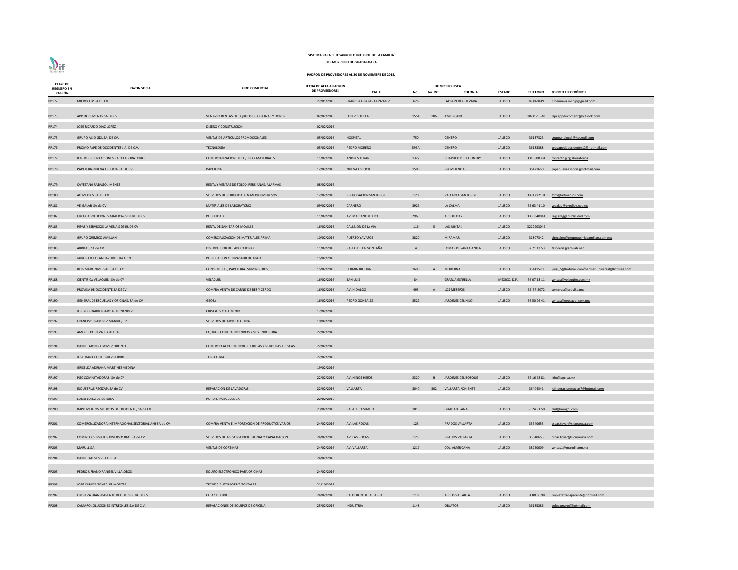**SISTEMA PARA EL DESARROLLO INTEGRAL DE LA FAMILIA**

**DEL MUNICIPIO DE GUADALAJARA**

**PADRÓN DE PROVEEDORES AL 30 DE NOVIEMBRE DE 2018.**

| CLAVE DE REGISTRO EN PADRÓN | RAZON SOCIAL | GIRO COMERCIAL | FECHA DE ALTA A PADRÓN DE PROVEEDORES | DOMICILIO FISCAL CALLE | No. | No. INT. | COLONIA | ESTADO | TELEFONO | CORREO ELECTRÓNICO |
|---|---|---|---|---|---|---|---|---|---|---|
| PP172 | MICROCHIP SA DE CV | | 27/01/2016 | FRANCISCO ROJAS GONZALEZ | 626 | | LADRON DE GUEVARA | JALISCO | 3630-0449 | rubennava.mchip@gmail.com |
| PP173 | APP DOCUMENTS SA DE CV | VENTAS Y RENTAS DE EQUIPOS DE OFICINAS Y TONER | 02/02/2016 | LOPEZ COTILLA | 1554 | 106 | AMERICANA | JALISCO | 10-31-15-18 | raja.appducoment@outlook.com |
| PP174 | JOSE RICARDO DIAZ LOPEZ | DISEÑO Y CONSTRUCION | 02/02/2016 | | | | | | | |
| PP175 | GRUPO AGIO GDL SA. DE CV. | VENTAS DE ARTICULOS PROMOCIONALES | 05/02/2016 | HOSPITAL | 750 | | CENTRO | JALISCO | 36137323 | grupoangiogdl@hotmail.com |
| PP176 | PROMO PAPE DE OCCIDENTES S.A. DE C.V. | TECNOLOGIA | 05/02/2016 | PEDRO MORENO | 596A | | CENTRO | JALISCO | 36133388 | propapedeoccidente10@hotmail.com |
| PP177 | R.G. REPRESENTACIONES PARA LABORATORIO | COMERCIAUZACION DE EQUIPO Y MATERIALES | 11/02/2016 | ANDRES TERAN | 1322 | | CHAPULTEPEC COUNTRY | JALISCO | 3313800394 | contacto@rglaboratorios |
| PP178 | PAPELERIA NUEVA ESCOCIA SA. DE CV | PAPELERIA | 12/02/2016 | NUEVA ESCOCIA | 1500 | | PROVIDENCIA | JALISCO | 36421650 | papenuevaescocia@hotmail.com |
| PP179 | CAYETANO RABAGO JIMENEZ | RENTA Y VENTAS DE TOLDO ,PERSIANAS, ALARMAS | 08/02/2016 | | | | | | | |
| PP180 | AD MEDIOS SA. DE CV. | SERVICIOS DE PUBLICIDAD EN MEDIO IMPRESOS | 12/02/2016 | PROLOGACION SAN JORGE | 120 | | VALLARTA SAN JORGE | JALISCO | 3331212101 | tony@admedios.com |
| PP181 | VE-GALAB, SA de CV | MATERIALES DE LABORATORIO | 09/02/2016 | CARNERO | 3926 | | LA CALMA | JALISCO | 35 63 41 10 | vegalab@prodigy.net.mx |
| PP182 | GREGGA SOLUCIONES GRAFICAS S DE RL DE CV | PUBLICIDAD | 11/02/2016 | AV. MARIANO OTERO | 2963 | | ARBOLEDAS | JALISCO | 3336340941 | liz@greggapublicidad.com |
| PP183 | PIPAS Y SERVICIOS LA VENA S DE RL DE CV | RENTA DE SANITARIOS MOVILES | 16/02/2016 | CALLEJON DE LA VIA | 116 | 5 | LAS JUNTAS | JALISCO | 3222903042 | |
| PP184 | GRUPO QUIMICO AMILLAN | COMERCIAUZACION DE MATERIALES PRIMA | 10/02/2016 | PUERTO YAVAROS | 2820 | | MIRAMAR | JALISCO | 31807342 | direccion@grupoquimicoamillan.com.mx |
| PP185 | ARBILAB, SA de CV | DISTRIBUIDOR DE LABORATORIO | 11/02/2016 | PASEO DE LA MONTAÑA | 4 | | LOMAS DE SANTA ANITA | JALISCO | 32 71 12 53 | tesoreria@arbilab.net |
| PP186 | JAIROS EDSEL LANDAZURI CHAVARIN | PURIFICACION Y ENVASADO DE AGUA | 15/02/2016 | | | | | | | |
| PP187 | BER- MAR UNIVERSAL S.A DE CV | CONSUMIBLES, PAPELERIA , SUMINISTROS | 15/02/2016 | FERMIN RIESTRA | 1690 | A | MODERNA | JALISCO | 33441520 | jluigi_5@hotmail.com/bermar.universal@hotmail.com |
| PP188 | CIENTIFICA VELAQUIN, SA de CV | VELAQUIN | 16/02/2016 | SAN LUIS | 84 | | GRANJA ESTRELLA | MEXICO, D.F. | 56 07 13 11 | ventas@velaquim.com.mx |
| PP189 | PROVIKA DE OCCIDENTE SA DE CV | COMPRA VENTA DE CARNE DE RES Y CERDO | 16/02/2016 | AV. HIDALGO | 495 | A | LOS MESEROS | JALISCO | 36-57-2072 | compras@provika.mx |
| PP190 | GENERAL DE ESCUELAS Y OFICINAS, SA de CV | GEOSA | 16/02/2016 | PEDRO GONZALEZ | 3529 | | JARDINES DEL NILO | JALISCO | 36 50 26 41 | ventas@geosagdl.com.mx |
| PP191 | JORGE GERARDO GARCIA HERNANDEZ | CRISTALES Y ALUMINIO | 17/02/2016 | | | | | | | |
| PP192 | FRANCISCO RAMIREZ MANRIQUEZ | SERVICIOS DE ARQUITECTURA | 19/02/2016 | | | | | | | |
| PP193 | AMOR JOSE SILVA ESCALERA | EQUIPOS CONTRA INCENDIOS Y SEG. INDUSTRIAL | 22/02/2016 | | | | | | | |
| PP194 | DANIEL ALONSO GOMEZ OROZCO | COMERCIO AL PORMENOR DE FRUTAS Y VERDURAS FRESCAS | 22/02/2016 | | | | | | | |
| PP195 | JOSE DANIEL GUTIERREZ SERVIN | TORTILLERIA | 22/02/2016 | | | | | | | |
| PP196 | GRISELDA ADRIANA MARTINEZ MEDINA | | 19/02/2016 | | | | | | | |
| PP197 | PGC COMPUTADORAS, SA de CV | | 22/02/2016 | AV. NIÑOS HEROS | 2320 | B | JARDINES DEL BOSQUE | JALISCO | 36 16 98 81 | info@pgc-sa.mx |
| PP198 | INDUSTRIAS RECIZAP, SA de CV | REPARACION DE LAVADORAS | 22/02/2016 | VALLARTA | 3040 | 302 | VALLARTA PONIENTE | JALISCO | 36404341 | refrigeracionmacias7@hotmail.com |
| PP199 | LUCIO LOPEZ DE LA ROSA | POPOTE PARA ESCOBA | 22/02/2016 | | | | | | | |
| PP200 | IMPLEMENTOS MEDICOS DE OCCIDENTE, SA de CV | | 23/02/2016 | RAFAEL CAMACHO | 1818 | | GUADALUPANA | JALISCO | 38 24 91 50 | raul@imogdl.com |
| PP201 | COMERCIALIZADORA INTERNACIONAL SECTORIAL AHB SA de CV | COMPRA VENTA E IMPORTACION DE PRODUCTOS VARIOS | 24/02/2016 | AV. LAS ROCAS | 125 | | PRADOS VALLARTA | JALISCO | 33640653 | oscar.tovar@sicuranzza.com |
| PP202 | COMIND Y SERVICIOS DIVERSOS RMT SA de CV | SERVICIOS DE ASESORIA PROFESIONAL Y CAPACITACION | 24/02/2016 | AV. LAS ROCAS | 125 | | PRADOS VALLARTA | JALISCO | 33640653 | oscar.tovar@sicuranzza.com |
| PP203 | MARULL S.A | VENTAS DE CORTINAS | 24/02/2016 | AV. VALLARTA | 1217 | | COL. AMERICANA | JALISCO | 38250009 | ventas1@marull.com.mx |
| PP204 | DANIEL ACEVES VILLARREAL | | 24/02/2016 | | | | | | | |
| PP205 | PEDRO URBANO RANGEL VILLALOBOS | EQUIPO ELECTRONICO PARA OFICINAS | 24/02/2016 | | | | | | | |
| PP206 | JOSE CARLOS GONZALES MONTES | TECNICA AUTOMOTRIZ GONZALEZ | 21/10/2015 | | | | | | | |
| PP207 | LIMPIEZA TRANSPARENTE DELUXE S DE RL DE CV | CLEAN DELUXE | 24/02/2016 | CALDERON DE LA BARCA | 118 | | ARCOS VALLARTA | JALISCO | 31 80 66 98 | limpiezatransparente@hotmail.com |
| PP208 | CAMARO SOLUCIONES INTREGALES S.A DE C.V. | REPARACIONES DE EQUIPOS DE OFICINA | 25/02/2016 | INDUSTRIA | 1148 | | OBLATOS | JALISCO | 36185286 | polocamaro@hotmail.com |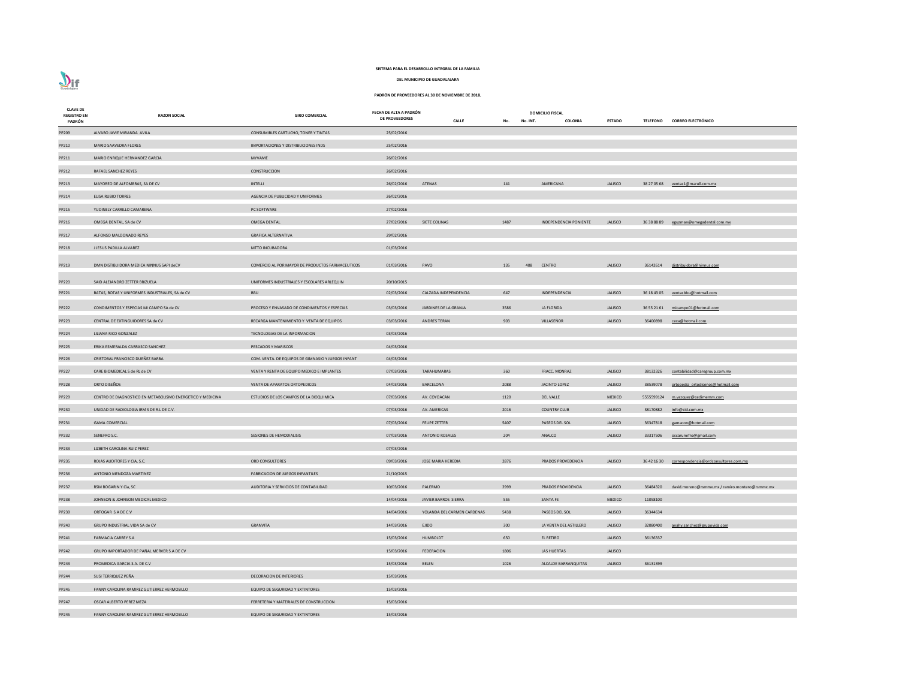SISTEMA PARA EL DESARROLLO INTEGRAL DE LA FAMILIA

DEL MUNICIPIO DE GUADALAJARA

PADRÓN DE PROVEEDORES AL 30 DE NOVIEMBRE DE 2018.

| CLAVE DE REGISTRO EN PADRÓN | RAZON SOCIAL | GIRO COMERCIAL | FECHA DE ALTA A PADRÓN DE PROVEEDORES | DOMICILIO FISCAL CALLE | No. | No. INT. | COLONIA | ESTADO | TELEFONO | CORREO ELECTRÓNICO |
|---|---|---|---|---|---|---|---|---|---|---|
| PP209 | ALVARO JAVIE MIRANDA AVILA | CONSUMIBLES CARTUCHO, TONER Y TINTAS | 25/02/2016 | | | | | | | |
| PP210 | MARIO SAAVEDRA FLORES | IMPORTACIONES Y DISTRIBUCIONES INDS | 25/02/2016 | | | | | | | |
| PP211 | MARIO ENRIQUE HERNANDEZ GARCIA | MYVAME | 26/02/2016 | | | | | | | |
| PP212 | RAFAEL SANCHEZ REYES | CONSTRUCCION | 26/02/2016 | | | | | | | |
| PP213 | MAYOREO DE ALFOMBRAS, SA DE CV | INTELLI | 26/02/2016 | ATENAS | 141 | | AMERICANA | JALISCO | 38 27 05 68 | ventas1@marull.com.mx |
| PP214 | ELISA RUBIO TORRES | AGENCIA DE PUBLICIDAD Y UNIFORMES | 26/02/2016 | | | | | | | |
| PP215 | YUDINELY CARRILLO CAMARENA | PC SOFTWARE | 27/02/2016 | | | | | | | |
| PP216 | OMEGA DENTAL, SA de CV | OMEGA DENTAL | 27/02/2016 | SIETE COLINAS | 1487 | | INDEPENDENCIA PONIENTE | JALISCO | 36 38 88 89 | eguzman@omegadental.com.mx |
| PP217 | ALFONSO MALDONADO REYES | GRAFICA ALTERNATIVA | 29/02/2016 | | | | | | | |
| PP218 | J JESUS PADILLA ALVAREZ | MTTO INCUBADORA | 01/03/2016 | | | | | | | |
| PP219 | DMN DISTIBUIDORA MEDICA NINNUS SAPI deCV | COMERCIO AL POR MAYOR DE PRODUCTOS FARMACEUTICOS | 01/03/2016 | PAVO | 135 | 408 | CENTRO | JALISCO | 36142614 | distribuidora@ninnus.com |
| PP220 | SAID ALEJANDRO ZETTER BRIZUELA | UNIFORMES INDUSTRIALES Y ESCOLARES ARLEQUIN | 20/10/2015 | | | | | | | |
| PP221 | BATAS, BOTAS Y UNIFORMES INDUSTRIALES, SA de CV | BBU | 02/03/2016 | CALZADA INDEPENDENCIA | 647 | | INDEPENDENCIA | JALISCO | 36 18 43 05 | ventasbbu@hotmail.com |
| PP222 | CONDIMENTOS Y ESPECIAS MI CAMPO SA de CV | PROCESO Y ENVASADO DE CONDIMENTOS Y ESPECIAS | 03/03/2016 | JARDINES DE LA GRANJA | 3586 | | LA FLORIDA | JALISCO | 36 55 21 61 | micampo01@hotmail.com |
| PP223 | CENTRAL DE EXTINGUIDORES SA de CV | RECARGA MANTENIMIENTO Y VENTA DE EQUIPOS | 03/03/2016 | ANDRES TERAN | 903 | | VILLASEÑOR | JALISCO | 36400898 | cexa@hotmail.com |
| PP224 | LILIANA RICO GONZALEZ | TECNOLOGIAS DE LA INFORMACION | 03/03/2016 | | | | | | | |
| PP225 | ERIKA ESMERALDA CARRASCO SANCHEZ | PESCADOS Y MARISCOS | 04/03/2016 | | | | | | | |
| PP226 | CRISTOBAL FRANCISCO DUEÑEZ BARBA | COM. VENTA. DE EQUIPOS DE GIMNASIO Y JUEGOS INFANT | 04/03/2016 | | | | | | | |
| PP227 | CARE BIOMEDICAL S de RL de CV | VENTA Y RENTA DE EQUIPO MEDICO E IMPLANTES | 07/03/2016 | TARAHUMARAS | 360 | | FRACC. MONRAZ | JALISCO | 38132326 | contabilidad@caregroup.com.mx |
| PP228 | ORTO DISEÑOS | VENTA DE APARATOS ORTOPEDICOS | 04/03/2016 | BARCELONA | 2088 | | JACINTO LOPEZ | JALISCO | 38539078 | ortopedia_ortodisenos@hotmail.com |
| PP229 | CENTRO DE DIAGNOSTICO EN METABOLISMO ENERGETICO Y MEDICINA | ESTUDIOS DE LOS CAMPOS DE LA BIOQUIMICA | 07/03/2016 | AV. COYOACAN | 1120 | | DEL VALLE | MEXICO | 5555599124 | m.vazquez@cedimemm.com |
| PP230 | UNIDAD DE RADIOLOGIA IRM S DE R.L DE C.V. | | 07/03/2016 | AV. AMERICAS | 2016 | | COUNTRY CLUB | JALISCO | 38170882 | info@cid.com.mx |
| PP231 | GAMA COMERCIAL | | 07/03/2016 | FELIPE ZETTER | 5407 | | PASEOS DEL SOL | JALISCO | 36347818 | gamacon@hotmail.com |
| PP232 | SENEFRO S.C. | SESIONES DE HEMODIALISIS | 07/03/2016 | ANTONIO ROSALES | 204 | | ANALCO | JALISCO | 33317506 | oscarunefro@gmail.com |
| PP233 | LIZBETH CAROLINA RUIZ PEREZ | | 07/03/2016 | | | | | | | |
| PP235 | ROJAS AUDITORES Y CIA, S.C. | ORD CONSULTORES | 09/03/2016 | JOSE MARIA HEREDIA | 2876 | | PRADOS PROVEDENCIA | JALISCO | 36 42 16 30 | correspondencia@ordconsultores.com.mx |
| PP236 | ANTONIO MENDOZA MARTINEZ | FABRICACION DE JUEGOS INFANTILES | 21/10/2015 | | | | | | | |
| PP237 | RSM BOGARIN Y Cia, SC | AUDITORIA Y SERVICIOS DE CONTABILIDAD | 10/03/2016 | PALERMO | 2999 | | PRADOS PROVIDENCIA | JALISCO | 36484320 | david.moreno@rsmmx.mx / ramiro.montero@rsmmx.mx |
| PP238 | JOHNSON & JOHNSON MEDICAL MEXICO | | 14/04/2016 | JAVIER BARROS SIERRA | 555 | | SANTA FE | MEXICO | 11058100 | |
| PP239 | ORTOGAR S.A DE C.V | | 14/04/2016 | YOLANDA DEL CARMEN CARDENAS | 5438 | | PASEOS DEL SOL | JALISCO | 36344634 | |
| PP240 | GRUPO INDUSTRIAL VIDA SA de CV | GRANVITA | 14/03/2016 | EJIDO | 300 | | LA VENTA DEL ASTILLERO | JALISCO | 32080400 | anahy.sanchez@grupovida.com |
| PP241 | FARMACIA CARREY S.A | | 15/03/2016 | HUMBOLDT | 650 | | EL RETIRO | JALISCO | 36136337 | |
| PP242 | GRUPO IMPORTADOR DE PAÑAL MERVER S.A DE CV | | 15/03/2016 | FEDERACION | 1806 | | LAS HUERTAS | JALISCO | | |
| PP243 | PROMEDICA GARCIA S.A. DE C.V | | 15/03/2016 | BELEN | 1026 | | ALCALDE BARRANQUITAS | JALISCO | 36131399 | |
| PP244 | SUSI TERRIQUEZ PEÑA | DECORACION DE INTERIORES | 15/03/2016 | | | | | | | |
| PP245 | FANNY CAROLINA RAMIREZ GUTIERREZ HERMOSILLO | EQUIPO DE SEGURIDAD Y EXTINTORES | 15/03/2016 | | | | | | | |
| PP247 | OSCAR ALBERTO PEREZ MEZA | FERRETERIA Y MATERIALES DE CONSTRUCCION | 15/03/2016 | | | | | | | |
| PP245 | FANNY CAROLINA RAMIREZ GUTIERREZ HERMOSILLO | EQUIPO DE SEGURIDAD Y EXTINTORES | 15/03/2016 | | | | | | | |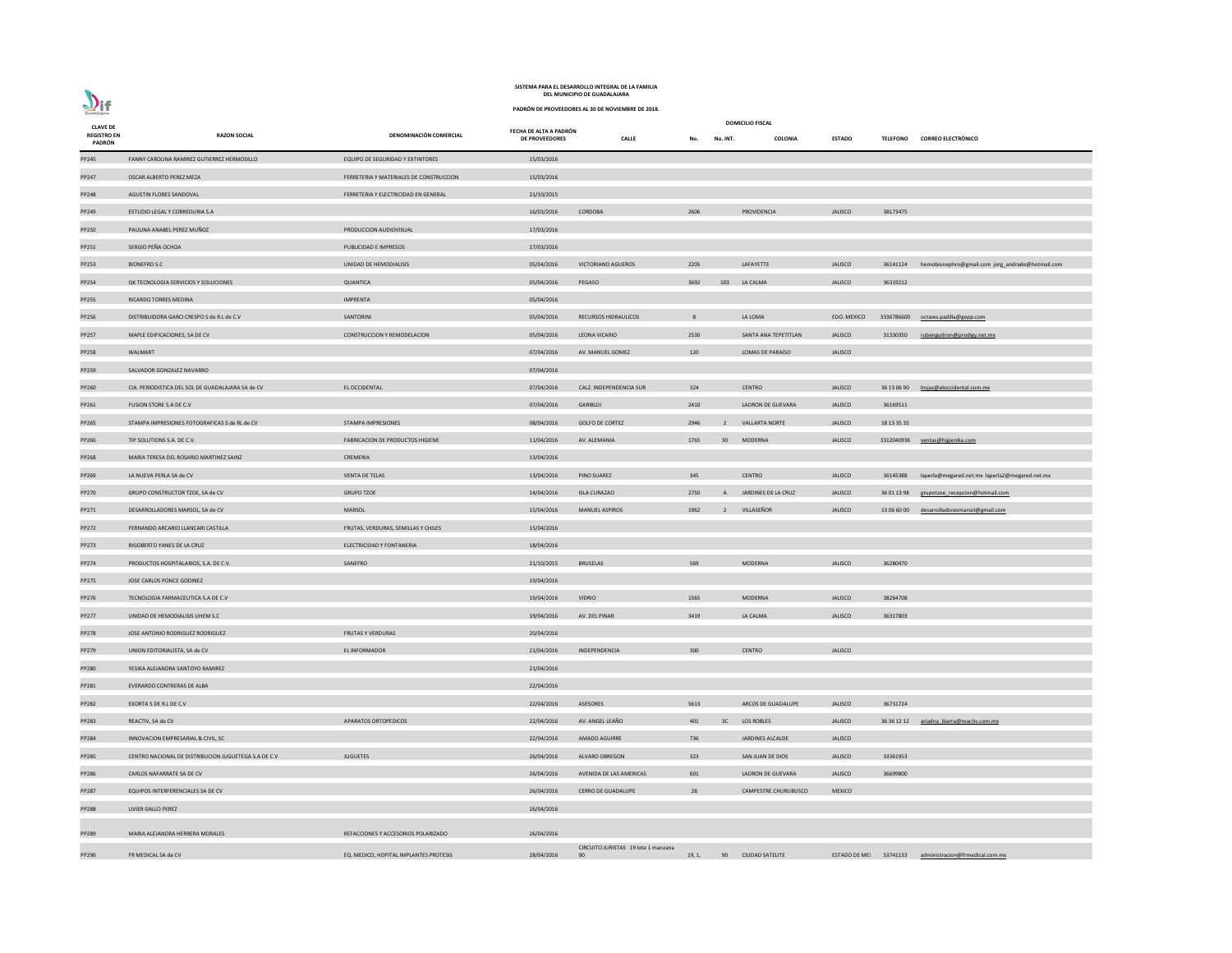**SISTEMA PARA EL DESARROLLO INTEGRAL DE LA FAMILIA DEL MUNICIPIO DE GUADALAJARA**

**PADRÓN DE PROVEEDORES AL 30 DE NOVIEMBRE DE 2018.**

| CLAVE DE REGISTRO EN PADRÓN | RAZON SOCIAL | DENOMINACIÓN COMERCIAL | FECHA DE ALTA A PADRÓN DE PROVEEDORES | DOMICILIO FISCAL | | | | | | |
|---|---|---|---|---|---|---|---|---|---|---|
| | | | | CALLE | No. | No. INT. | COLONIA | ESTADO | TELEFONO | CORREO ELECTRÓNICO |
| PP245 | FANNY CAROLINA RAMIREZ GUTIERREZ HERMOSILLO | EQUIPO DE SEGURIDAD Y EXTINTORES | 15/03/2016 | | | | | | | |
| PP247 | OSCAR ALBERTO PEREZ MEZA | FERRETERIA Y MATERIALES DE CONSTRUCCION | 15/03/2016 | | | | | | | |
| PP248 | AGUSTIN FLORES SANDOVAL | FERRETERIA Y ELECTRICIDAD EN GENERAL | 21/10/2015 | | | | | | | |
| PP249 | ESTUDIO LEGAL Y CORREDURIA S.A | | 16/03/2016 | CORDOBA | 2606 | | PROVIDENCIA | JALISCO | 38173475 | |
| PP250 | PAULINA ANABEL PEREZ MUÑOZ | PRODUCCION AUDIOVISUAL | 17/03/2016 | | | | | | | |
| PP251 | SERGIO PEÑA OCHOA | PUBLICIDAD E IMPRESOS | 17/03/2016 | | | | | | | |
| PP253 | BIONEFRO S.C | UNIDAD DE HEMODIALISIS | 05/04/2016 | VICTORIANO AGUEROS | 2205 | | LAFAYETTE | JALISCO | 36141124 | hemobionephro@gmail.com jorg_andrade@hotmail.com |
| PP254 | QK TECNOLOGIA SERVICIOS Y SOLUCIONES | QUANTICA | 05/04/2016 | PEGASO | 3692 | 103 | LA CALMA | JALISCO | 36319212 | |
| PP255 | RICARDO TORRES MEDINA | IMPRENTA | 05/04/2016 | | | | | | | |
| PP256 | DISTRIBUIDORA GARCI CRESPO S de R.L de C.V | SANTORINI | 05/04/2016 | RECURSOS HIDRAULICOS | 8 | | LA LOMA | EDO. MEXICO | 3336786600 | octavio.padilla@gepp.com |
| PP257 | MAPLE EDIFICACIONES, SA DE CV | CONSTRUCCION Y REMODELACION | 05/04/2016 | LEONA VICARIO | 2530 | | SANTA ANA TEPETITLAN | JALISCO | 31330350 | rubenguitron@prodigy.net.mx |
| PP258 | WALMART | | 07/04/2016 | AV. MANUEL GOMEZ | 120 | | LOMAS DE PARAISO | JALISCO | | |
| PP259 | SALVADOR GONZALEZ NAVARRO | | 07/04/2016 | | | | | | | |
| PP260 | CIA. PERIODISTICA DEL SOL DE GUADALAJARA SA de CV | EL OCCIDENTAL | 07/04/2016 | CALZ. INDEPENDENCIA SUR | 324 | | CENTRO | JALISCO | 36 13 06 90 | lrojas@eloccidental.com.mx |
| PP261 | FUSION STORE S.A DE C.V | | 07/04/2016 | GARIBLDI | 2410 | | LADRON DE GUEVARA | JALISCO | 36169511 | |
| PP265 | STAMPA IMPRESIONES FOTOGRAFICAS S de RL de CV | STAMPA IMPRESIONES | 08/04/2016 | GOLFO DE CORTEZ | 2946 | 2 | VALLARTA NORTE | JALISCO | 18 13 35 35 | |
| PP266 | TIP SOLUTIONS S.A. DE C.V. | FABRICACION DE PRODUCTOS HIGIENE | 11/04/2016 | AV. ALEMANIA | 1765 | 30 | MODERNA | JALISCO | 3312040936 | ventas@higienika.com |
| PP268 | MARIA TERESA DEL ROSARIO MARTINEZ SAINZ | CREMERIA | 13/04/2016 | | | | | | | |
| PP269 | LA NUEVA PERLA SA de CV | VENTA DE TELAS | 13/04/2016 | PINO SUAREZ | 345 | | CENTRO | JALISCO | 36145388 | laperla@megared.net.mx laperla2@megared.net.mx |
| PP270 | GRUPO CONSTRUCTOR TZOE, SA de CV | GRUPO TZOE | 14/04/2016 | ISLA CURAZAO | 2750 | A | JARDINES DE LA CRUZ | JALISCO | 36 01 13 98 | grupotzoe_recepcion@hotmail.com |
| PP271 | DESARROLLADORES MARSOL, SA de CV | MARSOL | 15/04/2016 | MANUEL ASPIROS | 1962 | 2 | VILLASEÑOR | JALISCO | 13 06 60 00 | desarrolladoresmarsol@gmail.com |
| PP272 | FERNANDO ARCARIO LLANCARI CASTILLA | FRUTAS, VERDURAS, SEMILLAS Y CHILES | 15/04/2016 | | | | | | | |
| PP273 | RIGOBERTO YANES DE LA CRUZ | ELECTRICIDAD Y FONTANERIA | 18/04/2016 | | | | | | | |
| PP274 | PRODUCTOS HOSPITALARIOS, S.A. DE C.V. | SANEFRO | 21/10/2015 | BRUSELAS | 569 | | MODERNA | JALISCO | 36280470 | |
| PP275 | JOSE CARLOS PONCE GODINEZ | | 19/04/2016 | | | | | | | |
| PP276 | TECNOLOGIA FARMACEUTICA S.A DE C.V | | 19/04/2016 | VIDRIO | 1565 | | MODERNA | JALISCO | 38264708 | |
| PP277 | UNIDAD DE HEMODIALISIS UHEM S.C | | 19/04/2016 | AV. DEL PINAR | 3419 | | LA CALMA | JALISCO | 36317803 | |
| PP278 | JOSE ANTONIO RODRIGUEZ RODRIGUEZ | FRUTAS Y VERDURAS | 20/04/2016 | | | | | | | |
| PP279 | UNION EDITORIALISTA, SA de CV | EL INFORMADOR | 21/04/2016 | INDEPENDENCIA | 300 | | CENTRO | JALISCO | | |
| PP280 | YESIKA ALEJANDRA SANTOYO RAMIREZ | | 21/04/2016 | | | | | | | |
| PP281 | EVERARDO CONTRERAS DE ALBA | | 22/04/2016 | | | | | | | |
| PP282 | EXORTA S DE R.L DE C.V | | 22/04/2016 | ASESORES | 5613 | | ARCOS DE GUADALUPE | JALISCO | 36731724 | |
| PP283 | REACTIV, SA de CV | APARATOS ORTOPEDICOS | 22/04/2016 | AV. ANGEL LEAÑO | 401 | 3C | LOS ROBLES | JALISCO | 36 36 12 12 | ariadna_ibarra@reactiv.com.mx |
| PP284 | INNOVACION EMPRESARIAL & CIVIL, SC | | 22/04/2016 | AMADO AGUIRRE | 736 | | JARDINES ALCALDE | JALISCO | | |
| PP285 | CENTRO NACIONAL DE DISTRIBUCION JUGUETEGA S.A DE C.V | JUGUETES | 26/04/2016 | ALVARO OBREGON | 323 | | SAN JUAN DE DIOS | JALISCO | 33361953 | |
| PP286 | CARLOS NAFARRATE SA DE CV | | 26/04/2016 | AVENIDA DE LAS AMERICAS | 601 | | LADRON DE GUEVARA | JALISCO | 36699800 | |
| PP287 | EQUIPOS INTERFERENCIALES SA DE CV | | 26/04/2016 | CERRO DE GUADALUPE | 28 | | CAMPESTRE CHURUBUSCO | MEXICO | | |
| PP288 | LIVIER GALLO PEREZ | | 26/04/2016 | | | | | | | |
| PP289 | MARIA ALEJANDRA HERRERA MORALES | REFACCIONES Y ACCESORIOS POLARIZADO | 26/04/2016 | | | | | | | |
| PP290 | FR MEDICAL SA de CV | EQ. MEDICO, HOPITAL IMPLANTES PROTESIS | 28/04/2016 | CIRCUITO JURISTAS 19 lote 1 manzana 90 | 19, 1, | 90 | CIUDAD SATELITE | ESTADO DE MEX | 53741133 | administracion@frmedical.com.mx |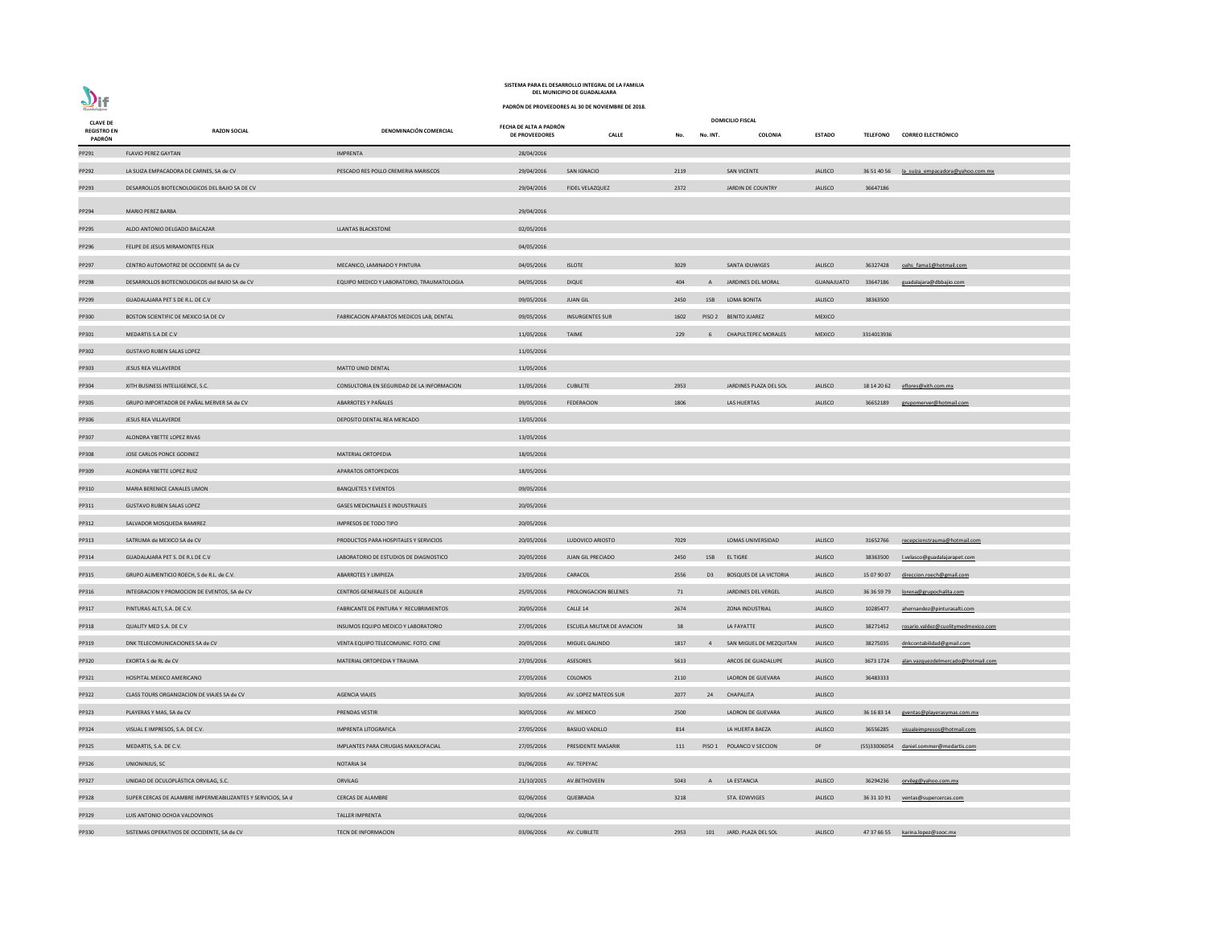SISTEMA PARA EL DESARROLLO INTEGRAL DE LA FAMILIA
DEL MUNICIPIO DE GUADALAJARA

PADRÓN DE PROVEEDORES AL 30 DE NOVIEMBRE DE 2018.

| CLAVE DE REGISTRO EN PADRÓN | RAZON SOCIAL | DENOMINACIÓN COMERCIAL | FECHA DE ALTA A PADRÓN DE PROVEEDORES | DOMICILIO FISCAL | | | | | | |
|---|---|---|---|---|---|---|---|---|---|---|
| | | | | CALLE | No. | No. INT. | COLONIA | ESTADO | TELEFONO | CORREO ELECTRÓNICO |
| PP291 | FLAVIO PEREZ GAYTAN | IMPRENTA | 28/04/2016 | | | | | | | |
| PP292 | LA SUIZA EMPACADORA DE CARNES, SA de CV | PESCADO RES POLLO CREMERIA MARISCOS | 29/04/2016 | SAN IGNACIO | 2119 | | SAN VICENTE | JALISCO | 36 51 40 56 | la_suiza_empacadora@yahoo.com.mx |
| PP293 | DESARROLLOS BIOTECNOLOGICOS DEL BAJIO SA de CV | | 29/04/2016 | FIDEL VELAZQUEZ | 2372 | | JARDIN DE COUNTRY | JALISCO | 36647186 | |
| PP294 | MARIO PEREZ BARBA | | 29/04/2016 | | | | | | | |
| PP295 | ALDO ANTONIO DELGADO BALCAZAR | LLANTAS BLACKSTONE | 02/05/2016 | | | | | | | |
| PP296 | FELIPE DE JESUS MIRAMONTES FELIX | | 04/05/2016 | | | | | | | |
| PP297 | CENTRO AUTOMOTRIZ DE OCCIDENTE SA de CV | MECANICO, LAMINADO Y PINTURA | 04/05/2016 | ISLOTE | 3029 | | SANTA IDUWIGES | JALISCO | 36327428 | oahs_fama1@hotmail.com |
| PP298 | DESARROLLOS BIOTECNOLOGICOS del BAJIO SA de CV | EQUIPO MEDICO Y LABORATORIO, TRAUMATOLOGIA | 04/05/2016 | DIQUE | 404 | A | JARDINES DEL MORAL | GUANAJUATO | 33647186 | guadalajara@dbbajio.com |
| PP299 | GUADALAJARA PET S DE R.L. DE C.V | | 09/05/2016 | JUAN GIL | 2450 | 15B | LOMA BONITA | JALISCO | 38363500 | |
| PP300 | BOSTON SCIENTIFIC DE MEXICO SA DE CV | FABRICACION APARATOS MEDICOS LAB, DENTAL | 09/05/2016 | INSURGENTES SUR | 1602 | PISO 2 | BENITO JUAREZ | MEXICO | | |
| PP301 | MEDARTIS S.A DE C.V | | 11/05/2016 | TAIME | 229 | 6 | CHAPULTEPEC MORALES | MEXICO | 3314013936 | |
| PP302 | GUSTAVO RUBEN SALAS LOPEZ | | 11/05/2016 | | | | | | | |
| PP303 | JESUS REA VILLAVERDE | MATTO UNID DENTAL | 11/05/2016 | | | | | | | |
| PP304 | XITH BUSINESS INTELLIGENCE, S.C. | CONSULTORIA EN SEGURIDAD DE LA INFORMACION | 11/05/2016 | CUBILETE | 2953 | | JARDINES PLAZA DEL SOL | JALISCO | 18 14 20 62 | eflores@xith.com.mx |
| PP305 | GRUPO IMPORTADOR DE PAÑAL MERVER SA de CV | ABARROTES Y PAÑALES | 09/05/2016 | FEDERACION | 1806 | | LAS HUERTAS | JALISCO | 36652189 | grupomerver@hotmail.com |
| PP306 | JESUS REA VILLAVERDE | DEPOSITO DENTAL REA MERCADO | 13/05/2016 | | | | | | | |
| PP307 | ALONDRA YBETTE LOPEZ RIVAS | | 13/05/2016 | | | | | | | |
| PP308 | JOSE CARLOS PONCE GODINEZ | MATERIAL ORTOPEDIA | 18/05/2016 | | | | | | | |
| PP309 | ALONDRA YBETTE LOPEZ RUIZ | APARATOS ORTOPEDICOS | 18/05/2016 | | | | | | | |
| PP310 | MARIA BERENICE CANALES LIMON | BANQUETES Y EVENTOS | 09/05/2016 | | | | | | | |
| PP311 | GUSTAVO RUBEN SALAS LOPEZ | GASES MEDICINALES E INDUSTRIALES | 20/05/2016 | | | | | | | |
| PP312 | SALVADOR MOSQUEDA RAMIREZ | IMPRESOS DE TODO TIPO | 20/05/2016 | | | | | | | |
| PP313 | SATRUMA de MEXICO SA de CV | PRODUCTOS PARA HOSPITALES Y SERVICIOS | 20/05/2016 | LUDOVICO ARIOSTO | 7029 | | LOMAS UNIVERSIDAD | JALISCO | 31652766 | recepcionstrauma@hotmail.com |
| PP314 | GUADALAJARA PET S. DE R.L DE C.V | LABORATORIO DE ESTUDIOS DE DIAGNOSTICO | 20/05/2016 | JUAN GIL PRECIADO | 2450 | 15B | EL TIGRE | JALISCO | 38363500 | l.velasco@guadalajarapet.com |
| PP315 | GRUPO ALIMENTICIO ROECH, S de R.L. de C.V. | ABARROTES Y LIMPIEZA | 23/05/2016 | CARACOL | 2556 | D3 | BOSQUES DE LA VICTORIA | JALISCO | 15 07 90 07 | direccion.roech@gmail.com |
| PP316 | INTEGRACION Y PROMOCION DE EVENTOS, SA de CV | CENTROS GENERALES DE ALQUILER | 25/05/2016 | PROLONGACION BELENES | 71 | | JARDINES DEL VERGEL | JALISCO | 36 36 59 79 | lorena@grupochalita.com |
| PP317 | PINTURAS ALTI, S.A. DE C.V. | FABRICANTE DE PINTURA Y RECUBRIMIENTOS | 20/05/2016 | CALLE 14 | 2674 | | ZONA INDUSTRIAL | JALISCO | 10285477 | ahernandez@pinturasalti.com |
| PP318 | QUALITY MED S.A. DE C.V | INSUMOS EQUIPO MEDICO Y LABORATORIO | 27/05/2016 | ESCUELA MILITAR DE AVIACION | 38 | | LA FAYATTE | JALISCO | 38271452 | rosario.valdez@cualitymedmexico.com |
| PP319 | DNK TELECOMUNICACIONES SA de CV | VENTA EQUIPO TELECOMUNIC. FOTO. CINE | 20/05/2016 | MIGUEL GALINDO | 1817 | 4 | SAN MIGUEL DE MEZQUITAN | JALISCO | 38275035 | dnkcontabilidad@gmail.com |
| PP320 | EXORTA S de RL de CV | MATERIAL ORTOPEDIA Y TRAUMA | 27/05/2016 | ASESORES | 5613 | | ARCOS DE GUADALUPE | JALISCO | 3673 1724 | alan.vazquezdelmercado@hotmail.com |
| PP321 | HOSPITAL MEXICO AMERICANO | | 27/05/2016 | COLOMOS | 2110 | | LADRON DE GUEVARA | JALISCO | 36483333 | |
| PP322 | CLASS TOURS ORGANIZACION DE VIAJES SA de CV | AGENCIA VIAJES | 30/05/2016 | AV. LOPEZ MATEOS SUR | 2077 | 24 | CHAPALITA | JALISCO | | |
| PP323 | PLAYERAS Y MAS, SA de CV | PRENDAS VESTIR | 30/05/2016 | AV. MEXICO | 2500 | | LADRON DE GUEVARA | JALISCO | 36 16 83 14 | gventas@playerasymas.com.mx |
| PP324 | VISUAL E IMPRESOS, S.A. DE C.V. | IMPRENTA LITOGRAFICA | 27/05/2016 | BASILIO VADILLO | 814 | | LA HUERTA BAEZA | JALISCO | 36556285 | visualeimpresos@hotmail.com |
| PP325 | MEDARTIS, S.A. DE C.V. | IMPLANTES PARA CIRUGIAS MAXILOFACIAL | 27/05/2016 | PRESIDENTE MASARIK | 111 | PISO 1 | POLANCO V SECCION | DF | (55)33006054 | daniel.sommer@medartis.com |
| PP326 | UNIONINJUS, SC | NOTARIA 34 | 01/06/2016 | AV. TEPEYAC | | | | | | |
| PP327 | UNIDAD DE OCULOPLÁSTICA ORVILAG, S.C. | ORVILAG | 21/10/2015 | AV.BETHOVEEN | 5043 | A | LA ESTANCIA | JALISCO | 36294236 | orvilag@yahoo.com.mx |
| PP328 | SUPER CERCAS DE ALAMBRE IMPERMEABILIZANTES Y SERVICIOS, SA d | CERCAS DE ALAMBRE | 02/06/2016 | QUEBRADA | 3218 | | STA. EDWVIGES | JALISCO | 36 31 10 91 | ventas@supercercas.com |
| PP329 | LUIS ANTONIO OCHOA VALDOVINOS | TALLER IMPRENTA | 02/06/2016 | | | | | | | |
| PP330 | SISTEMAS OPERATIVOS DE OCCIDENTE, SA de CV | TECN DE INFORMACION | 03/06/2016 | AV. CUBILETE | 2953 | 101 | JARD. PLAZA DEL SOL | JALISCO | 47 37 66 55 | karina.lopez@sooc.mx |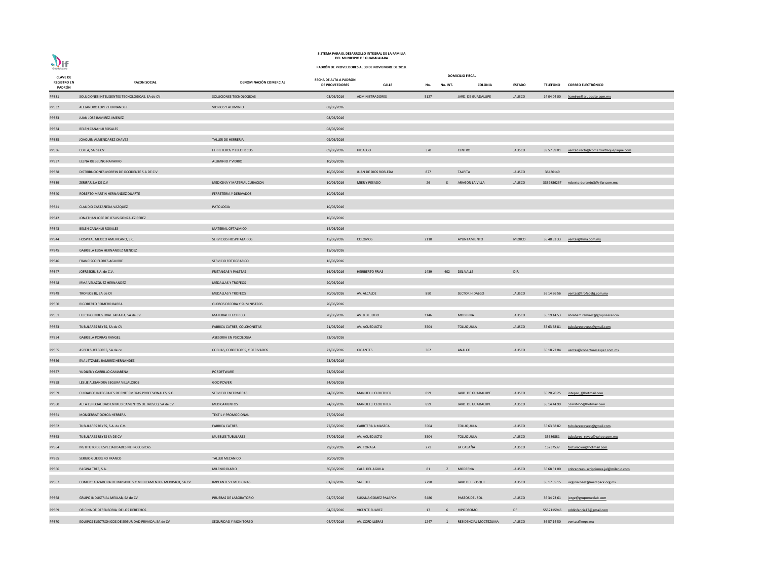SISTEMA PARA EL DESARROLLO INTEGRAL DE LA FAMILIA
DEL MUNICIPIO DE GUADALAJARA

PADRÓN DE PROVEEDORES AL 30 DE NOVIEMBRE DE 2018.

| CLAVE DE REGISTRO EN PADRÓN | RAZON SOCIAL | DENOMINACIÓN COMERCIAL | FECHA DE ALTA A PADRÓN DE PROVEEDORES | DOMICILIO FISCAL | | | | | | |
|---|---|---|---|---|---|---|---|---|---|---|
| | | | | CALLE | No. | No. INT. | COLONIA | ESTADO | TELEFONO | CORREO ELECTRÓNICO |
| PP331 | SOLUCIONES INTELIGENTES TECNOLOGICAS, SA de CV | SOLUCIONES TECNOLOGICAS | 03/06/2016 | ADMINISTRADORES | 5127 | | JARD. DE GUADALUPE | JALISCO | 14 04 04 00 | lramirez@grupposite.com.mx |
| PP332 | ALEJANDRO LOPEZ HERNANDEZ | VIDRIOS Y ALUMINIO | 08/06/2016 | | | | | | | |
| PP333 | JUAN JOSE RAMIREZ JIMENEZ | | 08/06/2016 | | | | | | | |
| PP334 | BELEN CANAHUI ROSALES | | 08/06/2016 | | | | | | | |
| PP335 | JOAQUIN ALMENDAREZ CHAVEZ | TALLER DE HERRERIA | 09/06/2016 | | | | | | | |
| PP336 | COTLA, SA de CV | FERRETEROS Y ELECTRICOS | 09/06/2016 | HIDALGO | 370 | | CENTRO | JALISCO | 39 57 89 01 | ventadirecta@comercialtlaquepaque.com |
| PP337 | ELENA RIEBELING NAVARRO | ALUMINIO Y VIDRIO | 10/06/2016 | | | | | | | |
| PP338 | DISTRIBUCIONES MORFIN DE OCCIDENTE S.A DE C.V | | 10/06/2016 | JUAN DE DIOS ROBLEDA | 877 | | TALPITA | JALISCO | 36430149 | |
| PP339 | ZERIFAR S.A DE C.V | MEDICINA Y MATERIAL CURACION | 10/06/2016 | MIER Y PESADO | 26 | K | ARAGON LA VILLA | JALISCO | 3339886237 | roberto.durando3@rifar.com.mx |
| PP340 | ROBERTO MARTIN HERNANDEZ DUARTE | FERRETERIA Y DERIVADOS | 10/06/2016 | | | | | | | |
| PP341 | CLAUDIO CASTAÑEDA VAZQUEZ | PATOLOGIA | 10/06/2016 | | | | | | | |
| PP342 | JONATHAN JOSE DE JESUS GONZALEZ PEREZ | | 10/06/2016 | | | | | | | |
| PP343 | BELEN CANAHUI ROSALES | MATERIAL OFTALMICO | 14/06/2016 | | | | | | | |
| PP344 | HOSPITAL MEXICO AMERICANO, S.C. | SERVICIOS HOSPITALARIOS | 15/06/2016 | COLOMOS | 2110 | | AYUNTAMIENTO | MEXICO | 36 48 33 33 | ventas@hma.com.mx |
| PP345 | GABRIELA ELISA HERNANDEZ MENDEZ | | 15/06/2016 | | | | | | | |
| PP346 | FRANCISCO FLORES AGUIRRE | SERVICIO FOTOGRAFICO | 16/06/2016 | | | | | | | |
| PP347 | JOFRESKIR, S.A. de C.V. | FRITANGAS Y PALETAS | 16/06/2016 | HERIBERTO FRIAS | 1439 | 402 | DEL VALLE | D.F. | | |
| PP348 | IRMA VELAZQUEZ HERNANDEZ | MEDALLAS Y TROFEOS | 20/06/2016 | | | | | | | |
| PP349 | TROFEOS BJ, SA de CV | MEDALLAS Y TROFEOS | 20/06/2016 | AV. ALCALDE | 890 | | SECTOR HIDALGO | JALISCO | 36 14 36 56 | ventas@trofeosbj.com.mx |
| PP350 | RIGOBERTO ROMERO BARBA | GLOBOS DECORA Y SUMINISTROS | 20/06/2016 | | | | | | | |
| PP351 | ELECTRO INDUSTRIAL TAPATIA, SA de CV | MATERIAL ELECTRICO | 20/06/2016 | AV. 8 DE JULIO | 1146 | | MODERNA | JALISCO | 36 19 14 53 | abraham.ramirez@grupoascencio |
| PP353 | TUBULARES REYES, SA de CV | FABRICA CATRES, COLCHONETAS | 21/06/2016 | AV. ACUEDUCTO | 3504 | | TOLUQUILLA | JALISCO | 35 63 68 81 | tubularesreyess@gmail.com |
| PP354 | GABRIELA PORRAS RANGEL | ASESORIA EN PSICOLOGIA | 23/06/2016 | | | | | | | |
| PP355 | ASPER SUCESORES, SA de cv | COBIJAS, COBERTORES, Y DERIVADOS | 23/06/2016 | GIGANTES | 302 | | ANALCO | JALISCO | 36 18 72 04 | ventas@cobertoresasper.com.mx |
| PP356 | EVA JETZABEL RAMIREZ HERNANDEZ | | 23/06/2016 | | | | | | | |
| PP357 | YUDILENY CARRILLO CAMARENA | PC SOFTWARE | 23/06/2016 | | | | | | | |
| PP358 | LESLIE ALEJANDRA SEGURA VILLALOBOS | GOO POWER | 24/06/2016 | | | | | | | |
| PP359 | CUIDADOS INTEGRALES DE ENFERMERAS PROFESIONALES, S.C. | SERVICIO ENFERMERAS | 24/06/2016 | MANUEL J. CLOUTHIER | 899 | | JARD. DE GUADALUPE | JALISCO | 36 20 70 25 | intepro_@hotmail.com |
| PP360 | ALTA ESPECIALIDAD EN MEDICAMENTOS DE JALISCO, SA de CV | MEDICAMENTOS | 24/06/2016 | MANUEL J. CLOUTHIER | 899 | | JARD. DE GUADALUPE | JALISCO | 36 14 44 99 | Szarate55@hotmail.com |
| PP361 | MONSERRAT OCHOA HERRERA | TEXTIL Y PROMOCIONAL | 27/06/2016 | | | | | | | |
| PP362 | TUBULARES REYES, S.A. de C.V. | FABRICA CATRES | 27/06/2016 | CARRTERA A MASECA | 3504 | | TOLUQUILLA | JALISCO | 35 63 68 82 | tubularesreyess@gmail.com |
| PP363 | TUBULARES REYES SA DE CV | MUEBLES TUBULARES | 27/06/2016 | AV. ACUEDUCTO | 3504 | | TOLUQUILLA | JALISCO | 35636881 | tubulares_reyes@yahoo.com.mx |
| PP364 | INSTITUTO DE ESPECIALIDADES NEFROLOGICAS | | 29/06/2016 | AV. TONALA | 271 | | LA CABAÑA | JALISCO | 15237537 | facturacion@hotmail.com |
| PP365 | SERGIO GUERRERO FRANCO | TALLER MECANICO | 30/06/2016 | | | | | | | |
| PP366 | PAGINA TRES, S.A. | MILENIO DIARIO | 30/06/2016 | CALZ. DEL AGUILA | 81 | Z | MODERNA | JALISCO | 36 68 31 00 | cobranzassuscripciones.jal@milenio.com |
| PP367 | COMERCIALIZADORA DE IMPLANTES Y MEDICAMENTOS MEDIPACK, SA CV | IMPLANTES Y MEDICINAS | 01/07/2016 | SATELITE | 2790 | | JARD DEL BOSQUE | JALISCO | 36 17 35 15 | virginia.baez@medipack.org.mx |
| PP368 | GRUPO INDUSTRIAL MEXLAB, SA de CV | PRUEBAS DE LABORATORIO | 04/07/2016 | SUSANA GOMEZ PALAFOX | 5486 | | PASEOS DEL SOL | JALISCO | 36 34 23 61 | jorge@grupomexlab.com |
| PP369 | OFICINA DE DEFENSORIA DE LOS DERECHOS | | 04/07/2016 | VICENTE SUAREZ | 17 | 6 | HIPODROMO | DF | 5552115946 | oddinfancia17@gmail.com |
| PP370 | EQUIPOS ELECTRONICOS DE SEGURIDAD PRIVADA, SA de CV | SEGURIDAD Y MONITOREO | 04/07/2016 | AV. CORDILLERAS | 1247 | 1 | RESIDENCIAL MOCTEZUMA | JALISCO | 36 57 14 50 | ventas@eeps.mx |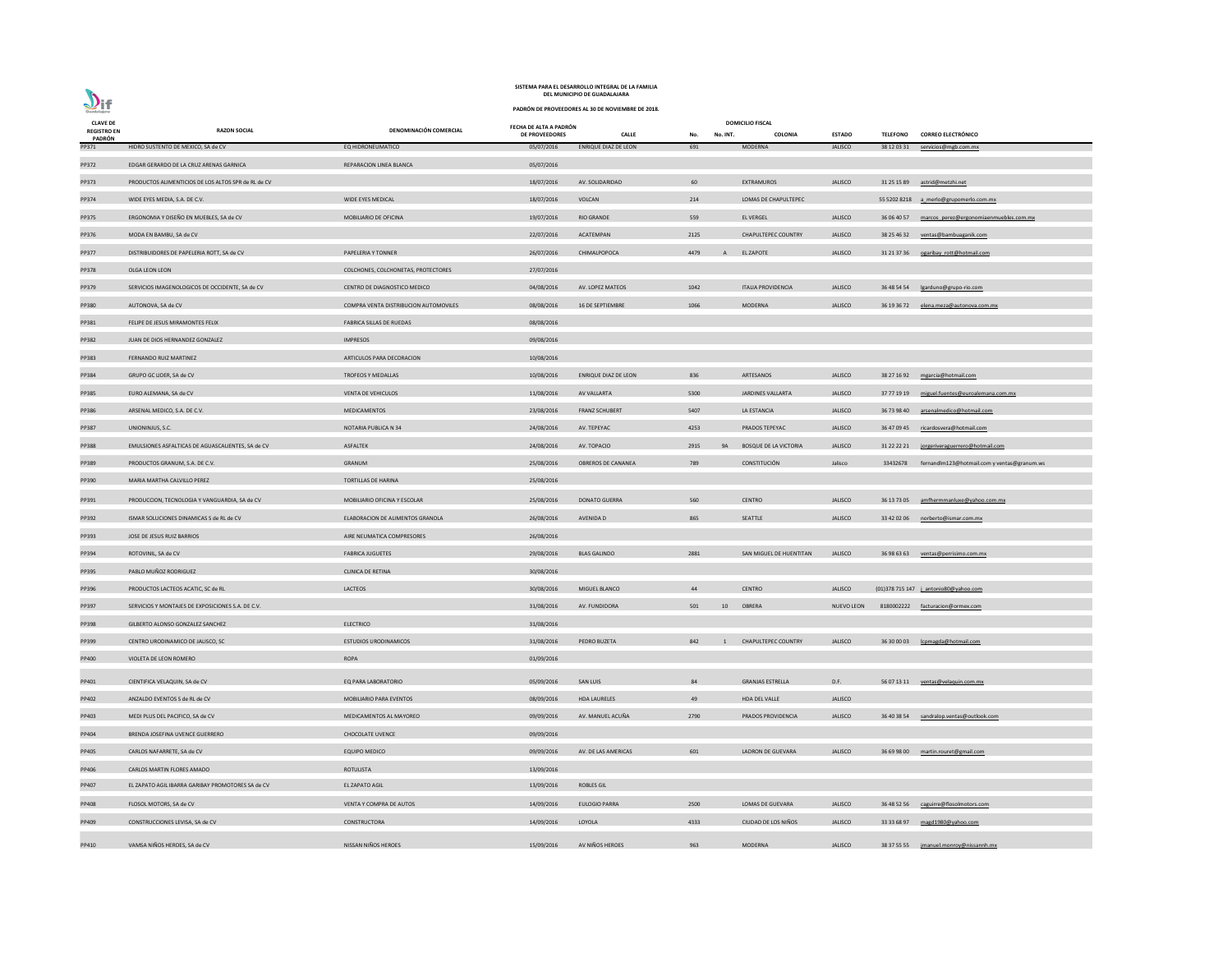SISTEMA PARA EL DESARROLLO INTEGRAL DE LA FAMILIA
DEL MUNICIPIO DE GUADALAJARA

PADRÓN DE PROVEEDORES AL 30 DE NOVIEMBRE DE 2018.

| CLAVE DE REGISTRO EN PADRÓN | RAZON SOCIAL | DENOMINACIÓN COMERCIAL | FECHA DE ALTA A PADRÓN DE PROVEEDORES | DOMICILIO FISCAL CALLE | No. | No. INT. | COLONIA | ESTADO | TELEFONO | CORREO ELECTRÓNICO |
|---|---|---|---|---|---|---|---|---|---|---|
| PP371 | HIDRO SUSTENTO DE MEXICO, SA de CV | EQ HIDRONEUMATICO | 05/07/2016 | ENRIQUE DIAZ DE LEON | 691 | | MODERNA | JALISCO | 38 12 03 31 | servicios@mgb.com.mx |
| PP372 | EDGAR GERARDO DE LA CRUZ ARENAS GARNICA | REPARACION LINEA BLANCA | 05/07/2016 | | | | | | | |
| PP373 | PRODUCTOS ALIMENTICIOS DE LOS ALTOS SPR de RL de CV | | 18/07/2016 | AV. SOLIDARIDAD | 60 | | EXTRAMUROS | JALISCO | 31 25 15 89 | astrid@metzhi.net |
| PP374 | WIDE EYES MEDIA, S.A. DE C.V. | WIDE EYES MEDICAL | 18/07/2016 | VOLCAN | 214 | | LOMAS DE CHAPULTEPEC | | 55 5202 8218 | a_merlo@grupomerlo.com.mx |
| PP375 | ERGONOMIA Y DISEÑO EN MUEBLES, SA de CV | MOBILIARIO DE OFICINA | 19/07/2016 | RIO GRANDE | 559 | | EL VERGEL | JALISCO | 36 06 40 57 | marcos_perez@ergonomiaenmuebles.com.mx |
| PP376 | MODA EN BAMBU, SA de CV | | 22/07/2016 | ACATEMPAN | 2125 | | CHAPULTEPEC COUNTRY | JALISCO | 38 25 46 32 | ventas@bambuaganik.com |
| PP377 | DISTRIBUIDORES DE PAPELERIA ROTT, SA de CV | PAPELERIA Y TONNER | 26/07/2016 | CHIMALPOPOCA | 4479 | A | EL ZAPOTE | JALISCO | 31 21 37 36 | ogaribay_rott@hotmail.com |
| PP378 | OLGA LEON LEON | COLCHONES, COLCHONETAS, PROTECTORES | 27/07/2016 | | | | | | | |
| PP379 | SERVICIOS IMAGENOLOGICOS DE OCCIDENTE, SA de CV | CENTRO DE DIAGNOSTICO MEDICO | 04/08/2016 | AV. LOPEZ MATEOS | 1042 | | ITALIA PROVIDENCIA | JALISCO | 36 48 54 54 | lgarduno@grupo-rio.com |
| PP380 | AUTONOVA, SA de CV | COMPRA VENTA DISTRIBUCION AUTOMOVILES | 08/08/2016 | 16 DE SEPTIEMBRE | 1066 | | MODERNA | JALISCO | 36 19 36 72 | elena.meza@autonova.com.mx |
| PP381 | FELIPE DE JESUS MIRAMONTES FELIX | FABRICA SILLAS DE RUEDAS | 08/08/2016 | | | | | | | |
| PP382 | JUAN DE DIOS HERNANDEZ GONZALEZ | IMPRESOS | 09/08/2016 | | | | | | | |
| PP383 | FERNANDO RUIZ MARTINEZ | ARTICULOS PARA DECORACION | 10/08/2016 | | | | | | | |
| PP384 | GRUPO GC LIDER, SA de CV | TROFEOS Y MEDALLAS | 10/08/2016 | ENRIQUE DIAZ DE LEON | 836 | | ARTESANOS | JALISCO | 38 27 16 92 | mgarcia@hotmail.com |
| PP385 | EURO ALEMANA, SA de CV | VENTA DE VEHICULOS | 11/08/2016 | AV VALLARTA | 5300 | | JARDINES VALLARTA | JALISCO | 37 77 19 19 | miguel.fuentes@euroalemana.com.mx |
| PP386 | ARSENAL MEDICO, S.A. DE C.V. | MEDICAMENTOS | 23/08/2016 | FRANZ SCHUBERT | 5407 | | LA ESTANCIA | JALISCO | 36 73 98 40 | arsenalmedico@hotmail.com |
| PP387 | UNIONINJUS, S.C. | NOTARIA PUBLICA N 34 | 24/08/2016 | AV. TEPEYAC | 4253 | | PRADOS TEPEYAC | JALISCO | 36 47 09 45 | ricardosvera@hotmail.com |
| PP388 | EMULSIONES ASFALTICAS DE AGUASCALIENTES, SA de CV | ASFALTEK | 24/08/2016 | AV. TOPACIO | 2915 | 9A | BOSQUE DE LA VICTORIA | JALISCO | 31 22 22 21 | jorgeriveraguerrero@hotmail.com |
| PP389 | PRODUCTOS GRANUM, S.A. DE C.V. | GRANUM | 25/08/2016 | OBREROS DE CANANEA | 789 | | CONSTITUCIÓN | Jalisco | 33432678 | fernandlm123@hotmail.com y ventas@granum.ws |
| PP390 | MARIA MARTHA CALVILLO PEREZ | TORTILLAS DE HARINA | 25/08/2016 | | | | | | | |
| PP391 | PRODUCCION, TECNOLOGIA Y VANGUARDIA, SA de CV | MOBILIARIO OFICINA Y ESCOLAR | 25/08/2016 | DONATO GUERRA | 560 | | CENTRO | JALISCO | 36 13 73 05 | amfhermmanluxe@yahoo.com.mx |
| PP392 | ISMAR SOLUCIONES DINAMICAS S de RL de CV | ELABORACION DE ALIMENTOS GRANOLA | 26/08/2016 | AVENIDA D | 865 | | SEATTLE | JALISCO | 33 42 02 06 | norberto@ismar.com.mx |
| PP393 | JOSE DE JESUS RUIZ BARRIOS | AIRE NEUMATICA COMPRESORES | 26/08/2016 | | | | | | | |
| PP394 | ROTOVINIL, SA de CV | FABRICA JUGUETES | 29/08/2016 | BLAS GALINDO | 2881 | | SAN MIGUEL DE HUENTITAN | JALISCO | 36 98 63 63 | ventas@perrisimo.com.mx |
| PP395 | PABLO MUÑOZ RODRIGUEZ | CLINICA DE RETINA | 30/08/2016 | | | | | | | |
| PP396 | PRODUCTOS LACTEOS ACATIC, SC de RL | LACTEOS | 30/08/2016 | MIGUEL BLANCO | 44 | | CENTRO | JALISCO | (01)378 715 147 | j_antonio80@yahoo.com |
| PP397 | SERVICIOS Y MONTAJES DE EXPOSICIONES S.A. DE C.V. | | 31/08/2016 | AV. FUNDIDORA | 501 | 10 | OBRERA | NUEVO LEON | 8180002222 | facturacion@ormex.com |
| PP398 | GILBERTO ALONSO GONZALEZ SANCHEZ | ELECTRICO | 31/08/2016 | | | | | | | |
| PP399 | CENTRO URODINAMICO DE JALISCO, SC | ESTUDIOS URODINAMICOS | 31/08/2016 | PEDRO BUZETA | 842 | 1 | CHAPULTEPEC COUNTRY | JALISCO | 36 30 00 03 | lcpmagda@hotmail.com |
| PP400 | VIOLETA DE LEON ROMERO | ROPA | 01/09/2016 | | | | | | | |
| PP401 | CIENTIFICA VELAQUIN, SA de CV | EQ PARA LABORATORIO | 05/09/2016 | SAN LUIS | 84 | | GRANJAS ESTRELLA | D.F. | 56 07 13 11 | ventas@velaquin.com.mx |
| PP402 | ANZALDO EVENTOS S de RL de CV | MOBILIARIO PARA EVENTOS | 08/09/2016 | HDA LAURELES | 49 | | HDA DEL VALLE | JALISCO | | |
| PP403 | MEDI PLUS DEL PACIFICO, SA de CV | MEDICAMENTOS AL MAYOREO | 09/09/2016 | AV. MANUEL ACUÑA | 2790 | | PRADOS PROVIDENCIA | JALISCO | 36 40 38 54 | sandralop.ventas@outlook.com |
| PP404 | BRENDA JOSEFINA UVENCE GUERRERO | CHOCOLATE UVENCE | 09/09/2016 | | | | | | | |
| PP405 | CARLOS NAFARRETE, SA de CV | EQUIPO MEDICO | 09/09/2016 | AV. DE LAS AMERICAS | 601 | | LADRON DE GUEVARA | JALISCO | 36 69 98 00 | martin.rouret@gmail.com |
| PP406 | CARLOS MARTIN FLORES AMADO | ROTULISTA | 13/09/2016 | | | | | | | |
| PP407 | EL ZAPATO AGIL IBARRA GARIBAY PROMOTORES SA de CV | EL ZAPATO AGIL | 13/09/2016 | ROBLES GIL | | | | | | |
| PP408 | FLOSOL MOTORS, SA de CV | VENTA Y COMPRA DE AUTOS | 14/09/2016 | EULOGIO PARRA | 2500 | | LOMAS DE GUEVARA | JALISCO | 36 48 52 56 | caguirre@flosolmotors.com |
| PP409 | CONSTRUCCIONES LEVISA, SA de CV | CONSTRUCTORA | 14/09/2016 | LOYOLA | 4333 | | CIUDAD DE LOS NIÑOS | JALISCO | 33 33 68 97 | magd1980@yahoo.com |
| PP410 | VAMSA NIÑOS HEROES, SA de CV | NISSAN NIÑOS HEROES | 15/09/2016 | AV NIÑOS HEROES | 963 | | MODERNA | JALISCO | 38 37 55 55 | jmanuel.monroy@nissannh.mx |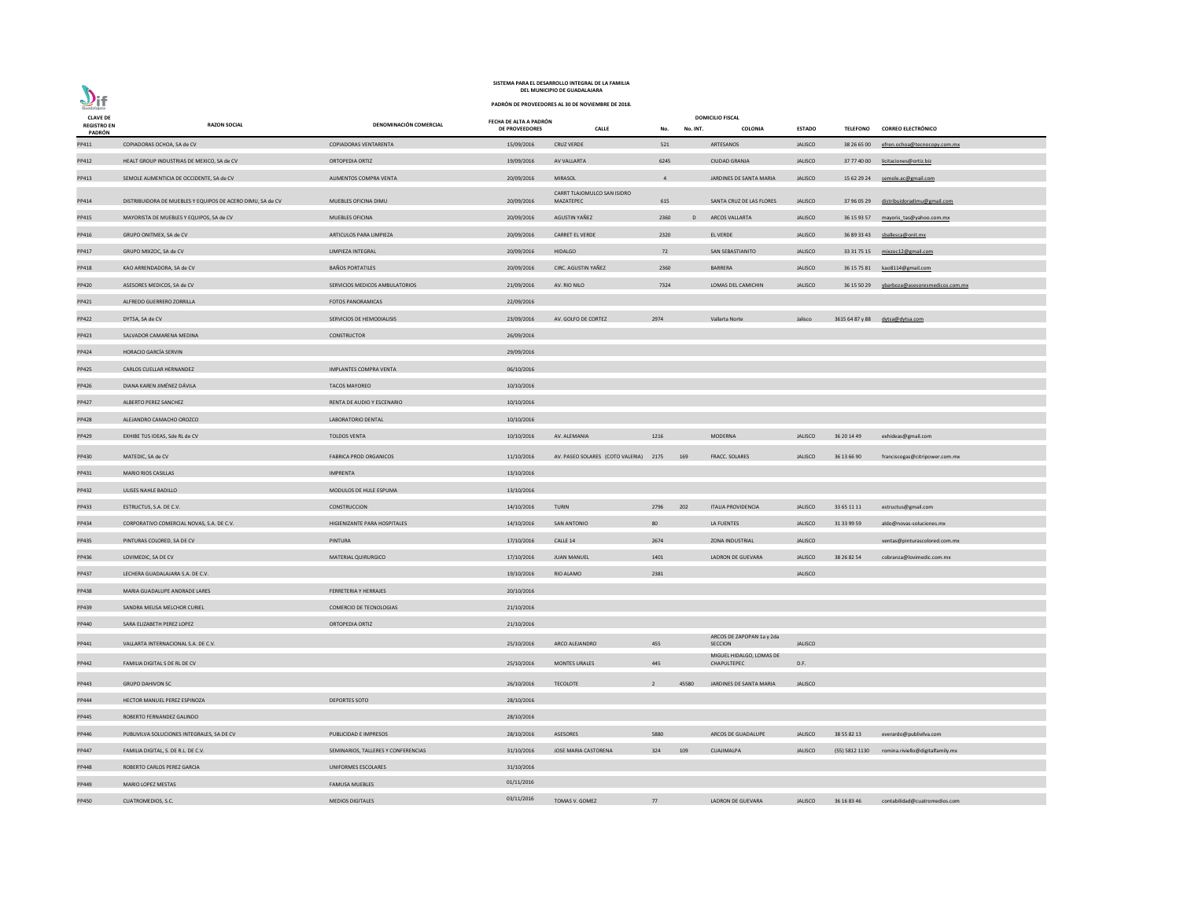SISTEMA PARA EL DESARROLLO INTEGRAL DE LA FAMILIA
DEL MUNICIPIO DE GUADALAJARA

PADRÓN DE PROVEEDORES AL 30 DE NOVIEMBRE DE 2018.

| CLAVE DE REGISTRO EN PADRÓN | RAZON SOCIAL | DENOMINACIÓN COMERCIAL | FECHA DE ALTA A PADRÓN DE PROVEEDORES | DOMICILIO FISCAL CALLE | No. | No. INT. | COLONIA | ESTADO | TELEFONO | CORREO ELECTRÓNICO |
|---|---|---|---|---|---|---|---|---|---|---|
| PP411 | COPIADORAS OCHOA, SA de CV | COPIADORAS VENTARENTA | 15/09/2016 | CRUZ VERDE | 521 | | ARTESANOS | JALISCO | 38 26 65 00 | efren.ochoa@tecnocopy.com.mx |
| PP412 | HEALT GROUP INDUSTRIAS DE MEXICO, SA de CV | ORTOPEDIA ORTIZ | 19/09/2016 | AV VALLARTA | 6245 | | CIUDAD GRANJA | JALISCO | 37 77 40 00 | licitaciones@ortiz.biz |
| PP413 | SEMOLE ALIMENTICIA DE OCCIDENTE, SA de CV | ALIMENTOS COMPRA VENTA | 20/09/2016 | MIRASOL | 4 | | JARDINES DE SANTA MARIA | JALISCO | 15 62 29 24 | semole.ac@gmail.com |
| PP414 | DISTRIBUIDORA DE MUEBLES Y EQUIPOS DE ACERO DIMU, SA de CV | MUEBLES OFICINA DIMU | 20/09/2016 | CARRT TLAJOMULCO SAN ISIDRO MAZATEPEC | 615 | | SANTA CRUZ DE LAS FLORES | JALISCO | 37 96 05 29 | distribuidoradimu@gmail.com |
| PP415 | MAYORISTA DE MUEBLES Y EQUIPOS, SA de CV | MUEBLES OFICINA | 20/09/2016 | AGUSTIN YAÑEZ | 2360 | D | ARCOS VALLARTA | JALISCO | 36 15 93 57 | mayoris_tas@yahoo.com.mx |
| PP416 | GRUPO ONITMEX, SA de CV | ARTICULOS PARA LIMPIEZA | 20/09/2016 | CARRET EL VERDE | 2320 | | EL VERDE | JALISCO | 36 89 33 43 | sballesca@onit.mx |
| PP417 | GRUPO MIXZOC, SA de CV | LIMPIEZA INTEGRAL | 20/09/2016 | HIDALGO | 72 | | SAN SEBASTIANITO | JALISCO | 33 31 75 15 | mixzoc12@gmail.com |
| PP418 | KAO ARRENDADORA, SA de CV | BAÑOS PORTATILES | 20/09/2016 | CIRC. AGUSTIN YAÑEZ | 2360 | | BARRERA | JALISCO | 36 15 75 81 | kao8114@gmail.com |
| PP420 | ASESORES MEDICOS, SA de CV | SERVICIOS MEDICOS AMBULATORIOS | 21/09/2016 | AV. RIO NILO | 7324 | | LOMAS DEL CAMICHIN | JALISCO | 36 15 50 29 | ybarboza@asesoresmedicos.com.mx |
| PP421 | ALFREDO GUERRERO ZORRILLA | FOTOS PANORAMICAS | 22/09/2016 | | | | | | | |
| PP422 | DYTSA, SA de CV | SERVICIOS DE HEMODIALISIS | 23/09/2016 | AV. GOLFO DE CORTEZ | 2974 | | Vallarta Norte | Jalisco | 3615 64 87 y 88 | dytsa@dytsa.com |
| PP423 | SALVADOR CAMARENA MEDINA | CONSTRUCTOR | 26/09/2016 | | | | | | | |
| PP424 | HORACIO GARCÍA SERVIN | | 29/09/2016 | | | | | | | |
| PP425 | CARLOS CUELLAR HERNANDEZ | IMPLANTES COMPRA VENTA | 06/10/2016 | | | | | | | |
| PP426 | DIANA KAREN JIMÉNEZ DÁVILA | TACOS MAYOREO | 10/10/2016 | | | | | | | |
| PP427 | ALBERTO PEREZ SANCHEZ | RENTA DE AUDIO Y ESCENARIO | 10/10/2016 | | | | | | | |
| PP428 | ALEJANDRO CAMACHO OROZCO | LABORATORIO DENTAL | 10/10/2016 | | | | | | | |
| PP429 | EXHIBE TUS IDEAS, SdeRL de CV | TOLDOS VENTA | 10/10/2016 | AV. ALEMANIA | 1216 | | MODERNA | JALISCO | 36 20 14 49 | exhideas@gmail.com |
| PP430 | MATEDIC, SA de CV | FABRICA PROD ORGANICOS | 11/10/2016 | AV. PASEO SOLARES (COTO VALERIA) | 2175 | 169 | FRACC. SOLARES | JALISCO | 36 13 66 90 | franciscogas@citripower.com.mx |
| PP431 | MARIO RIOS CASILLAS | IMPRENTA | 13/10/2016 | | | | | | | |
| PP432 | ULISES NAHLE BADILLO | MODULOS DE HULE ESPUMA | 13/10/2016 | | | | | | | |
| PP433 | ESTRUCTUS, S.A. DE C.V. | CONSTRUCCION | 14/10/2016 | TURIN | 2796 | 202 | ITALIA PROVIDENCIA | JALISCO | 33 65 11 11 | estructus@gmail.com |
| PP434 | CORPORATIVO COMERCIAL NOVAS, S.A. DE C.V. | HIGIENIZANTE PARA HOSPITALES | 14/10/2016 | SAN ANTONIO | 80 | | LA FUENTES | JALISCO | 31 33 99 59 | aldo@novas-soluciones.mx |
| PP435 | PINTURAS COLORED, SA DE CV | PINTURA | 17/10/2016 | CALLE 14 | 2674 | | ZONA INDUSTRIAL | JALISCO | | ventas@pinturascolored.com.mx |
| PP436 | LOVIMEDIC, SA DE CV | MATERIAL QUIRURGICO | 17/10/2016 | JUAN MANUEL | 1401 | | LADRON DE GUEVARA | JALISCO | 38 26 82 54 | cobranza@lovimedic.com.mx |
| PP437 | LECHERA GUADALAJARA S.A. DE C.V. | | 19/10/2016 | RIO ALAMO | 2381 | | | JALISCO | | |
| PP438 | MARIA GUADALUPE ANDRADE LARES | FERRETERIA Y HERRAJES | 20/10/2016 | | | | | | | |
| PP439 | SANDRA MELISA MELCHOR CURIEL | COMERCIO DE TECNOLOGIAS | 21/10/2016 | | | | | | | |
| PP440 | SARA ELIZABETH PEREZ LOPEZ | ORTOPEDIA ORTIZ | 21/10/2016 | | | | | | | |
| PP441 | VALLARTA INTERNACIONAL S.A. DE C.V. | | 25/10/2016 | ARCO ALEJANDRO | 455 | | ARCOS DE ZAPOPAN 1a y 2da SECCION | JALISCO | | |
| PP442 | FAMILIA DIGITAL S DE RL DE CV | | 25/10/2016 | MONTES URALES | 445 | | MIGUEL HIDALGO, LOMAS DE CHAPULTEPEC | D.F. | | |
| PP443 | GRUPO DAHIVON SC | | 26/10/2016 | TECOLOTE | 2 | 45580 | JARDINES DE SANTA MARIA | JALISCO | | |
| PP444 | HECTOR MANUEL PEREZ ESPINOZA | DEPORTES SOTO | 28/10/2016 | | | | | | | |
| PP445 | ROBERTO FERNANDEZ GALINDO | | 28/10/2016 | | | | | | | |
| PP446 | PUBLIVILVA SOLUCIONES INTEGRALES, SA DE CV | PUBLICIDAD E IMPRESOS | 28/10/2016 | ASESORES | 5880 | | ARCOS DE GUADALUPE | JALISCO | 38 55 82 13 | everardo@publivilva.com |
| PP447 | FAMILIA DIGITAL, S. DE R.L. DE C.V. | SEMINARIOS, TALLERES Y CONFERENCIAS | 31/10/2016 | JOSE MARIA CASTORENA | 324 | 109 | CUAJIMALPA | JALISCO | (55) 5812 1130 | romina.riviello@digitalfamily.mx |
| PP448 | ROBERTO CARLOS PEREZ GARCIA | UNIFORMES ESCOLARES | 31/10/2016 | | | | | | | |
| PP449 | MARIO LOPEZ MESTAS | FAMUSA MUEBLES | 01/11/2016 | | | | | | | |
| PP450 | CUATROMEDIOS, S.C. | MEDIOS DIGITALES | 03/11/2016 | TOMAS V. GOMEZ | 77 | | LADRON DE GUEVARA | JALISCO | 36 16 83 46 | contabilidad@cuatromedios.com |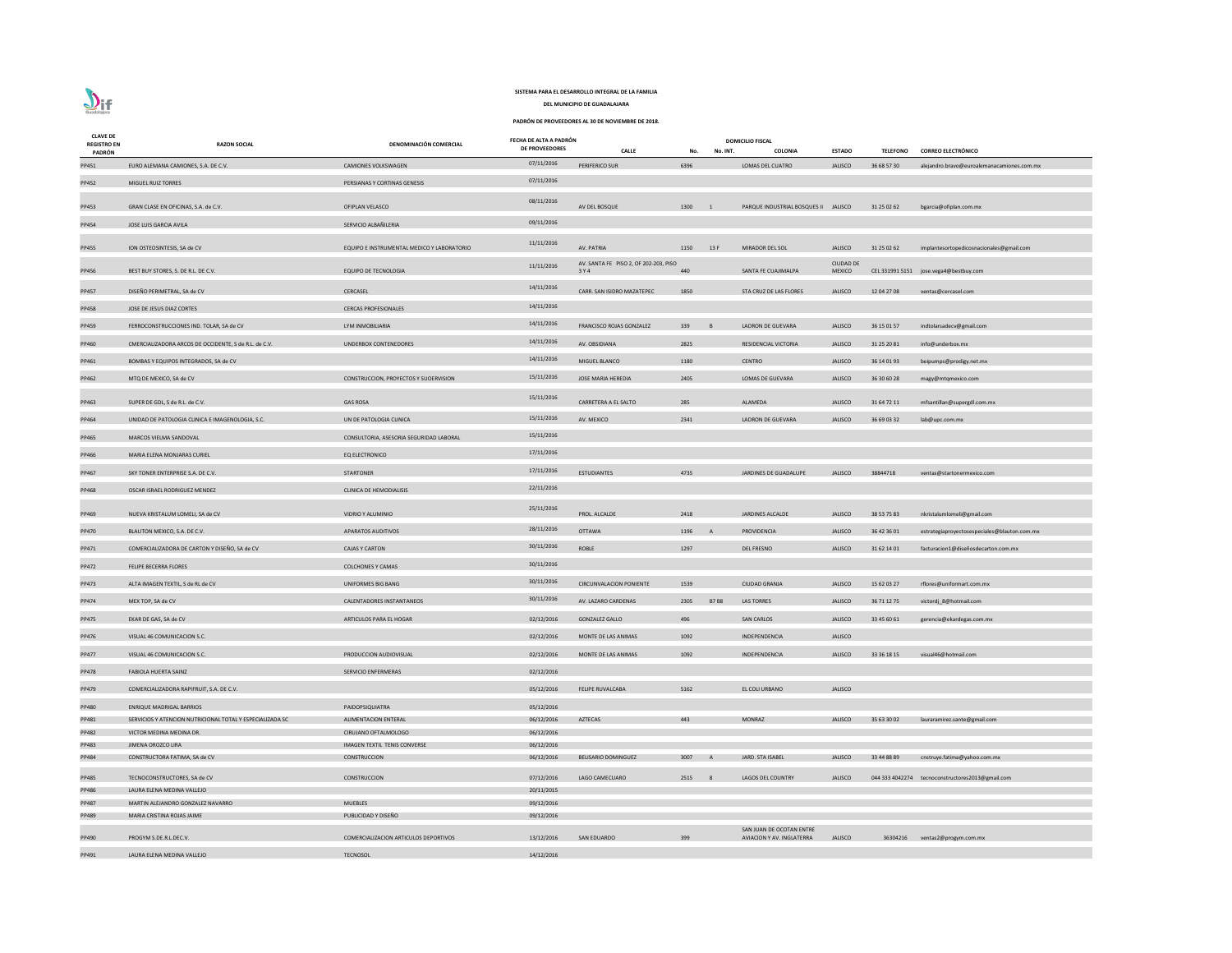SISTEMA PARA EL DESARROLLO INTEGRAL DE LA FAMILIA

DEL MUNICIPIO DE GUADALAJARA

PADRÓN DE PROVEEDORES AL 30 DE NOVIEMBRE DE 2018.

| CLAVE DE REGISTRO EN PADRÓN | RAZON SOCIAL | DENOMINACIÓN COMERCIAL | FECHA DE ALTA A PADRÓN DE PROVEEDORES | DOMICILIO FISCAL CALLE | No. | No. INT. | COLONIA | ESTADO | TELEFONO | CORREO ELECTRÓNICO |
|---|---|---|---|---|---|---|---|---|---|---|
| PP451 | EURO ALEMANA CAMIONES, S.A. DE C.V. | CAMIONES VOLKSWAGEN | 07/11/2016 | PERIFERICO SUR | 6396 | | LOMAS DEL CUATRO | JALISCO | 36 68 57 30 | alejandro.bravo@euroalemanacamiones.com.mx |
| PP452 | MIGUEL RUIZ TORRES | PERSIANAS Y CORTINAS GENESIS | 07/11/2016 | | | | | | | |
| PP453 | GRAN CLASE EN OFICINAS, S.A. de C.V. | OFIPLAN VELASCO | 08/11/2016 | AV DEL BOSQUE | 1300 | 1 | PARQUE INDUSTRIAL BOSQUES II | JALISCO | 31 25 02 62 | bgarcia@ofiplan.com.mx |
| PP454 | JOSE LUIS GARCIA AVILA | SERVICIO ALBAÑILERIA | 09/11/2016 | | | | | | | |
| PP455 | ION OSTEOSINTESIS, SA de CV | EQUIPO E INSTRUMENTAL MEDICO Y LABORATORIO | 11/11/2016 | AV. PATRIA | 1150 | 13 F | MIRADOR DEL SOL | JALISCO | 31 25 02 62 | implantesortopedicosnacionales@gmail.com |
| PP456 | BEST BUY STORES, S. DE R.L. DE C.V. | EQUIPO DE TECNOLOGIA | 11/11/2016 | AV. SANTA FE PISO 2, OF 202-203, PISO 3 Y 4 | 440 | | SANTA FE CUAJIMALPA | CIUDAD DE MEXICO | CEL 331991 5151 | jose.vega4@bestbuy.com |
| PP457 | DISEÑO PERIMETRAL, SA de CV | CERCASEL | 14/11/2016 | CARR. SAN ISIDRO MAZATEPEC | 1850 | | STA CRUZ DE LAS FLORES | JALISCO | 12 04 27 08 | ventas@cercasel.com |
| PP458 | JOSE DE JESUS DIAZ CORTES | CERCAS PROFESIONALES | 14/11/2016 | | | | | | | |
| PP459 | FERROCONSTRUCCIONES IND. TOLAR, SA de CV | LYM INMOBILIARIA | 14/11/2016 | FRANCISCO ROJAS GONZALEZ | 339 | B | LADRON DE GUEVARA | JALISCO | 36 15 01 57 | indtolarsadecv@gmail.com |
| PP460 | CMERCIALIZADORA ARCOS DE OCCIDENTE, S de R.L. de C.V. | UNDERBOX CONTENEDORES | 14/11/2016 | AV. OBSIDIANA | 2825 | | RESIDENCIAL VICTORIA | JALISCO | 31 25 20 81 | info@underbox.mx |
| PP461 | BOMBAS Y EQUIPOS INTEGRADOS, SA de CV | | 14/11/2016 | MIGUEL BLANCO | 1180 | | CENTRO | JALISCO | 36 14 01 93 | beipumps@prodigy.net.mx |
| PP462 | MTQ DE MEXICO, SA de CV | CONSTRUCCION, PROYECTOS Y SUOERVISION | 15/11/2016 | JOSE MARIA HEREDIA | 2405 | | LOMAS DE GUEVARA | JALISCO | 36 30 60 28 | magy@mtqmexico.com |
| PP463 | SUPER DE GDL, S de R.L. de C.V. | GAS ROSA | 15/11/2016 | CARRETERA A EL SALTO | 285 | | ALAMEDA | JALISCO | 31 64 72 11 | mfsantillan@supergdl.com.mx |
| PP464 | UNIDAD DE PATOLOGIA CLINICA E IMAGENOLOGIA, S.C. | UN DE PATOLOGIA CLINICA | 15/11/2016 | AV. MEXICO | 2341 | | LADRON DE GUEVARA | JALISCO | 36 69 03 32 | lab@upc.com.mx |
| PP465 | MARCOS VIELMA SANDOVAL | CONSULTORIA, ASESORIA SEGURIDAD LABORAL | 15/11/2016 | | | | | | | |
| PP466 | MARIA ELENA MONJARAS CURIEL | EQ ELECTRONICO | 17/11/2016 | | | | | | | |
| PP467 | SKY TONER ENTERPRISE S.A. DE C.V. | STARTONER | 17/11/2016 | ESTUDIANTES | 4735 | | JARDINES DE GUADALUPE | JALISCO | 38844718 | ventas@startonermexico.com |
| PP468 | OSCAR ISRAEL RODRIGUEZ MENDEZ | CLINICA DE HEMODIALISIS | 22/11/2016 | | | | | | | |
| PP469 | NUEVA KRISTALUM LOMELI, SA de CV | VIDRIO Y ALUMINIO | 25/11/2016 | PROL. ALCALDE | 2418 | | JARDINES ALCALDE | JALISCO | 38 53 75 83 | nkristalumlomeli@gmail.com |
| PP470 | BLAUTON MEXICO, S.A. DE C.V. | APARATOS AUDITIVOS | 28/11/2016 | OTTAWA | 1196 | A | PROVIDENCIA | JALISCO | 36 42 36 01 | estrategiaproyectosespeciales@blauton.com.mx |
| PP471 | COMERCIALIZADORA DE CARTON Y DISEÑO, SA de CV | CAJAS Y CARTON | 30/11/2016 | ROBLE | 1297 | | DEL FRESNO | JALISCO | 31 62 14 01 | facturacion1@diseñosdecarton.com.mx |
| PP472 | FELIPE BECERRA FLORES | COLCHONES Y CAMAS | 30/11/2016 | | | | | | | |
| PP473 | ALTA IMAGEN TEXTIL, S de RL de CV | UNIFORMES BIG BANG | 30/11/2016 | CIRCUNVALACION PONIENTE | 1539 | | CIUDAD GRANJA | JALISCO | 15 62 03 27 | rflores@uniformart.com.mx |
| PP474 | MEX TOP, SA de CV | CALENTADORES INSTANTANEOS | 30/11/2016 | AV. LAZARO CARDENAS | 2305 | B7 B8 | LAS TORRES | JALISCO | 36 71 12 75 | victordj_8@hotmail.com |
| PP475 | EKAR DE GAS, SA de CV | ARTICULOS PARA EL HOGAR | 02/12/2016 | GONZALEZ GALLO | 496 | | SAN CARLOS | JALISCO | 33 45 60 61 | gerencia@ekardegas.com.mx |
| PP476 | VISUAL 46 COMUNICACION S.C. | | 02/12/2016 | MONTE DE LAS ANIMAS | 1092 | | INDEPENDENCIA | JALISCO | | |
| PP477 | VISUAL 46 COMUNICACION S.C. | PRODUCCION AUDIOVISUAL | 02/12/2016 | MONTE DE LAS ANIMAS | 1092 | | INDEPENDENCIA | JALISCO | 33 36 18 15 | visual46@hotmail.com |
| PP478 | FABIOLA HUERTA SAINZ | SERVICIO ENFERMERAS | 02/12/2016 | | | | | | | |
| PP479 | COMERCIALIZADORA RAPIFRUIT, S.A. DE C.V. | | 05/12/2016 | FELIPE RUVALCABA | 5162 | | EL COLI URBANO | JALISCO | | |
| PP480 | ENRIQUE MADRIGAL BARRIOS | PAIDOPSIQUIATRA | 05/12/2016 | | | | | | | |
| PP481 | SERVICIOS Y ATENCION NUTRICIONAL TOTAL Y ESPECIALIZADA SC | ALIMENTACION ENTERAL | 06/12/2016 | AZTECAS | 443 | | MONRAZ | JALISCO | 35 63 30 02 | lauraramirez.sante@gmail.com |
| PP482 | VICTOR MEDINA MEDINA DR. | CIRUJANO OFTALMOLOGO | 06/12/2016 | | | | | | | |
| PP483 | JIMENA OROZCO LIRA | IMAGEN TEXTIL TENIS CONVERSE | 06/12/2016 | | | | | | | |
| PP484 | CONSTRUCTORA FATIMA, SA de CV | CONSTRUCCION | 06/12/2016 | BELISARIO DOMINGUEZ | 3007 | A | JARD. STA ISABEL | JALISCO | 33 44 88 89 | cnstruye.fatima@yahoo.com.mx |
| PP485 | TECNOCONSTRUCTORES, SA de CV | CONSTRUCCION | 07/12/2016 | LAGO CAMECUARO | 2515 | 8 | LAGOS DEL COUNTRY | JALISCO | 044 333 4042274 | tecnoconstructores2013@gmail.com |
| PP486 | LAURA ELENA MEDINA VALLEJO | | 20/11/2015 | | | | | | | |
| PP487 | MARTIN ALEJANDRO GONZALEZ NAVARRO | MUEBLES | 09/12/2016 | | | | | | | |
| PP489 | MARIA CRISTINA ROJAS JAIME | PUBLICIDAD Y DISEÑO | 09/12/2016 | | | | | | | |
| PP490 | PROGYM S.DE.R.L.DEC.V. | COMERCIALIZACION ARTICULOS DEPORTIVOS | 13/12/2016 | SAN EDUARDO | 399 | | SAN JUAN DE OCOTAN ENTRE AVIACION Y AV. INGLATERRA | JALISCO | 36304216 | ventas2@progym.com.mx |
| PP491 | LAURA ELENA MEDINA VALLEJO | TECNOSOL | 14/12/2016 | | | | | | | |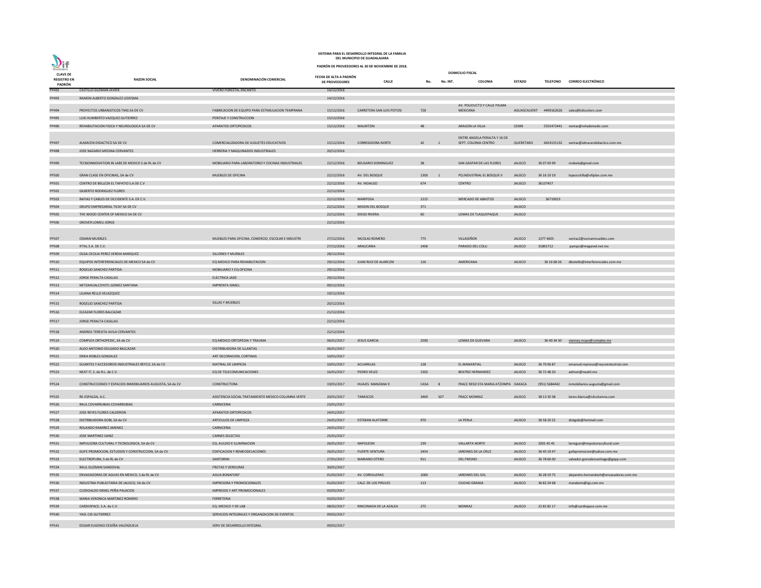**SISTEMA PARA EL DESARROLLO INTEGRAL DE LA FAMILIA**
**DEL MUNICIPIO DE GUADALAJARA**

**PADRÓN DE PROVEEDORES AL 30 DE NOVIEMBRE DE 2018.**

| CLAVE DE REGISTRO EN PADRÓN | RAZON SOCIAL | DENOMINACIÓN COMERCIAL | FECHA DE ALTA A PADRÓN DE PROVEEDORES | DOMICILIO FISCAL CALLE | No. | No. INT. | COLONIA | ESTADO | TELEFONO | CORREO ELECTRÓNICO |
|---|---|---|---|---|---|---|---|---|---|---|
| PP492 | CASTILLO GUZMAN JAVIER | VIVERO FORESTAL ENCANTO | 14/12/2016 | | | | | | | |
| PP493 | RAMON ALBERTO GONZALEZ LEDESMA | | 14/12/2016 | | | | | | | |
| PP494 | PROYECTOS URBANISTICOS TMG SA DE CV | FABRICACION DE EQUIPO PARA ESTIMULACION TEMPRANA | 15/12/2016 | CARRETERA SAN LUIS POTOSI | 728 | | AV. POLIDUCTO Y CALLE PALMA MEXICANA | AGUASCALIENT | 4499162626 | sales@kidscolors.com |
| PP495 | LUIS HUMBERTO VAZQUEZ GUTIERREZ | PERITAJE Y CONSTRUCCION | 15/12/2016 | | | | | | | |
| PP496 | REHABILITACION FISICA Y NEUROLOGICA SA DE CV | APARATOS ORTOPEDICOS | 15/12/2016 | MALINTZIN | 48 | | ARAGON LA VILLA | CDMX | 5555472441 | ventas@rehabimedic.com |
| PP497 | ALMACEN DIDACTICO SA DE CV | COMERCIALIZADORA DE JUGUETES EDUCATIVOS | 15/12/2016 | CORREGIDORA NORTE | 42 | 1 | ENTRE ANGELA PERALTA Y 16 DE SEPT. COLONIA CENTRO | QUERETARO | 4424131132 | ventas@almacendidactico.com.mx |
| PP498 | JOSE NAZARIO MEDINA CERVANTES | HERRERIA Y MAQUINADOS INDUSTRIALES | 20/12/2016 | | | | | | | |
| PP499 | TECNOINNOVATION IN LABS DE MEXICO S de RL de CV | MOBILIARIO PARA LABORATORIO Y COCINAS INDUSTRIALES | 22/12/2016 | BELISARIO DOMINGUEZ | 38 | | SAN GASPAR DE LAS FLORES | JALISCO | 36 07 69 99 | mobela@gmail.com |
| PP500 | GRAN CLASE EN OFICINAS, SA de CV | MUEBLES DE OFICINA | 22/12/2016 | AV. DEL BOSQUE | 1300 | 1 | PQ INDUSTRIAL EL BOSQUE II | JALISCO | 36 16 19 19 | lopezcotilla@ofiplan.com.mx |
| PP501 | CENTRO DE BELLEZA EL TAPATIO S.A DE C.V | | 22/12/2016 | AV. HIDALGO | 674 | | CENTRO | JALISCO | 36137457 | |
| PP502 | GILBERTO RODRIGUEZ FLORES | | 22/12/2016 | | | | | | | |
| PP503 | RAFIAS Y CABLES DE OCCIDENTE S.A. DE C.V. | | 22/12/2016 | MARIPOSA | 1215 | | MERCADO DE ABASTOS | JALISCO | 36719023 | |
| PP504 | GRUPO EMPRESARIAL TICAF SA DE CV | | 22/12/2016 | MISION DEL BOSQUE | 371 | | | JALISCO | | |
| PP505 | THE WOOD CENTER OF MEXICO SA DE CV | | 22/12/2016 | DIEGO RIVERA | 60 | | LOMAS DE TLAQUEPAQUE | JALISCO | | |
| PP506 | GROVER LOMELI JORGE | | 22/12/2016 | | | | | | | |
| PP507 | OSMAN MUEBLES | MUEBLES PARA OFICINA, COMERCIO, ESCOLAR E INDUSTRI | 27/12/2016 | NICOLAS ROMERO | 775 | | VILLASEÑOR | JALISCO | 1377 4605 | ventas2@osmanmuebles.com |
| PP508 | IFTAL S.A. DE C.V. | | 27/12/2016 | ARAUCARIA | 1406 | | PARAISO DEL COLLI | JALISCO | 31801712 | pympsi@megared.net.mx |
| PP509 | OLGA CECILIA PEREZ VERDIA MARQUEZ | SILLONES Y MUEBLES | 28/12/2016 | | | | | | | |
| PP510 | EQUIPOS INTERFERENCIALES DE MEXICO SA de CV | EQ MEDICO PARA REHABILITACION | 29/12/2016 | JUAN RUIZ DE ALARCON | 126 | | AMERICANA | JALISCO | 36 16 68 26 | dbotello@interferenciales.com.mx |
| PP511 | ROGELIO SANCHEZ PARTIDA | MOBILIARIO Y EQ OFICINA | 29/12/2016 | | | | | | | |
| PP512 | JORGE PERALTA CASILLAS | ELECTRICA JADE | 29/12/2016 | | | | | | | |
| PP513 | NETZAHUALCOYOTL GOMEZ SANTANA | IMPRENTA ISRAEL | 09/12/2016 | | | | | | | |
| PP514 | LILIANA RELLO VELAZQUEZ | | 19/12/2016 | | | | | | | |
| PP515 | ROGELIO SANCHEZ PARTIDA | SILLAS Y MUEBLES | 20/12/2016 | | | | | | | |
| PP516 | ELEAZAR FLORES BALCAZAR | | 21/12/2016 | | | | | | | |
| PP517 | JORGE PERALTA CASILLAS | | 22/12/2016 | | | | | | | |
| PP518 | ANDREA TERESITA AVILA CERVANTES | | 22/12/2016 | | | | | | | |
| PP519 | COMPLEX ORTHOPEDIC, SA de CV | EQ MEDICO ORTOPEDIA Y TRAUMA | 06/01/2017 | JESUS GARCIA | 2590 | | LOMAS DE GUEVARA | JALISCO | 36 40 34 30 | vianney.mayo@complex.mx |
| PP520 | ALDO ANTONIO DELGADO BALCAZAR | DISTRIBUIDORA DE LLANTAS | 06/01/2017 | | | | | | | |
| PP521 | ERIKA ROBLES GONZALEZ | ART DECORACION, CORTINAS | 10/01/2017 | | | | | | | |
| PP522 | GUANTES Y ACCESORIOS INDUSTRIALES REYCO, SA de CV | MATRIAL DE LIMPIEZA | 10/01/2017 | ACUARELAS | 128 | | EL MANANTIAL | JALISCO | 36 70 06 87 | emanuel.reynoso@reycoindustrial.com |
| PP523 | NEAT IT, S. de R.L. de C.V. | EQ DE TELECOMUNICACIONES | 16/01/2017 | PEDRO VELEZ | 1302 | | BEATRIZ HERNANDEZ | JALISCO | 36 72 48 20 | admon@neatit.mx |
| PP524 | CONSTRUCCIONES Y ESPACIOS INMOBILIARIOS AUGUSTA, SA de CV | CONSTRUCTORA | 19/01/2017 | HUAJES MANZANA 9 | CASA | 8 | FRACC RESD STA MARIA ATZOMPA | OAXACA | (951) 5684442 | inmobiliarios.augusta@gmail.com |
| PP525 | RE-ESPALDA, A.C. | ASISTENCIA SOCIAL TRATAMIENTO MEDICO COLUMNA VERTE | 20/01/2017 | TARASCOS | 3469 | 507 | FRACC MONRAZ | JALISCO | 38 13 30 38 | larios.blanca@cdcolumna.com |
| PP526 | RAUL COVARRUBIAS COVARRUBIAS | CARNICERIA | 23/01/2017 | | | | | | | |
| PP527 | JOSE REYES FLORES CALDERON | APARATOS ORTOPEDICOS | 24/01/2017 | | | | | | | |
| PP528 | DISTRIBUIDORA GOBI, SA de CV | ARTICULOS DE LIMPIEZA | 24/01/2017 | ESTEBAN ALATORRE | 970 | | LA PERLA | JALISCO | 36 58 20 22 | distgobi@hotmail.com |
| PP529 | ROLANDO RAMIREZ JIMENEZ | CARNICERIA | 24/01/2017 | | | | | | | |
| PP530 | JOSE MARTINEZ SAINZ | CARNES SELECTAS | 25/01/2017 | | | | | | | |
| PP531 | IMPULSORA CULTURAL Y TECNOLOGICA, SA de CV | EQ. AULDIO E ILUMINACION | 26/01/2017 | NAPOLEON | 239 | | VALLARTA NORTE | JALISCO | 2001 45 45 | larreguin@impulsoracultural.com |
| PP532 | GUFE PROMOCION, ESTUDIOS Y CONSTRUCCION, SA de CV | EDIFICACION Y REMEODELACIONES | 26/01/2017 | FUERTE VENTURA | 2454 | | JARDINES DE LA CRUZ | JALISCO | 36 45 19 47 | gufepromocion@yahoo.com.mx |
| PP533 | ELECTROPURA, S de RL de CV | SANTORINI | 27/01/2017 | MARIANO OTERO | 911 | | DEL FRESNO | JALISCO | 36 78 66 00 | salvador.gonzalezsantiago@gepp.com |
| PP534 | RAUL GUZMAN SANDOVAL | FRUTAS Y VERDURAS | 30/01/2017 | | | | | | | |
| PP535 | ENVASADORAS DE AGUAS EN MEXICO, S de RL de CV | AGUA BONAFONT | 01/02/2017 | AV. CORDILLERAS | 1060 | | JARDINES DEL SOL | JALISCO | 36 28 19 75 | alejandro.hernandezh@envasadoras.com.mx |
| PP536 | INDUSTRIA PUBLICITARIA DE JALISCO, SA de CV | IMPRESORA Y PROMOCIONALES | 01/02/2017 | CALZ. DE LOS PIRULES | 113 | | CIUDAD GRANJA | JALISCO | 36 82 24 68 | maraboto@ipj.com.mx |
| PP537 | CLODOALDO ISRAEL PEÑA PALACIOS | IMPRESOS Y ART PROMOCIONALES | 03/02/2017 | | | | | | | |
| PP538 | MARIA VERONICA MARTINEZ ROMERO | FERRETERIA | 03/02/2017 | | | | | | | |
| PP539 | CARDIOPACE, S.A. de C.V. | EQ. MEDICO Y DE LAB | 08/02/2017 | RINCONADA DE LA AZALEA | 275 | | MONRAZ | JALISCO | 22 82 82 17 | info@cardiopace.com.mx |
| PP540 | YAEL CID GUTIERREZ | SERVICIOS INTEGRALES Y ORGANZACION DE EVENTOS | 09/02/2017 | | | | | | | |
| PP541 | EDGAR EUGENIO CESEÑA VALENZUELA | SERV DE DESARROLLO INTEGRAL | 09/02/2017 | | | | | | | |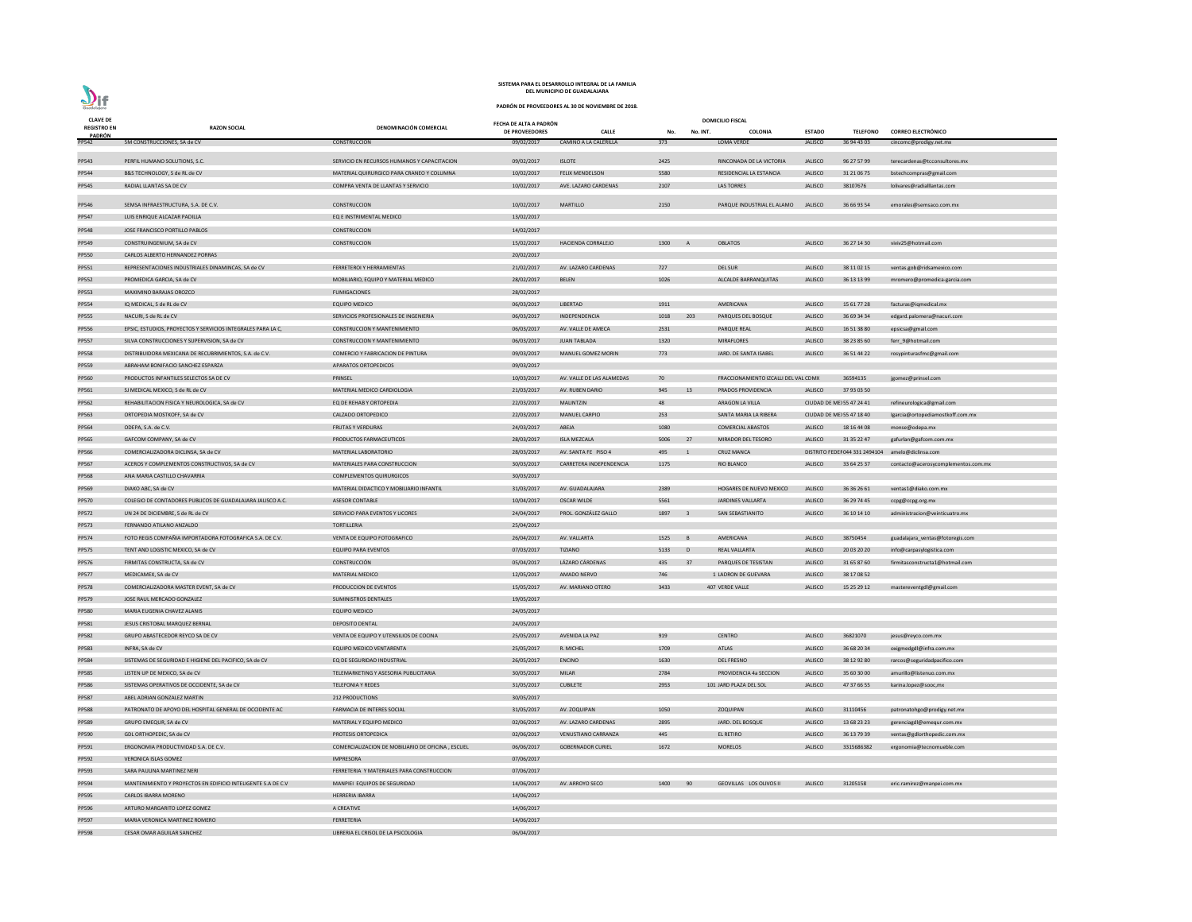**SISTEMA PARA EL DESARROLLO INTEGRAL DE LA FAMILIA DEL MUNICIPIO DE GUADALAJARA**

**PADRÓN DE PROVEEDORES AL 30 DE NOVIEMBRE DE 2018.**

| CLAVE DE REGISTRO EN PADRÓN | RAZON SOCIAL | DENOMINACIÓN COMERCIAL | FECHA DE ALTA A PADRÓN DE PROVEEDORES | DOMICILIO FISCAL CALLE | No. | No. INT. | COLONIA | ESTADO | TELEFONO | CORREO ELECTRÓNICO |
|---|---|---|---|---|---|---|---|---|---|---|
| PP542 | SM CONSTRUCCIONES, SA de CV | CONSTRUCCION | 09/02/2017 | CAMINO A LA CALERILLA | 373 | | LOMA VERDE | JALISCO | 36 94 43 03 | cincomc@prodigy.net.mx |
| PP543 | PERFIL HUMANO SOLUTIONS, S.C. | SERVICIO EN RECURSOS HUMANOS Y CAPACITACION | 09/02/2017 | ISLOTE | 2425 | | RINCONADA DE LA VICTORIA | JALISCO | 96 27 57 99 | terecardenas@tcconsultores.mx |
| PP544 | B&S TECHNOLOGY, S de RL de CV | MATERIAL QUIRURGICO PARA CRANEO Y COLUMNA | 10/02/2017 | FELIX MENDELSON | 5580 | | RESIDENCIAL LA ESTANCIA | JALISCO | 31 21 06 75 | bstechcompras@gmail.com |
| PP545 | RADIAL LLANTAS SA DE CV | COMPRA VENTA DE LLANTAS Y SERVICIO | 10/02/2017 | AVE. LAZARO CARDENAS | 2107 | | LAS TORRES | JALISCO | 38107676 | lolivares@radialllantas.com |
| PP546 | SEMSA INFRAESTRUCTURA, S.A. DE C.V. | CONSTRUCCION | 10/02/2017 | MARTILLO | 2150 | | PARQUE INDUSTRIAL EL ALAMO | JALISCO | 36 66 93 54 | emorales@semsaco.com.mx |
| PP547 | LUIS ENRIQUE ALCAZAR PADILLA | EQ E INSTRIMENTAL MEDICO | 13/02/2017 | | | | | | | |
| PP548 | JOSE FRANCISCO PORTILLO PABLOS | CONSTRUCCION | 14/02/2017 | | | | | | | |
| PP549 | CONSTRUINGENIUM, SA de CV | CONSTRUCCION | 15/02/2017 | HACIENDA CORRALEJO | 1300 | A | OBLATOS | JALISCO | 36 27 14 30 | viviv25@hotmail.com |
| PP550 | CARLOS ALBERTO HERNANDEZ PORRAS | | 20/02/2017 | | | | | | | |
| PP551 | REPRESENTACIONES INDUSTRIALES DINAMINCAS, SA de CV | FERRETEROI Y HERRAMIENTAS | 21/02/2017 | AV. LAZARO CARDENAS | 727 | | DEL SUR | JALISCO | 38 11 02 15 | ventas.gob@ridsamexico.com |
| PP552 | PROMEDICA GARCIA, SA de CV | MOBILIARIO, EQUIPO Y MATERIAL MEDICO | 28/02/2017 | BELEN | 1026 | | ALCALDE BARRANQUITAS | JALISCO | 36 13 13 99 | mromero@promedica-garcia.com |
| PP553 | MAXIMINO BARAJAS OROZCO | FUMIGACIONES | 28/02/2017 | | | | | | | |
| PP554 | IQ MEDICAL, S de RL de CV | EQUIPO MEDICO | 06/03/2017 | LIBERTAD | 1911 | | AMERICANA | JALISCO | 15 61 77 28 | facturas@iqmedical.mx |
| PP555 | NACURI, S de RL de CV | SERVICIOS PROFESIONALES DE INGENIERIA | 06/03/2017 | INDEPENDENCIA | 1018 | 203 | PARQUES DEL BOSQUE | JALISCO | 36 69 34 34 | edgard.palomera@nacuri.com |
| PP556 | EPSIC, ESTUDIOS, PROYECTOS Y SERVICIOS INTEGRALES PARA LA C, | CONSTRUCCION Y MANTENIMIENTO | 06/03/2017 | AV. VALLE DE AMECA | 2531 | | PARQUE REAL | JALISCO | 16 51 38 80 | epsicsa@gmail.com |
| PP557 | SILVA CONSTRUCCIONES Y SUPERVISION, SA de CV | CONSTRUCCION Y MANTENIMIENTO | 06/03/2017 | JUAN TABLADA | 1320 | | MIRAFLORES | JALISCO | 38 23 85 60 | ferr_9@hotmail.com |
| PP558 | DISTRIBUIDORA MEXICANA DE RECUBRIMIENTOS, S.A. de C.V. | COMERCIO Y FABRICACION DE PINTURA | 09/03/2017 | MANUEL GOMEZ MORIN | 773 | | JARD. DE SANTA ISABEL | JALISCO | 36 51 44 22 | rosypinturasfmc@gmail.com |
| PP559 | ABRAHAM BONIFACIO SANCHEZ ESPARZA | APARATOS ORTOPEDICOS | 09/03/2017 | | | | | | | |
| PP560 | PRODUCTOS INFANTILES SELECTOS SA DE CV | PRINSEL | 10/03/2017 | AV. VALLE DE LOS ALAMEDAS | 70 | | FRACCIONAMIENTO IZCALLI DEL VAL | CDMX | 36594135 | jgomez@prinsel.com |
| PP561 | SJ MEDICAL MEXICO, S de RL de CV | MATERIAL MEDICO CARDIOLOGIA | 21/03/2017 | AV. RUBEN DARIO | 945 | 13 | PRADOS PROVIDENCIA | JALISCO | 37 93 03 50 | |
| PP562 | REHABILITACION FISICA Y NEUROLOGICA, SA de CV | EQ DE REHAB Y ORTOPEDIA | 22/03/2017 | MALINTZIN | 48 | | ARAGON LA VILLA | CIUDAD DE MEX | 55 47 24 41 | refineurologica@gmail.com |
| PP563 | ORTOPEDIA MOSTKOFF, SA de CV | CALZADO ORTOPEDICO | 22/03/2017 | MANUEL CARPIO | 253 | | SANTA MARIA LA RIBERA | CIUDAD DE MEX | 55 47 18 40 | lgarcia@ortopediamostkoff.com.mx |
| PP564 | ODEPA, S.A. de C.V. | FRUTAS Y VERDURAS | 24/03/2017 | ABEJA | 1080 | | COMERCIAL ABASTOS | JALISCO | 18 16 44 08 | monse@odepa.mx |
| PP565 | GAFCOM COMPANY, SA de CV | PRODUCTOS FARMACEUTICOS | 28/03/2017 | ISLA MEZCALA | 5006 | 27 | MIRADOR DEL TESORO | JALISCO | 31 35 22 47 | gafurlan@gafcom.com.mx |
| PP566 | COMERCIALIZADORA DICLINSA, SA de CV | MATERIAL LABORATORIO | 28/03/2017 | AV. SANTA FE PISO 4 | 495 | 1 | CRUZ MANCA | DISTRITO FEDERAL | 044 331 2494104 | amelo@diclinsa.com |
| PP567 | ACEROS Y COMPLEMENTOS CONSTRUCTIVOS, SA de CV | MATERIALES PARA CONSTRUCCION | 30/03/2017 | CARRETERA INDEPENDENCIA | 1175 | | RIO BLANCO | JALISCO | 33 64 25 37 | contacto@acerosycomplementos.com.mx |
| PP568 | ANA MARIA CASTILLO CHAVARRIA | COMPLEMENTOS QUIRURGICOS | 30/03/2017 | | | | | | | |
| PP569 | DIAKO ABC, SA de CV | MATERIAL DIDACTICO Y MOBILIARIO INFANTIL | 31/03/2017 | AV. GUADALAJARA | 2389 | | HOGARES DE NUEVO MEXICO | JALISCO | 36 36 26 61 | ventas1@diako.com.mx |
| PP570 | COLEGIO DE CONTADORES PUBLICOS DE GUADALAJARA JALISCO A.C. | ASESOR CONTABLE | 10/04/2017 | OSCAR WILDE | 5561 | | JARDINES VALLARTA | JALISCO | 36 29 74 45 | ccpg@ccpg.org.mx |
| PP572 | UN 24 DE DICIEMBRE, S de RL de CV | SERVICIO PARA EVENTOS Y LICORES | 24/04/2017 | PROL. GONZÁLEZ GALLO | 1897 | 3 | SAN SEBASTIANITO | JALISCO | 36 10 14 10 | administracion@veinticuatro.mx |
| PP573 | FERNANDO ATILANO ANZALDO | TORTILLERIA | 25/04/2017 | | | | | | | |
| PP574 | FOTO REGIS COMPAÑÍA IMPORTADORA FOTOGRAFICA S.A. DE C.V. | VENTA DE EQUIPO FOTOGRAFICO | 26/04/2017 | AV. VALLARTA | 1525 | B | AMERICANA | JALISCO | 38750454 | guadalajara_ventas@fotoregis.com |
| PP575 | TENT AND LOGISTIC MEXICO, SA de CV | EQUIPO PARA EVENTOS | 07/03/2017 | TIZIANO | 5133 | D | REAL VALLARTA | JALISCO | 20 03 20 20 | info@carpasylogistica.com |
| PP576 | FIRMITAS CONSTRUCTA, SA de CV | CONSTRUCCIÓN | 05/04/2017 | LÁZARO CÁRDENAS | 435 | 37 | PARQUES DE TESISTAN | JALISCO | 31 65 87 60 | firmitasconstructa1@hotmail.com |
| PP577 | MEDICAMEX, SA de CV | MATERIAL MEDICO | 12/05/2017 | AMADO NERVO | 746 | | 1 LADRON DE GUEVARA | JALISCO | 38 17 08 52 | |
| PP578 | COMERCIALIZADORA MASTER EVENT, SA de CV | PRODUCCION DE EVENTOS | 15/05/2017 | AV. MARIANO OTERO | 3433 | | 407 VERDE VALLE | JALISCO | 15 25 29 12 | mastereventgdl@gmail.com |
| PP579 | JOSE RAUL MERCADO GONZALEZ | SUMINISTROS DENTALES | 19/05/2017 | | | | | | | |
| PP580 | MARIA EUGENIA CHAVEZ ALANIS | EQUIPO MEDICO | 24/05/2017 | | | | | | | |
| PP581 | JESUS CRISTOBAL MARQUEZ BERNAL | DEPOSITO DENTAL | 24/05/2017 | | | | | | | |
| PP582 | GRUPO ABASTECEDOR REYCO SA DE CV | VENTA DE EQUIPO Y UTENSILIOS DE COCINA | 25/05/2017 | AVENIDA LA PAZ | 919 | | CENTRO | JALISCO | 36821070 | jesus@reyco.com.mx |
| PP583 | INFRA, SA de CV | EQUIPO MEDICO VENTARENTA | 25/05/2017 | R. MICHEL | 1709 | | ATLAS | JALISCO | 36 68 20 34 | oxigmedgdl@infra.com.mx |
| PP584 | SISTEMAS DE SEGURIDAD E HIGIENE DEL PACIFICO, SA de CV | EQ DE SEGURIDAD INDUSTRIAL | 26/05/2017 | ENCINO | 1630 | | DEL FRESNO | JALISCO | 38 12 92 80 | rarcos@seguridadpacifico.com |
| PP585 | LISTEN UP DE MEXICO, SA de CV | TELEMARKETING Y ASESORIA PUBLICITARIA | 30/05/2017 | MILAR | 2784 | | PROVIDENCIA 4a SECCION | JALISCO | 35 60 30 00 | amurillo@listenuo.com.mx |
| PP586 | SISTEMAS OPERATIVOS DE OCCIDENTE, SA de CV | TELEFONIA Y REDES | 31/05/2017 | CUBILETE | 2953 | | 101 JARD PLAZA DEL SOL | JALISCO | 47 37 66 55 | karina.lopez@sooc,mx |
| PP587 | ABEL ADRIAN GONZALEZ MARTIN | 212 PRODUCTIONS | 30/05/2017 | | | | | | | |
| PP588 | PATRONATO DE APOYO DEL HOSPITAL GENERAL DE OCCIDENTE AC | FARMACIA DE INTERES SOCIAL | 31/05/2017 | AV. ZOQUIPAN | 1050 | | ZOQUIPAN | JALISCO | 31110456 | patronatohgo@prodigy.net.mx |
| PP589 | GRUPO EMEQUR, SA de CV | MATERIAL Y EQUIPO MEDICO | 02/06/2017 | AV. LAZARO CARDENAS | 2895 | | JARD. DEL BOSQUE | JALISCO | 13 68 23 23 | gerenciagdl@emequr.com.mx |
| PP590 | GDL ORTHOPEDIC, SA de CV | PROTESIS ORTOPEDICA | 02/06/2017 | VENUSTIANO CARRANZA | 445 | | EL RETIRO | JALISCO | 36 13 79 39 | ventas@gdlorthopedic.com.mx |
| PP591 | ERGONOMIA PRODUCTIVIDAD S.A. DE C.V. | COMERCIALIZACION DE MOBILIARIO DE OFICINA , ESCUEL | 06/06/2017 | GOBERNADOR CURIEL | 1672 | | MORELOS | JALISCO | 3315686382 | ergonomia@tecnomueble.com |
| PP592 | VERONICA ISLAS GOMEZ | IMPRESORA | 07/06/2017 | | | | | | | |
| PP593 | SARA PAULINA MARTINEZ NERI | FERRETERIA Y MATERIALES PARA CONSTRUCCION | 07/06/2017 | | | | | | | |
| PP594 | MANTENIMIENTO Y PROYECTOS EN EDIFICIO INTELIGENTE S.A DE C.V | MANPIEI EQUIPOS DE SEGURIDAD | 14/06/2017 | AV. ARROYO SECO | 1400 | 90 | GEOVILLAS LOS OLIVOS II | JALISCO | 31205158 | eric.ramirez@manpei.com.mx |
| PP595 | CARLOS IBARRA MORENO | HERRERIA IBARRA | 14/06/2017 | | | | | | | |
| PP596 | ARTURO MARGARITO LOPEZ GOMEZ | A CREATIVE | 14/06/2017 | | | | | | | |
| PP597 | MARIA VERONICA MARTINEZ ROMERO | FERRETERIA | 14/06/2017 | | | | | | | |
| PP598 | CESAR OMAR AGUILAR SANCHEZ | LIBRERIA EL CRISOL DE LA PSICOLOGIA | 06/04/2017 | | | | | | | |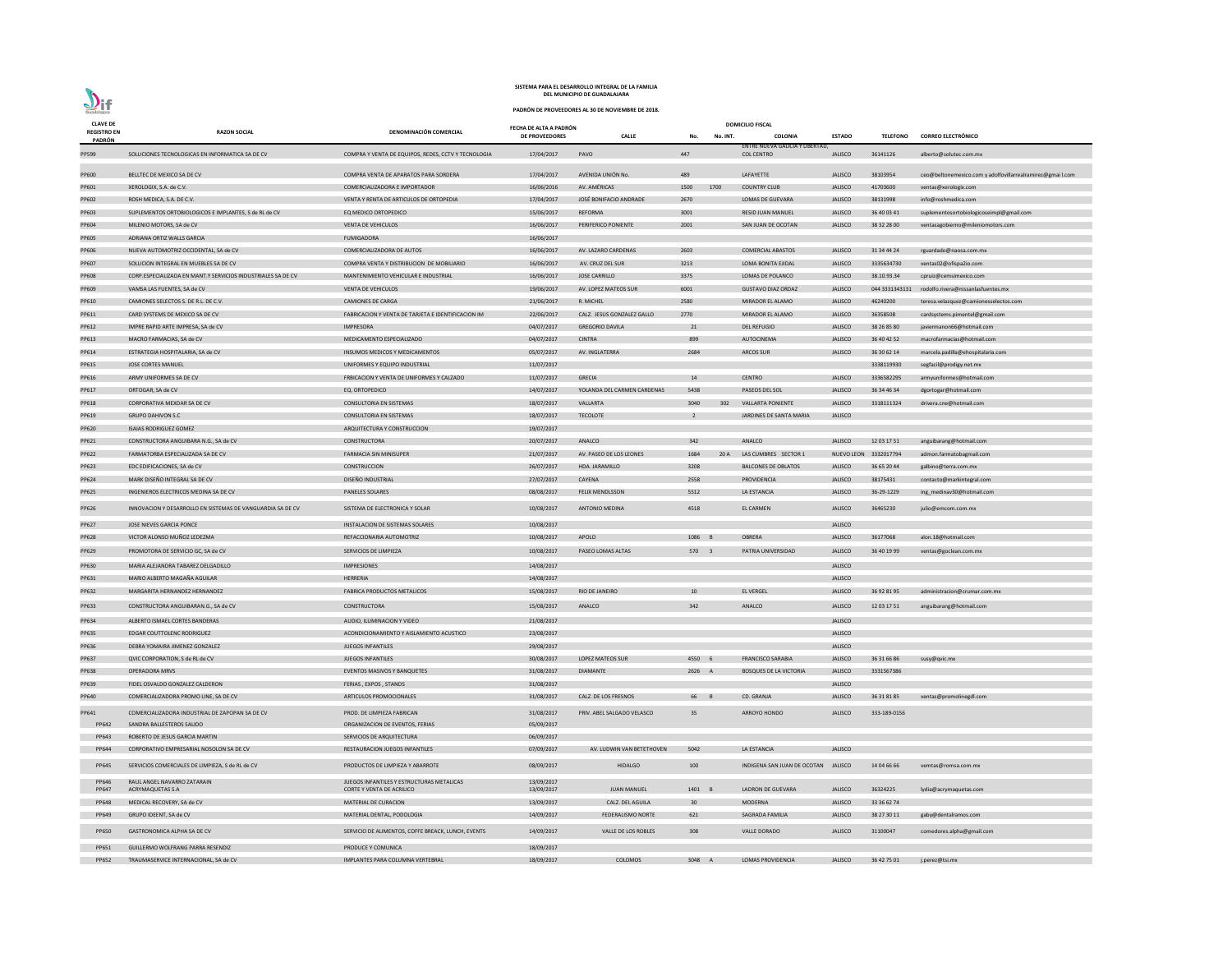**SISTEMA PARA EL DESARROLLO INTEGRAL DE LA FAMILIA DEL MUNICIPIO DE GUADALAJARA**

**PADRÓN DE PROVEEDORES AL 30 DE NOVIEMBRE DE 2018.**

| CLAVE DE REGISTRO EN PADRÓN | RAZON SOCIAL | DENOMINACIÓN COMERCIAL | FECHA DE ALTA A PADRÓN DE PROVEEDORES | DOMICILIO FISCAL CALLE | No. | No. INT. | COLONIA | ESTADO | TELEFONO | CORREO ELECTRÓNICO |
|---|---|---|---|---|---|---|---|---|---|---|
| PP599 | SOLUCIONES TECNOLOGICAS EN INFORMATICA SA DE CV | COMPRA Y VENTA DE EQUIPOS, REDES, CCTV Y TECNOLOGIA | 17/04/2017 | PAVO | 447 | | ENTRE NUEVA GALICIA Y LIBERTAD, COL CENTRO | JALISCO | 36141126 | alberto@solutec.com.mx |
| PP600 | BELLTEC DE MEXICO SA DE CV | COMPRA VENTA DE APARATOS PARA SORDERA | 17/04/2017 | AVENIDA UNIÓN No. | 489 | | LAFAYETTE | JALISCO | 38103954 | ceo@beltonemexico.com y adolfovillarrealramirez@gmai l.com |
| PP601 | XEROLOGIX, S.A. de C.V. | COMERCIALIZADORA E IMPORTADOR | 16/06/2016 | AV. AMÉRICAS | 1500 | 1700 | COUNTRY CLUB | JALISCO | 41703600 | ventas@xerologix.com |
| PP602 | ROSH MEDICA, S.A. DE C.V. | VENTA Y RENTA DE ARTICULOS DE ORTOPEDIA | 17/04/2017 | JOSÉ BONIFACIO ANDRADE | 2670 | | LOMAS DE GUEVARA | JALISCO | 38131998 | info@roshmedica.com |
| PP603 | SUPLEMENTOS ORTOBIOLOGICOS E IMPLANTES, S de RL de CV | EQ MEDICO ORTOPEDICO | 15/06/2017 | REFORMA | 3001 | | RESID JUAN MANUEL | JALISCO | 36 40 03 41 | suplementosortobiologicoseimpl@gmail.com |
| PP604 | MILENIO MOTORS, SA de CV | VENTA DE VEHICULOS | 16/06/2017 | PERIFERICO PONIENTE | 2001 | | SAN JUAN DE OCOTAN | JALISCO | 38 32 28 00 | ventasagobierno@mileniomotors.com |
| PP605 | ADRIANA ORTIZ WALLS GARCIA | FUMIGADORA | 16/06/2017 | | | | | | | |
| PP606 | NUEVA AUTOMOTRIZ OCCIDENTAL, SA de CV | COMERCIALIZADORA DE AUTOS | 16/06/2017 | AV. LAZARO CARDENAS | 2603 | | COMERCIAL ABASTOS | JALISCO | 31 34 44 24 | rguardado@naosa.com.mx |
| PP607 | SOLUCION INTEGRAL EN MUEBLES SA DE CV | COMPRA VENTA Y DISTRIBUCION DE MOBILIARIO | 16/06/2017 | AV. CRUZ DEL SUR | 3213 | | LOMA BONITA EJIDAL | JALISCO | 3335634730 | ventas02@ofispa2io.com |
| PP608 | CORP.ESPECIALIZADA EN MANT.Y SERVICIOS INDUSTRIALES SA DE CV | MANTENIMIENTO VEHICULAR E INDUSTRIAL | 16/06/2017 | JOSE CARRILLO | 3375 | | LOMAS DE POLANCO | JALISCO | 38.10.93.34 | cpruiz@cemsimexico.com |
| PP609 | VAMSA LAS FUENTES, SA de CV | VENTA DE VEHICULOS | 19/06/2017 | AV. LOPEZ MATEOS SUR | 6001 | | GUSTAVO DIAZ ORDAZ | JALISCO | 044 3331343131 | rodolfo.rivera@nissanlasfuentes.mx |
| PP610 | CAMIONES SELECTOS S. DE R.L. DE C.V. | CAMIONES DE CARGA | 21/06/2017 | R. MICHEL | 2580 | | MIRADOR EL ALAMO | JALISCO | 46240200 | teresa.velazquez@camionesselectos.com |
| PP611 | CARD SYSTEMS DE MEXICO SA DE CV | FABRICACION Y VENTA DE TARJETA E IDENTIFICACION IM | 22/06/2017 | CALZ. JESUS GONZALEZ GALLO | 2770 | | MIRADOR EL ALAMO | JALISCO | 36358508 | cardsystems.pimentel@gmail.com |
| PP612 | IMPRE RAPID ARTE IMPRESA, SA de CV | IMPRESORA | 04/07/2017 | GREGORIO DAVILA | 21 | | DEL REFUGIO | JALISCO | 38 26 85 80 | javiermanon66@hotmail.com |
| PP613 | MACRO FARMACIAS, SA de CV | MEDICAMENTO ESPECIALIZADO | 04/07/2017 | CINTRA | 899 | | AUTOCINEMA | JALISCO | 36 40 42 52 | macrofarmacias@hotmail.com |
| PP614 | ESTRATEGIA HOSPITALARIA, SA de CV | INSUMOS MEDICOS Y MEDICAMENTOS | 05/07/2017 | AV. INGLATERRA | 2684 | | ARCOS SUR | JALISCO | 36 30 62 14 | marcela.padilla@ehospitalaria.com |
| PP615 | JOSE CORTES MANUEL | UNIFORMES Y EQUIPO INDUSTRIAL | 11/07/2017 | | | | | | 3338119930 | segfacil@prodigy.net.mx |
| PP616 | ARMY UNIFORMES SA DE CV | FRBICACION Y VENTA DE UNIFORMES Y CALZADO | 11/07/2017 | GRECIA | 14 | | CENTRO | JALISCO | 3336582295 | armyuniformes@hotmail.com |
| PP617 | ORTOGAR, SA de CV | EQ. ORTOPEDICO | 14/07/2017 | YOLANDA DEL CARMEN CARDENAS | 5438 | | PASEOS DEL SOL | JALISCO | 36 34 46 34 | dgortogar@hotmail.com |
| PP618 | CORPORATIVA MEXDAR SA DE CV | CONSULTORIA EN SISTEMAS | 18/07/2017 | VALLARTA | 3040 | 302 | VALLARTA PONIENTE | JALISCO | 3318111324 | drivera.cne@hotmail.com |
| PP619 | GRUPO DAHIVON S.C | CONSULTORIA EN SISTEMAS | 18/07/2017 | TECOLOTE | 2 | | JARDINES DE SANTA MARIA | JALISCO | | |
| PP620 | ISAIAS RODRIGUEZ GOMEZ | ARQUITECTURA Y CONSTRUCCION | 19/07/2017 | | | | | | | |
| PP621 | CONSTRUCTORA ANGUIBARA N.G., SA de CV | CONSTRUCTORA | 20/07/2017 | ANALCO | 342 | | ANALCO | JALISCO | 12 03 17 51 | anguibarang@hotmail.com |
| PP622 | FARMATORBA ESPECIALIZADA SA DE CV | FARMACIA SIN MINISUPER | 21/07/2017 | AV. PASEO DE LOS LEONES | 1684 | 20 A | LAS CUMBRES SECTOR 1 | NUEVO LEON | 3332017794 | admon.farmatobagmail.com |
| PP623 | EDC EDIFICACIONES, SA de CV | CONSTRUCCION | 26/07/2017 | HDA. JARAMILLO | 3208 | | BALCONES DE OBLATOS | JALISCO | 36 65 20 44 | galbino@terra.com.mx |
| PP624 | MARK DISEÑO INTEGRAL SA DE CV | DISEÑO INDUSTRIAL | 27/07/2017 | CAYENA | 2558 | | PROVIDENCIA | JALISCO | 38175431 | contacto@markintegral.com |
| PP625 | INGENIEROS ELECTRICOS MEDINA SA DE CV | PANELES SOLARES | 08/08/2017 | FELIX MENDLSSON | 5512 | | LA ESTANCIA | JALISCO | 36-29-1229 | ing_medinav30@hotmail.com |
| PP626 | INNOVACION Y DESARROLLO EN SISTEMAS DE VANGUARDIA SA DE CV | SISTEMA DE ELECTRONICA Y SOLAR | 10/08/2017 | ANTONIO MEDINA | 4518 | | EL CARMEN | JALISCO | 36465230 | julio@emcom.com.mx |
| PP627 | JOSE NIEVES GARCIA PONCE | INSTALACION DE SISTEMAS SOLARES | 10/08/2017 | | | | | JALISCO | | |
| PP628 | VICTOR ALONSO MUÑOZ LEDEZMA | REFACCIONARIA AUTOMOTRIZ | 10/08/2017 | APOLO | 1086 | B | OBRERA | JALISCO | 36177068 | alon.18@hotmail.com |
| PP629 | PROMOTORA DE SERVICIO GC, SA de CV | SERVICIOS DE LIMPIEZA | 10/08/2017 | PASEO LOMAS ALTAS | 570 | 3 | PATRIA UNIVERSIDAD | JALISCO | 36 40 19 99 | ventas@goclean.com.mx |
| PP630 | MARIA ALEJANDRA TABAREZ DELGADILLO | IMPRESIONES | 14/08/2017 | | | | | JALISCO | | |
| PP631 | MARIO ALBERTO MAGAÑA AGUILAR | HERRERIA | 14/08/2017 | | | | | JALISCO | | |
| PP632 | MARGARITA HERNANDEZ HERNANDEZ | FABRICA PRODUCTOS METALICOS | 15/08/2017 | RIO DE JANEIRO | 10 | | EL VERGEL | JALISCO | 36 92 81 95 | administracion@crumar.com.mx |
| PP633 | CONSTRUCTORA ANGUIBARAN.G., SA de CV | CONSTRUCTORA | 15/08/2017 | ANALCO | 342 | | ANALCO | JALISCO | 12 03 17 51 | anguibarang@hotmail.com |
| PP634 | ALBERTO ISMAEL CORTES BANDERAS | AUDIO, ILUMINACION Y VIDEO | 21/08/2017 | | | | | JALISCO | | |
| PP635 | EDGAR COUTTOLENC RODRIGUEZ | ACONDICIONAMIENTO Y AISLAMIENTO ACUSTICO | 23/08/2017 | | | | | JALISCO | | |
| PP636 | DEBRA YOMAIRA JIMENEZ GONZALEZ | JUEGOS INFANTILES | 29/08/2017 | | | | | JALISCO | | |
| PP637 | QVIC CORPORATION, S de RL de CV | JUEGOS INFANTILES | 30/08/2017 | LOPEZ MATEOS SUR | 4550 | 6 | FRANCISCO SARABIA | JALISCO | 36 31 66 86 | susy@qvic.mx |
| PP638 | OPERADORA MRVS | EVENTOS MASIVOS Y BANQUETES | 31/08/2017 | DIAMANTE | 2626 | A | BOSQUES DE LA VICTORIA | JALISCO | 3331567386 | |
| PP639 | FIDEL OSVALDO GONZALEZ CALDERON | FERIAS , EXPOS , STANDS | 31/08/2017 | | | | | JALISCO | | |
| PP640 | COMERCIALIZADORA PROMO LINE, SA DE CV | ARTICULOS PROMOCIONALES | 31/08/2017 | CALZ. DE LOS FRESNOS | 66 | B | CD. GRANJA | JALISCO | 36 31 81 85 | ventas@promolinegdl.com |
| PP641 | COMERCIALIZADORA INDUSTRIAL DE ZAPOPAN SA DE CV | PROD. DE LIMPIEZA FABRICAN | 31/08/2017 | PRIV. ABEL SALGADO VELASCO | 35 | | ARROYO HONDO | JALISCO | 333-189-0156 | |
| PP642 | SANDRA BALLESTEROS SALIDO | ORGANIZACION DE EVENTOS, FERIAS | 05/09/2017 | | | | | | | |
| PP643 | ROBERTO DE JESUS GARCIA MARTIN | SERVICIOS DE ARQUITECTURA | 06/09/2017 | | | | | | | |
| PP644 | CORPORATIVO EMPRESARIAL NOSOLON SA DE CV | RESTAURACION JUEGOS INFANTILES | 07/09/2017 | AV. LUDWIN VAN BETETHOVEN | 5042 | | LA ESTANCIA | JALISCO | | |
| PP645 | SERVICIOS COMERCIALES DE LIMPIEZA, S de RL de CV | PRODUCTOS DE LIMPIEZA Y ABARROTE | 08/09/2017 | HIDALGO | 100 | | INDIGENA SAN JUAN DE OCOTAN | JALISCO | 14 04 66 66 | vemtas@romsa.com.mx |
| PP646 | RAUL ANGEL NAVARRO ZATARAIN | JUEGOS INFANTILES Y ESTRUCTURAS METALICAS | 13/09/2017 | | | | | | | |
| PP647 | ACRYMAQUETAS S.A | CORTE Y VENTA DE ACRILICO | 13/09/2017 | JUAN MANUEL | 1401 | B | LADRON DE GUEVARA | JALISCO | 36324225 | lydia@acrymaquetas.com |
| PP648 | MEDICAL RECOVERY, SA de CV | MATERIAL DE CURACION | 13/09/2017 | CALZ. DEL AGUILA | 30 | | MODERNA | JALISCO | 33 36 62 74 | |
| PP649 | GRUPO IDEENT, SA de CV | MATERIAL DENTAL, PODOLOGIA | 14/09/2017 | FEDERALISMO NORTE | 621 | | SAGRADA FAMILIA | JALISCO | 38 27 30 11 | gaby@dentalramos.com |
| PP650 | GASTRONOMICA ALPHA SA DE CV | SERVICIO DE ALIMENTOS, COFFE BREACK, LUNCH, EVENTS | 14/09/2017 | VALLE DE LOS ROBLES | 308 | | VALLE DORADO | JALISCO | 31100047 | comedores.alpha@gmail.com |
| PP651 | GUILLERMO WOLFRANG PARRA RESENDIZ | PRODUCE Y COMUNICA | 18/09/2017 | | | | | | | |
| PP652 | TRAUMASERVICE INTERNACIONAL, SA de CV | IMPLANTES PARA COLUMNA VERTEBRAL | 18/09/2017 | COLOMOS | 3048 | A | LOMAS PROVIDENCIA | JALISCO | 36 42 75 01 | j.perez@tsi.mx |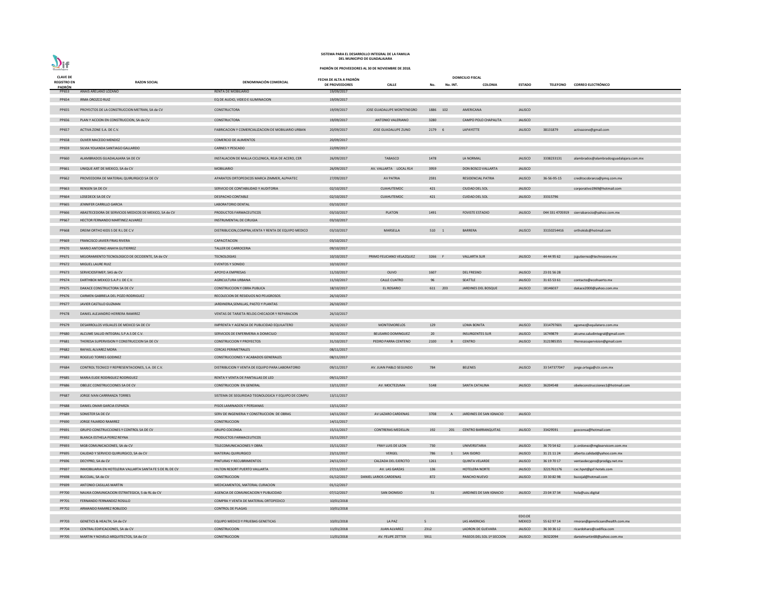# SISTEMA PARA EL DESARROLLO INTEGRAL DE LA FAMILIA
## DEL MUNICIPIO DE GUADALAJARA

### PADRÓN DE PROVEEDORES AL 30 DE NOVIEMBRE DE 2018.

| CLAVE DE REGISTRO EN PADRÓN | RAZON SOCIAL | DENOMINACIÓN COMERCIAL | FECHA DE ALTA A PADRÓN DE PROVEEDORES | CALLE | No. | No. INT. | COLONIA | ESTADO | TELEFONO | CORREO ELECTRÓNICO |
|---|---|---|---|---|---|---|---|---|---|---|
| | | | | DOMICILIO FISCAL | | | | | | |
| PP653 | ANAIS ARELANO LOZANO | RENTA DE MOBILIARIO | 19/09/2017 | | | | | | | |
| PP654 | IRMA OROZCO RUIZ | EQ DE AUDIO, VIDEO E ILUMINACION | 19/09/2017 | | | | | | | |
| PP655 | PROYECTOS DE LA CONSTRUCCION METRAN, SA de CV | CONSTRUCTORA | 19/09/2017 | JOSE GUADALUPE MONTENEGRO | 1886 | 102 | AMERICANA | JALISCO | | |
| PP656 | PLAN Y ACCION EN CONSTRUCCION, SA de CV | CONSTRUCTORA | 19/09/2017 | ANTONIO VALERIANO | 3280 | | CAMPO POLO CHAPALITA | JALISCO | | |
| PP657 | ACTIVA ZONE S.A. DE C.V. | FABRICACION Y COMERCIALIZACION DE MOBILIARIO URBAN | 20/09/2017 | JOSE GUADALUPE ZUNO | 2179 | 6 | LAPAYETTE | JALISCO | 38131879 | activazone@gmail.com |
| PP658 | OLIVER MACEDO MENDEZ | COMERCIO DE ALIMENTOS | 20/09/2017 | | | | | | | |
| PP659 | SILVIA YOLANDA SANTIAGO GALLARDO | CARNES Y PESCADO | 22/09/2017 | | | | | | | |
| PP660 | ALAMBRADOS GUADALAJARA SA DE CV | INSTALACION DE MALLA CICLONICA, REJA DE ACERO, CER | 26/09/2017 | TABASCO | 1478 | | LA NORMAL | JALISCO | 3338233131 | alambrados@alambradosguadalajara.com.mx |
| PP661 | UNIQUE ART DE MEXICO, SA de CV | MOBILIARIO | 26/09/2017 | AV. VALLARTA LOCAL R14 | 3959 | | DON BOSCO VALLARTA | JALISCO | | |
| PP662 | PROVEEDORA DE MATERIAL QUIRURGICO SA DE CV | APARATOS ORTOPEDICOS MARCA ZIMMER, ALPHATEC | 27/09/2017 | AV PATRIA | 2591 | | RESIDENCIAL PATRIA | JALISCO | 36-56-95-15 | creditocobranza@pmq.com.mx |
| PP663 | RENSEN SA DE CV | SERVICIO DE CONTABILIDAD Y AUDITORIA | 02/10/2017 | CUAHUTEMOC | 421 | | CIUDAD DEL SOL | JALISCO | | corporativo1969@hotmail.com |
| PP664 | LOSEDECK SA DE CV | DESPACHO CONTABLE | 02/10/2017 | CUAHUTEMOC | 421 | | CUIDAD DEL SOL | JALISCO | 33315796 | |
| PP665 | JENNIFER CARRILLO GARCIA | LABORATORIO DENTAL | 03/10/2017 | | | | | | | |
| PP666 | ABASTECEDORA DE SERVICIOS MEDICOS DE MEXICO, SA de CV | PRODUCTOS FARMACEUTICOS | 03/10/2017 | PLATON | 1491 | | FOVISTE ESTADIO | JALISCO | 044 331 4705919 | sierrabarocio@yahoo.com.mx |
| PP667 | HECTOR FERNANDO MARTINEZ ALVAREZ | INSTRUMENTAL DE CIRUGIA | 03/10/2017 | | | | | | | |
| PP668 | DREIM ORTHO KIDS S DE R.L DE C.V | DISTRIBUCION,COMPRA,VENTA Y RENTA DE EQUIPO MEDICO | 03/10/2017 | MARSELLA | 510 | 1 | BARRERA | JALISCO | 33150254416 | orthokids@hotmail.com |
| PP669 | FRANCISCO JAVIER FRIAS RIVERA | CAPACITACION | 03/10/2017 | | | | | | | |
| PP670 | MARIO ANTONIO ANAYA GUTIERREZ | TALLER DE CARROCERIA | 09/10/2017 | | | | | | | |
| PP671 | MEJORAMIENTO TECNOLOGICO DE OCCIDENTE, SA de CV | TECNOLOGIAS | 10/10/2017 | PRIMO FELICIANO VELAZQUEZ | 3266 | F | VALLARTA SUR | JALISCO | 44 44 95 62 | jcgutierrez@technozone.mx |
| PP672 | MIGUEL LAURE RUIZ | EVENTOS Y SONIDO | 10/10/2017 | | | | | | | |
| PP673 | SERVICIOSFIMEP, SAS de CV | APOYO A EMPRESAS | 11/10/2017 | OLIVO | 1607 | | DEL FRESNO | JALISCO | 23 01 56 28 | |
| PP674 | EARTHBOX MEXICO S.A.P.I. DE C.V. | AGRICULTURA URBANA | 11/10/2017 | CALLE CUATRO | 96 | | SEATTLE | JALISCO | 31 65 53 61 | contacto@ecohuerto.mx |
| PP675 | DAKACE CONSTRUCTORA SA DE CV | CONSTRUCCION Y OBRA PUBLICA | 18/10/2017 | EL ROSARIO | 611 | 203 | JARDINES DEL BOSQUE | JALISCO | 18146037 | dakace2000@yahoo.com.mx |
| PP676 | CARMEN GABRIELA DEL POZO RODRIGUEZ | RECOLECION DE RESIDUOS NO PELIGROSOS | 26/10/2017 | | | | | | | |
| PP677 | JAVIER CASTILLO GUZMAN | JARDINERIA,SEMILLAS, PASTO Y PLANTAS | 26/10/2017 | | | | | | | |
| PP678 | DANIEL ALEJANDRO HERRERA RAMIREZ | VENTAS DE TARJETA RELOG CHECADOR Y REPARACION | 26/10/2017 | | | | | | | |
| PP679 | DESARROLLOS VISUALES DE MEXICO SA DE CV | IMPRENTA Y AGENCIA DE PUBLICIDAD EQUILATERO | 26/10/2017 | MONTEMORELOS | 129 | | LOMA BONITA | JALISCO | 3314797601 | egomez@equilatero.com.mx |
| PP680 | ALCUME SALUD INTEGRAL S.P.A.S DE C.V. | SERVICIOS DE ENFERMERIA A DOMICILIO | 30/10/2017 | BELISARIO DOMINGUEZ | 20 | | INSURGENTES SUR | JALISCO | 16749879 | alcume.saludintegral@gmail.com |
| PP681 | THERESA SUPERVISION Y CONSTRUCCION SA DE CV | CONSTRUCCION Y PROYECTOS | 31/10/2017 | PEDRO PARRA CENTENO | 2100 | B | CENTRO | JALISCO | 3121985355 | theresasupervision@gmail.com |
| PP682 | RAFAEL ALVAREZ MORA | CERCAS PERIMETRALES | 08/11/2017 | | | | | | | |
| PP683 | ROGELIO TORRES GODINEZ | CONSTRUCCIONES Y ACABADOS GENERALES | 08/11/2017 | | | | | | | |
| PP684 | CONTROL TECNICO Y REPRESENTACIONES, S.A. DE C.V. | DISTRIBUCION Y VENTA DE EQUIPO PARA LABORATORIO | 09/11/2017 | AV. JUAN PABLO SEGUNDO | 784 | | BELENES | JALISCO | 33 547377047 | jorge.ortega@ctr.com.mx |
| PP685 | MARIA ELIDE RODRIGUEZ RODRIGUEZ | RENTA Y VENTA DE PANTALLAS DE LED | 09/11/2017 | | | | | | | |
| PP686 | OBELEC CONSTRUCCIONES SA DE CV | CONSTRUCCION EN GENERAL | 13/11/2017 | AV. MOCTEZUMA | 5148 | | SANTA CATALINA | JALISCO | 36204548 | obeleconstrucciones1@hotmail.com |
| PP687 | JORGE IVAN CARRRANZA TORRES | SISTEMA DE SEGURIDAD TEGNOLOGICA Y EQUIPO DE COMPU | 13/11/2017 | | | | | | | |
| PP688 | DANIEL OMAR GARCIA ESPARZA | PISOS LAMINADOS Y PERSIANAS | 13/11/2017 | | | | | | | |
| PP689 | SONISTER SA DE CV | SERV DE INGENIERIA Y CONSTRUCCION DE OBRAS | 14/11/2017 | AV LAZARO CARDENAS | 3708 | A | JARDINES DE SAN IGNACIO | JALISCO | | |
| PP690 | JORGE FAJARDO RAMIREZ | CONSTRUCCION | 14/11/2017 | | | | | | | |
| PP691 | GRUPO CONSTRUCCIONES Y CONTROL SA DE CV | GRUPO COCONSA | 15/11/2017 | CONTRERAS MEDELLIN | 192 | 201 | CENTRO BARRANQUITAS | JALISCO | 33429591 | gcoconsa@hotmail.com |
| PP692 | BLANCA ESTHELA PEREZ REYNA | PRODUCTOS FARMACEUTICOS | 15/11/2017 | | | | | | | |
| PP693 | MGB COMUNICACIONES, SA de CV | TELECOMUNICACIONES Y OBRA | 15/11/2017 | FRAY LUIS DE LEON | 730 | | UNIVERSITARIA | JALISCO | 36 70 54 62 | jc.ordonez@mgbservicom.com.mx |
| PP695 | CALIDAD Y SERVICIO QUIRURGICO, SA de CV | MATERIAL QUIRURGICO | 23/11/2017 | VERGEL | 786 | 1 | SAN ISIDRO | JALISCO | 31 21 11 24 | alberto.calidad@yahoo.com.mx |
| PP696 | DECYPRO, SA de CV | PINTURAS Y RECUBRIMIENTOS | 24/11/2017 | CALZADA DEL EJERCITO | 1261 | | QUINTA VELARDE | JALISCO | 36 19 70 17 | ventasdecypro@prodigy.net.mx |
| PP697 | INMOBILIARIA EN HOTELERIA VALLARTA SANTA FE S DE RL DE CV | HILTON RESORT PUERTO VALLARTA | 27/11/2017 | AV. LAS GARZAS | 136 | | HOTELERA NORTE | JALISCO | 3221761176 | cxc.hpvt@gsf-hotels.com |
| PP698 | BUCOJAL, SA de CV | CONSTRUCCION | 01/12/2017 | DANIEL LARIOS CARDENAS | 872 | | RANCHO NUEVO | JALISCO | 33 30 82 98 | bucojal@hotmail.com |
| PP699 | ANTONIO CASILLAS MARTIN | MEDICAMENTOS, MATERIAL CURACION | 01/12/2017 | | | | | | | |
| PP700 | NAUKA COMUNICACION ESTRATEGICA, S de RL de CV | AGENCIA DE COMUNICACION Y PUBLICIDAD | 07/12/2017 | SAN DIONISIO | 51 | | JARDINES DE SAN IGNACIO | JALISCO | 23 04 37 34 | hola@uzu.digital |
| PP701 | FERNANDO FERNANDEZ ROSILLO | COMPRA Y VENTA DE MATERIAL ORTOPEDICO | 10/01/2018 | | | | | | | |
| PP702 | ARMANDO RAMIREZ ROBLEDO | CONTROL DE PLAGAS | 10/01/2018 | | | | | | | |
| PP703 | GENETICS & HEALTH, SA de CV | EQUIPO MEDICO Y PRUEBAS GENETICAS | 10/01/2018 | LA PAZ | 5 | | LAS AMERICAS | EDO.DE MEXICO | 55 62 97 14 | rmoran@geneticsandhealth.com.mx |
| PP704 | CENTRAL EDIFICACIONES, SA de CV | CONSTRUCCION | 11/01/2018 | JUAN ALVAREZ | 2312 | | LADRON DE GUEVARA | JALISCO | 36 30 36 12 | ricardoharo@cedifica.com |
| PP705 | MARTIN Y NOVELO ARQUITECTOS, SA de CV | CONSTRUCCION | 11/01/2018 | AV. FELIPE ZETTER | 5911 | | PASEOS DEL SOL 1ª SECCION | JALISCO | 36322094 | danielmartin68@yahoo.com.mx |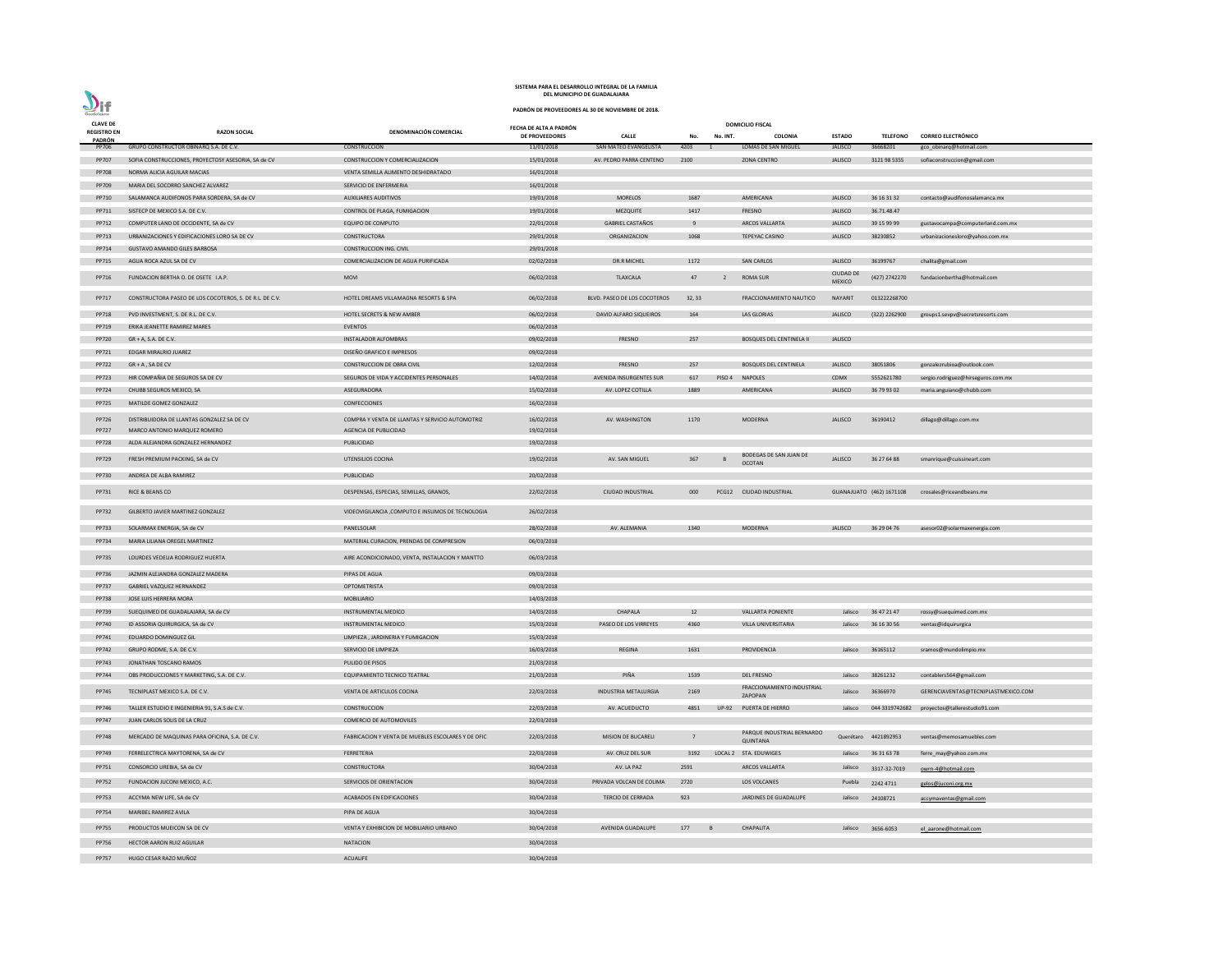**SISTEMA PARA EL DESARROLLO INTEGRAL DE LA FAMILIA**
**DEL MUNICIPIO DE GUADALAJARA**

**PADRÓN DE PROVEEDORES AL 30 DE NOVIEMBRE DE 2018.**

| CLAVE DE REGISTRO EN PADRÓN | RAZON SOCIAL | DENOMINACIÓN COMERCIAL | FECHA DE ALTA A PADRÓN DE PROVEEDORES | DOMICILIO FISCAL CALLE | No. | No. INT. | COLONIA | ESTADO | TELEFONO | CORREO ELECTRÓNICO |
|---|---|---|---|---|---|---|---|---|---|---|
| PP706 | GRUPO CONSTRUCTOR OBINARQ S.A. DE C.V. | CONSTRUCCION | 11/01/2018 | SAN MATEO EVANGELISTA | 4203 | 1 | LOMAS DE SAN MIGUEL | JALISCO | 36668201 | gco_obinarq@hotmail.com |
| PP707 | SOFIA CONSTRUCCIONES, PROYECTOSY ASESORIA, SA de CV | CONSTRUCCION Y COMERCIALIZACION | 15/01/2018 | AV. PEDRO PARRA CENTENO | 2100 | | ZONA CENTRO | JALISCO | 3121 98 5355 | sofiaconstruccion@gmail.com |
| PP708 | NORMA ALICIA AGUILAR MACIAS | VENTA SEMILLA ALIMENTO DESHIDRATADO | 16/01/2018 | | | | | | | |
| PP709 | MARIA DEL SOCORRO SANCHEZ ALVAREZ | SERVICIO DE ENFERMERIA | 16/01/2018 | | | | | | | |
| PP710 | SALAMANCA AUDIFONOS PARA SORDERA, SA de CV | AUXILIARES AUDITIVOS | 19/01/2018 | MORELOS | 1687 | | AMERICANA | JALISCO | 36 16 31 32 | contacto@audifonosalamanca.mx |
| PP711 | SISTECP DE MEXICO S.A. DE C.V. | CONTROL DE PLAGA, FUMIGACION | 19/01/2018 | MEZQUITE | 1417 | | FRESNO | JALISCO | 36.71.48.47 | |
| PP712 | COMPUTER LAND DE OCCIDENTE, SA de CV | EQUIPO DE COMPUTO | 22/01/2018 | GABRIEL CASTAÑOS | 9 | | ARCOS VALLARTA | JALISCO | 39 15 99 99 | gustavocampa@computerland.com.mx |
| PP713 | URBANIZACIONES Y EDIFICACIONES LORO SA DE CV | CONSTRUCTORA | 29/01/2018 | ORGANIZACION | 1068 | | TEPEYAC CASINO | JALISCO | 38230852 | urbanizacionesloro@yahoo.com.mx |
| PP714 | GUSTAVO AMANDO GILES BARBOSA | CONSTRUCCION ING. CIVIL | 29/01/2018 | | | | | | | |
| PP715 | AGUA ROCA AZUL SA DE CV | COMERCIALIZACION DE AGUA PURIFICADA | 02/02/2018 | DR.R MICHEL | 1172 | | SAN CARLOS | JALISCO | 36199767 | chalita@gmail.com |
| PP716 | FUNDACION BERTHA O. DE OSETE I.A.P. | MOVI | 06/02/2018 | TLAXCALA | 47 | 2 | ROMA SUR | CIUDAD DE MEXICO | (427) 2742270 | fundacionbertha@hotmail.com |
| PP717 | CONSTRUCTORA PASEO DE LOS COCOTEROS, S. DE R.L. DE C.V. | HOTEL DREAMS VILLAMAGNA RESORTS & SPA | 06/02/2018 | BLVD. PASEO DE LOS COCOTEROS | 32, 33 | | FRACCIONAMIENTO NAUTICO | NAYARIT | 013222268700 | |
| PP718 | PVD INVESTMENT, S. DE R.L. DE C.V. | HOTEL SECRETS & NEW AMBER | 06/02/2018 | DAVID ALFARO SIQUEIROS | 164 | | LAS GLORIAS | JALISCO | (322) 2262900 | groups1.sevpv@secretsresorts.com |
| PP719 | ERIKA JEANETTE RAMIREZ MARES | EVENTOS | 06/02/2018 | | | | | | | |
| PP720 | GR + A, S.A. DE C.V. | INSTALADOR ALFOMBRAS | 09/02/2018 | FRESNO | 257 | | BOSQUES DEL CENTINELA II | JALISCO | | |
| PP721 | EDGAR MIRALRIO JUAREZ | DISEÑO GRAFICO E IMPRESOS | 09/02/2018 | | | | | | | |
| PP722 | GR + A , SA DE CV | CONSTRUCCION DE OBRA CIVIL | 12/02/2018 | FRESNO | 257 | | BOSQUES DEL CENTINELA | JALISCO | 38051806 | gonzalezrubioa@outlook.com |
| PP723 | HIR COMPAÑIA DE SEGUROS SA DE CV | SEGUROS DE VIDA Y ACCIDENTES PERSONALES | 14/02/2018 | AVENIDA INSURGENTES SUR | 617 | PISO 4 | NAPOLES | CDMX | 5552621780 | sergio.rodriguez@hirseguros.com.mx |
| PP724 | CHUBB SEGUROS MEXICO, SA | ASEGURADORA | 15/02/2018 | AV. LOPEZ COTILLA | 1889 | | AMERICANA | JALISCO | 36 79 93 02 | maria.anguiano@chubb.com |
| PP725 | MATILDE GOMEZ GONZALEZ | CONFECCIONES | 16/02/2018 | | | | | | | |
| PP726 | DISTRIBUIDORA DE LLANTAS GONZALEZ SA DE CV | COMPRA Y VENTA DE LLANTAS Y SERVICIO AUTOMOTRIZ | 16/02/2018 | AV. WASHINGTON | 1170 | | MODERNA | JALISCO | 36190412 | dillago@dillago.com.mx |
| PP727 | MARCO ANTONIO MARQUEZ ROMERO | AGENCIA DE PUBLICIDAD | 19/02/2018 | | | | | | | |
| PP728 | ALDA ALEJANDRA GONZALEZ HERNANDEZ | PUBLICIDAD | 19/02/2018 | | | | | | | |
| PP729 | FRESH PREMIUM PACKING, SA de CV | UTENSILIOS COCINA | 19/02/2018 | AV. SAN MIGUEL | 367 | B | BODEGAS DE SAN JUAN DE OCOTAN | JALISCO | 36 27 64 88 | smanrique@cuissineart.com |
| PP730 | ANDREA DE ALBA RAMIREZ | PUBLICIDAD | 20/02/2018 | | | | | | | |
| PP731 | RICE & BEANS CO | DESPENSAS, ESPECIAS, SEMILLAS, GRANOS, | 22/02/2018 | CIUDAD INDUSTRIAL | 000 | PCG12 | CIUDAD INDUSTRIAL | GUANAJUATO | (462) 1671108 | crosales@riceandbeans.mx |
| PP732 | GILBERTO JAVIER MARTINEZ GONZALEZ | VIDEOVIGILANCIA ,COMPUTO E INSUMOS DE TECNOLOGIA | 26/02/2018 | | | | | | | |
| PP733 | SOLARMAX ENERGIA, SA de CV | PANELSOLAR | 28/02/2018 | AV. ALEMANIA | 1340 | | MODERNA | JALISCO | 36 29 04 76 | asesor02@solarmaxenergia.com |
| PP734 | MARIA LILIANA OREGEL MARTINEZ | MATERIAL CURACION, PRENDAS DE COMPRESION | 06/03/2018 | | | | | | | |
| PP735 | LOURDES VEDELIA RODRIGUEZ HUERTA | AIRE ACONDICIONADO, VENTA, INSTALACION Y MANTTO | 06/03/2018 | | | | | | | |
| PP736 | JAZMIN ALEJANDRA GONZALEZ MADERA | PIPAS DE AGUA | 09/03/2018 | | | | | | | |
| PP737 | GABRIEL VAZQUEZ HERNANDEZ | OPTOMETRISTA | 09/03/2018 | | | | | | | |
| PP738 | JOSE LUIS HERRERA MORA | MOBILIARIO | 14/03/2018 | | | | | | | |
| PP739 | SUEQUIMED DE GUADALAJARA, SA de CV | INSTRUMENTAL MEDICO | 14/03/2018 | CHAPALA | 12 | | VALLARTA PONIENTE | Jalisco | 36 47 21 47 | rossy@suequimed.com.mx |
| PP740 | ID ASSORIA QUIRURGICA, SA de CV | INSTRUMENTAL MEDICO | 15/03/2018 | PASEO DE LOS VIRREYES | 4360 | | VILLA UNIVERSITARIA | Jalisco | 36 16 30 56 | ventas@idquirurgica |
| PP741 | EDUARDO DOMINGUEZ GIL | LIMPIEZA , JARDINERIA Y FUMIGACION | 15/03/2018 | | | | | | | |
| PP742 | GRUPO RODME, S.A. DE C.V. | SERVICIO DE LIMPIEZA | 16/03/2018 | REGINA | 1631 | | PROVIDENCIA | Jalisco | 36165112 | sramos@mundolimpio.mx |
| PP743 | JONATHAN TOSCANO RAMOS | PULIDO DE PISOS | 21/03/2018 | | | | | | | |
| PP744 | OBS PRODUCCIONES Y MARKETING, S.A. DE C.V. | EQUIPAMIENTO TECNICO TEATRAL | 21/03/2018 | PIÑA | 1539 | | DEL FRESNO | Jalisco | 38261232 | contablers564@gmail.com |
| PP745 | TECNIPLAST MEXICO S.A. DE C.V. | VENTA DE ARTICULOS COCINA | 22/03/2018 | INDUSTRIA METALURGIA | 2169 | | FRACCIONAMIENTO INDUSTRIAL ZAPOPAN | Jalisco | 36366970 | GERENCIAVENTAS@TECNIPLASTMEXICO.COM |
| PP746 | TALLER ESTUDIO E INGENIERIA 91, S.A.S de C.V. | CONSTRUCCION | 22/03/2018 | AV. ACUEDUCTO | 4851 | UP-92 | PUERTA DE HIERRO | Jalisco | 044 3319742682 | proyectos@tallerestudio91.com |
| PP747 | JUAN CARLOS SOLIS DE LA CRUZ | COMERCIO DE AUTOMOVILES | 22/03/2018 | | | | | | | |
| PP748 | MERCADO DE MAQUINAS PARA OFICINA, S.A. DE C.V. | FABRICACION Y VENTA DE MUEBLES ESCOLARES Y DE OFIC | 22/03/2018 | MISION DE BUCARELI | 7 | | PARQUE INDUSTRIAL BERNARDO QUINTANA | Querétaro | 4421892953 | ventas@memosamuebles.com |
| PP749 | FERRELECTRICA MAYTORENA, SA de CV | FERRETERIA | 22/03/2018 | AV. CRUZ DEL SUR | 3192 | LOCAL 2 | STA. EDUWIGES | Jalisco | 36 31 63 78 | ferre_may@yahoo.com.mx |
| PP751 | CONSORCIO UREBIA, SA de CV | CONSTRUCTORA | 30/04/2018 | AV. LA PAZ | 2591 | | ARCOS VALLARTA | Jalisco | 3317-32-7019 | owrn-4@hotmail.com |
| PP752 | FUNDACION JUCONI MEXICO, A.C. | SERVICIOS DE ORIENTACION | 30/04/2018 | PRIVADA VOLCAN DE COLIMA | 2720 | | LOS VOLCANES | Puebla | 2242 4711 | gelos@juconi.org.mx |
| PP753 | ACCYMA NEW LIFE, SA de CV | ACABADOS EN EDIFICACIONES | 30/04/2018 | TERCIO DE CERRADA | 923 | | JARDINES DE GUADALUPE | Jalisco | 24108721 | accymaventas@gmail.com |
| PP754 | MARIBEL RAMIREZ AVILA | PIPA DE AGUA | 30/04/2018 | | | | | | | |
| PP755 | PRODUCTOS MUEICON SA DE CV | VENTA Y EXHIBICION DE MOBILIARIO URBANO | 30/04/2018 | AVENIDA GUADALUPE | 177 | B | CHAPALITA | Jalisco | 3656-6053 | el_aarone@hotmail.com |
| PP756 | HECTOR AARON RUIZ AGUILAR | NATACION | 30/04/2018 | | | | | | | |
| PP757 | HUGO CESAR RAZO MUÑOZ | ACUALIFE | 30/04/2018 | | | | | | | |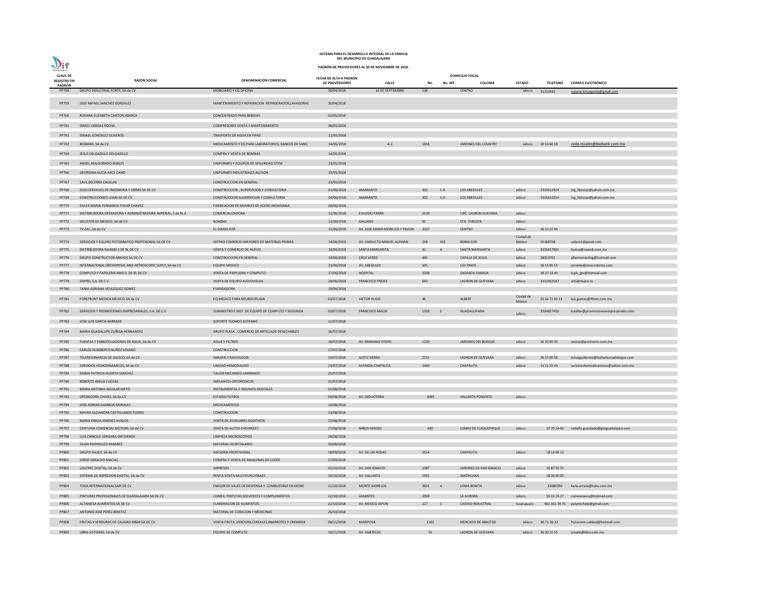**SISTEMA PARA EL DESARROLLO INTEGRAL DE LA FAMILIA DEL MUNICIPIO DE GUADALAJARA**

**PADRÓN DE PROVEEDORES AL 30 DE NOVIEMBRE DE 2018.**

| CLAVE DE REGISTRO EN PADRÓN | RAZON SOCIAL | DENOMINACIÓN COMERCIAL | FECHA DE ALTA A PADRÓN DE PROVEEDORES | DOMICILIO FISCAL CALLE | No. | No. INT. | COLONIA | ESTADO | TELEFONO | CORREO ELECTRÓNICO |
|---|---|---|---|---|---|---|---|---|---|---|
| PP758 | GRUPO INDUSTRIAL FORTE, SA de CV | MOBILIARIO Y EQ OFICINA | 30/04/2018 | 16 DE SEPTIEMBRE | 138 | | CENTRO | Jalisco | 31331842 | reparacionurgente@gmail.com |
| PP759 | JOSE RAFAEL SANCHEZ GONZALEZ | MANTENIMIENTO Y REPARACION REFRIGERADOR,LAVADORAS | 30/04/2018 | | | | | | | |
| PP760 | ROXANA ELIZABETH CANTON ABARCA | CONCENTRADO PARA BEBIDAS | 02/05/2018 | | | | | | | |
| PP761 | ISRAEL VARGAS ROCHA | COMPRESORES VENTA Y MANTENIMIENTO | 08/05/2018 | | | | | | | |
| PP762 | ISMAEL GONZALEZ OLIVEROS | TRASPORTE DE AGUA EN PIPAS | 11/05/2018 | | | | | | | |
| PP763 | BIOBANK, SA de CV | MEDICAMENTO Y EQ PARA LABORATORIOS, BANCOS DE SANG | 14/05/2018 | A-2 | 1818 | | JARDINES DEL COUNTRY | Jalisco | 20 16 66 18 | zoila.rosales@biobank.com.mx |
| PP764 | JESUS DELGADILLO DELGADILLO | COMPRA Y VENTA DE BOMBAS | 14/05/2018 | | | | | | | |
| PP765 | ANGEL MALDONADO ROBLES | UNIFORMES Y EQUIPOS DE SEGURIDAD STYM | 23/05/2018 | | | | | | | |
| PP766 | GEORGINA ALICIA ARCE CANO | UNIFORMES INDUSTRIALES ALLISON | 23/05/2018 | | | | | | | |
| PP767 | SAUL BECERRA CASILLAS | CONSTRUCCION EN GENERAL | 23/05/2018 | | | | | | | |
| PP768 | SOJO SERVICIOS DE INGENIERIA Y OBRAS SA DE CV | CONSTRUCCION , SUPERVICION Y CONSULTORIA | 01/06/2018 | AMARANTO | 302 | 1-A | LOS ABEDULES | Jalisco | 3315612914 | ing_fdosojo@yahoo.com.mx |
| PP769 | CONSTRUCCIONES LOARI SA DE CV | CONSTRUCCION SUOERVICION Y CONSULTORIA | 04/06/2018 | AMARANTO | 302 | 1-A | LOS ABEDULES | Jalisco | 3315612914 | ing_fdosojo@yahoo.com.mx |
| PP770 | DULCE MARIA FERNANDA TOVAR CHAVEZ | FABRICACION DE MUEBLES DE ACERO INOXIDABLE | 08/06/2018 | | | | | | | |
| PP771 | DISTRIBUIDORA OPERADORA Y ADMINISTRADORA IMPERIAL, S de RL d | COMERCIALIZADORA | 11/06/2018 | EULOGIO PARRA | 2539 | | CIRC. LADRON GUEVARA | Jalisco | | |
| PP772 | GILOSTER DE MEXICO, SA de CV | BOMBAS | 11/06/2018 | GHILARDI | 92 | | STA. TERESITA | Jalisco | | |
| PP773 | TV ZAC, SA de CV | EL DIARIO NTR | 12/06/2018 | AV. JOSE MARIA MORELOS Y PAVON | 2027 | | CENTRO | Jalisco | 36 15 27 46 | |
| PP774 | SERVICIOS Y EQUIPO FOTOGRAFICO PROFESIONAL SA DE CV | SEFPRO COMERCIO MAYOREO DE MATERIAS PRIMAS | 14/06/2018 | AV. VIADUCTO MIGUEL ALEMAN | 259 | 103 | ROMA SUR | Ciudad de México | 55168708 | sefpro1@gmail.com |
| PP775 | DISTRIBUIDORA NAANDI S DE RL DE CV | VENTA Y COMERCIO DE HUEVO | 18/06/2018 | SANTA MARGARITA | 41 | A | SANTA MARGARITA | Jalisco | 3331657835 | huevo@naandi.com.mx |
| PP776 | GRUPO CONSTRUCTOR ARKHOS SA DE CV | CONSTRUCCION EN GENERAL | 19/06/2018 | CRUZ VERDE | 495 | | CAPILLA DE JESUS | Jalisco | 38253701 | albertomarting@hotmail.com |
| PP777 | INTERNACIONAL ORTHOPEDIC AND ARTROSCOPIC SUPLY, SA de CV | EQUIPO MEDICO | 21/06/2018 | AV. ABEDULES | 505 | | LOS PINOS | Jalisco | 36 15 85 53 | jornelas@imoccidente.com |
| PP778 | COMPUTO Y PAPELERIA MAD S. DE RL DE CV | VENTA DE PAPELERIA Y COMPUTO | 27/06/2018 | HOSPITAL | 1038 | | SAGRADA FAMILIA | Jalisco | 38.27.12.41 | lupis_gtv@hotmail.com |
| PP779 | DVPRO, S.A. DE C.V. | VENTA DE EQUIPO AUDIOVISUAL | 28/06/2018 | FRANCISCO FREJES | 643 | | LADRON DE GUEVARA | Jalisco | 3315932547 | info@dvpro.tv |
| PP780 | TANIA ADRIANA VELAZQUEZ GOMEZ | FUMIGADORA | 29/06/2018 | | | | | | | |
| PP781 | FOREFRONT MEDICA MEXICO, SA de CV | EQ MEDICO PARA NEUROCIRUGIA | 03/07/2018 | VICTOR HUGO | 46 | | ALBERT | Ciudad de México | 55 56 72 69 13 | luis.gomez@ffmm.com.mx |
| PP782 | SERVICIOS Y PROMOCIONES EMPRESARIALES, S.A. DE C.V. | SUMINISTRO E INST. DE EQUIPO DE COMPUTO Y SEGURIDA | 03/07/2018 | FRANCISCO MACIR | 1328 | 5 | GUADALUPANA | Jalisco | 3324657430 | lcasillas@promocionesempresariales.com |
| PP783 | JOSE LUIS GARCIA BARRAZA | SOPORTE TECNICO SISTEMAS | 11/07/2018 | | | | | | | |
| PP784 | MARIA GUADALUPE ZUÑIGA HERNANDEZ | GRUPO PLASA , COMERCIO DE ARTICULOS DESECHABLES | 16/07/2018 | | | | | | | |
| PP785 | PLANTAS Y EMBOTELLADORAS DE AGUA, SA de CV | AGUA Y FILTROS | 16/07/2018 | AV. MARIANO OTERO | 1230 | | JARDINES DEL BOSQUE | Jalisco | 36 32 05 33 | ventas@puritronic.com.mx |
| PP786 | CARLOS HUMBERTO NUÑEZ SOLANO | CONSTRUCCION | 17/07/2018 | | | | | | | |
| PP787 | TELERESONANCIA DE JALISCO, SA de CV | IMAGEN Y RADIOLOGIA | 19/07/2018 | JUSTO SIERRA | 2231 | | LADRON DE GUEVARA | Jalisco | 36 15 80 58 | licluisguillermo@bañuelosradiologos.com |
| PP788 | SERVICIOS HEMODINAMICOS, SA de CV | UNIDAD HEMODIALISIS | 23/07/2018 | AVENIDA CHAPALITA | 1069 | | CHAPALITA | Jalisco | 31 21 25 43 | servicioshemodinamicos@yahoo.com.mx |
| PP789 | EMMA PATRICIA HUERTA SANCHEZ | TALLER MECANICO LAMINADO | 25/07/2018 | | | | | | | |
| PP790 | ROBERTO ARELIS CUEVAS | IMPLANTES ORTOPEDICOS | 31/07/2018 | | | | | | | |
| PP791 | MARIA ANTONIA AGUILAR NIETO | INSTRUMENTAL E INSUMOS DENTALES | 01/08/2018 | | | | | | | |
| PP793 | OPERADORA CHIVAS, SA de CV | ESTADIO FUTBOL | 09/08/2018 | AV. INGLATERRA | 3089 | | VALLARTA PONIENTE | Jalisco | | |
| PP794 | JOSE ADRIAN GAMBOA MORALES | MEDICAMENTOS | 10/08/2018 | | | | | | | |
| PP795 | MAYRA ALEJANDRA CASTELLANOS FLORES | CONSTRUCCION | 13/08/2018 | | | | | | | |
| PP796 | MARIA EMILIA JIMENEZ AVALOS | VENTA DE AUXILIARES AUDITIVOS | 22/08/2018 | | | | | | | |
| PP797 | CENTURIA COMERCIAL MOTORS, SA de CV | VENTA DE AUTOS CHEVROLET | 27/08/2018 | NIÑOS HEROES | 480 | | LOMAS DE TLAQUEPAQUE | Jalisco | 37 70 24 00 | rodolfo.guardado@gmguadalajara.com |
| PP798 | LUIS ENRIQUE VERGARA ONTIVEROS | LIMPIEZA MICROSCOPIOS | 28/08/2018 | | | | | | | |
| PP799 | SILVIA RODRIGUEZ RAMIREZ | MATERIAL HOSPITALARIO | 30/08/2018 | | | | | | | |
| PP800 | GRUPO SALIEV, SA de CV | ASESORIA PROFESIONAL | 18/09/2018 | AV. DE LAS ROSAS | 2554 | | CHAPALITA | Jalisco | 18 14 09 12 | |
| PP801 | JORGE SARACHO MACIAS | COMPRA Y VENTA DE MAQUINAS DE COSER | 27/09/2018 | | | | | | | |
| PP802 | LOUTREC DIGITAL, SA de CV | IMPRESOS | 05/10/2018 | AV. SAN IGNACIO | 1087 | | JARDINES DE SAN IGNACIO | Jalisco | 35 87 55 75 | |
| PP803 | SISTEMA DE IMPRESION DIGITAL, SA de CV | RENTA VENTA MULTIFUNCIONAES | 10/10/2018 | AV. VALLARTA | 1941 | | AMERICANA | Jalisco | 38 26 00 00 | |
| PP804 | TOKA INTERNACIONAL SAPI DE CV | EMISOR DE VALES DE DESPENSA Y COMBUSTIBLE EN MONE | 11/10/2018 | MONTE MORELOS | 3831 | A | LOMA BONITA | Jalisco | 32080390 | karla.arriola@toka.com.mx |
| PP805 | PINTURAS PROFESIONALES DE GUADALAJARA SA DE CV | COMEX, PINTUTAS,SOLVENTES Y COMPLEMENTOS | 22/10/2018 | GIGANTES | 3909 | | LA AURORA | Jalisco | 36.13.74.27 | comexnancy@hotmail.com |
| PP806 | ALTAMESA ALIMENTOS SA DE CV | ELABORACION DE ALIMENTOS | 22/10/2018 | AV. MEXICO JAPON | 227 | 1 | CIUDAD INDUSTRIAL | Guanajuato | 461.161.39.75 | patymichelp@gmail.com |
| PP807 | ANTONIO JOSE PEREZ BENITEZ | MATERIAL DE CURACION Y MEDICINAS | 26/10/2018 | | | | | | | |
| PP808 | FRUTAS Y VERDURAS DE CALIDAD M&M SA DE CV | VENTA FRUTA ,VERDURA,CEREALES,ABARROTES Y CREMERIA | 08/11/2018 | MARIPOSA | 1165 | | MERCADO DE ABASTOS | Jalisco | 36.71.30.12 | frutasmm.calidad@hotmail.com |
| PP809 | LIBRA SISTEMAS, SA de CV | EQUIPO DE COMPUTO | 16/11/2018 | AV. AMERICAS | 55 | | LADRON DE GUEVARA | Jalisco | 36 30 15 55 | jrosale@libra.com.mx |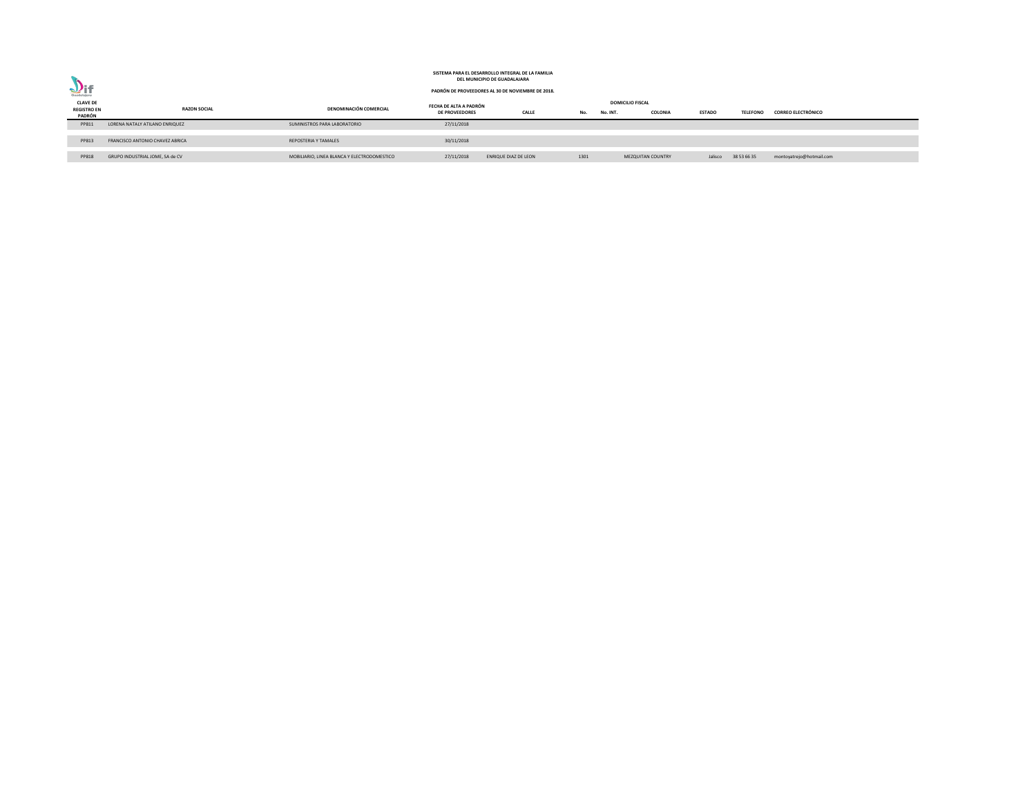SISTEMA PARA EL DESARROLLO INTEGRAL DE LA FAMILIA
DEL MUNICIPIO DE GUADALAJARA

PADRÓN DE PROVEEDORES AL 30 DE NOVIEMBRE DE 2018.

| CLAVE DE REGISTRO EN PADRÓN | RAZON SOCIAL | DENOMINACIÓN COMERCIAL | FECHA DE ALTA A PADRÓN DE PROVEEDORES | DOMICILIO FISCAL | | | | | | |
|---|---|---|---|---|---|---|---|---|---|---|
| | | | | CALLE | No. | No. INT. | COLONIA | ESTADO | TELEFONO | CORREO ELECTRÓNICO |
| PP811 | LORENA NATALY ATILANO ENRIQUEZ | SUMINISTROS PARA LABORATORIO | 27/11/2018 | | | | | | | |
| PP813 | FRANCISCO ANTONIO CHAVEZ ABRICA | REPOSTERIA Y TAMALES | 30/11/2018 | | | | | | | |
| PP818 | GRUPO INDUSTRIAL JOME, SA de CV | MOBILIARIO, LINEA BLANCA Y ELECTRODOMESTICO | 27/11/2018 | ENRIQUE DIAZ DE LEON | 1301 | | MEZQUITAN COUNTRY | Jalisco | 38 53 66 35 | montoyatrejo@hotmail.com |